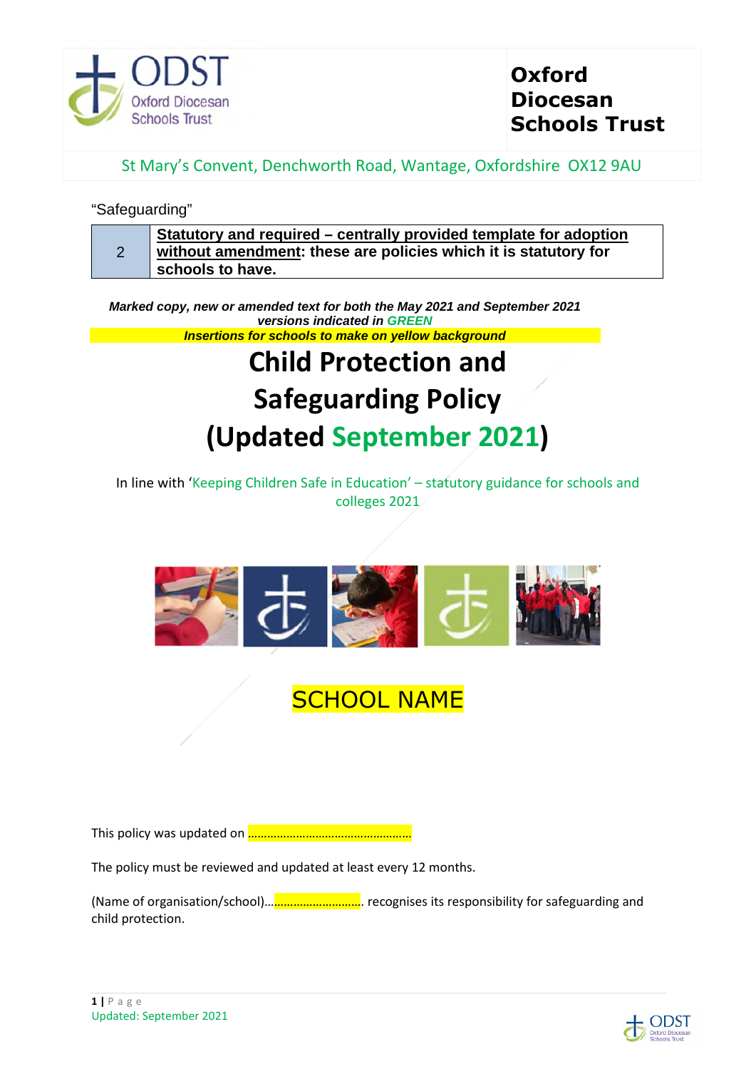Oxford Diocesan Schools Trust

St Mary's Convent, Denchworth Road, Wantage, Oxfordshire OX12 9AU

"Safeguarding"

| 2 | **Statutory and required – centrally provided template for adoption without amendment: these are policies which it is statutory for schools to have.** |
|---|---|

***Marked copy, new or amended text for both the May 2021 and September 2021 versions indicated in GREEN***

***Insertions for schools to make on yellow background***

# Child Protection and Safeguarding Policy (Updated September 2021)

In line with 'Keeping Children Safe in Education' – statutory guidance for schools and colleges 2021

SCHOOL NAME

This policy was updated on ……………………………………………

The policy must be reviewed and updated at least every 12 months.

(Name of organisation/school)………………………………. recognises its responsibility for safeguarding and child protection.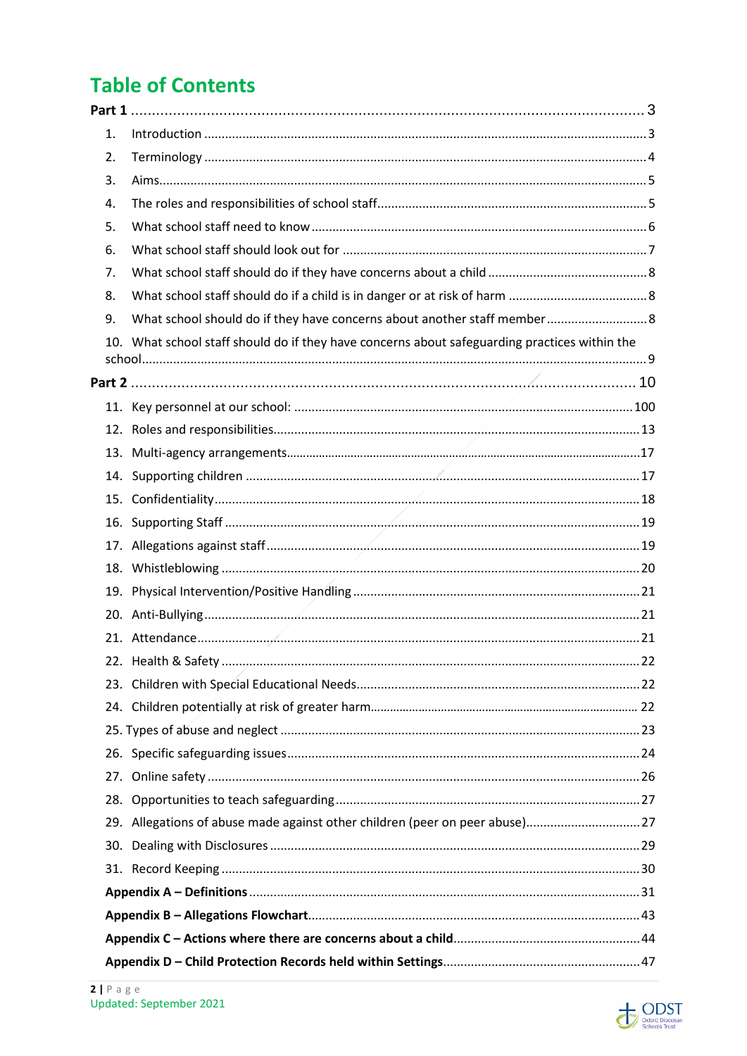# Table of Contents

**Part 1** .... 3

1. Introduction .... 3
2. Terminology .... 4
3. Aims.... 5
4. The roles and responsibilities of school staff.... 5
5. What school staff need to know .... 6
6. What school staff should look out for .... 7
7. What school staff should do if they have concerns about a child .... 8
8. What school staff should do if a child is in danger or at risk of harm .... 8
9. What school should do if they have concerns about another staff member .... 8
10. What school staff should do if they have concerns about safeguarding practices within the school.... 9

**Part 2** .... 10

11. Key personnel at our school: .... 100
12. Roles and responsibilities.... 13
13. Multi-agency arrangements.... 17
14. Supporting children .... 17
15. Confidentiality.... 18
16. Supporting Staff .... 19
17. Allegations against staff.... 19
18. Whistleblowing .... 20
19. Physical Intervention/Positive Handling .... 21
20. Anti-Bullying.... 21
21. Attendance.... 21
22. Health & Safety .... 22
23. Children with Special Educational Needs.... 22
24. Children potentially at risk of greater harm.... 22
25. Types of abuse and neglect .... 23
26. Specific safeguarding issues.... 24
27. Online safety .... 26
28. Opportunities to teach safeguarding.... 27
29. Allegations of abuse made against other children (peer on peer abuse).... 27
30. Dealing with Disclosures .... 29
31. Record Keeping .... 30

**Appendix A – Definitions** .... 31

**Appendix B – Allegations Flowchart**.... 43

**Appendix C – Actions where there are concerns about a child**.... 44

**Appendix D – Child Protection Records held within Settings**.... 47

Updated: September 2021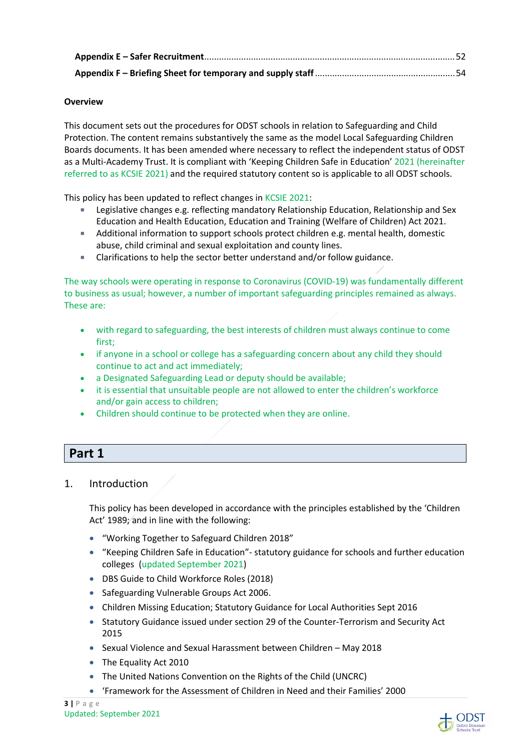**Appendix E – Safer Recruitment** .......................................................................................... 52

**Appendix F – Briefing Sheet for temporary and supply staff** ............................................... 54

**Overview**

This document sets out the procedures for ODST schools in relation to Safeguarding and Child Protection. The content remains substantively the same as the model Local Safeguarding Children Boards documents. It has been amended where necessary to reflect the independent status of ODST as a Multi-Academy Trust. It is compliant with 'Keeping Children Safe in Education' 2021 (hereinafter referred to as KCSIE 2021) and the required statutory content so is applicable to all ODST schools.

This policy has been updated to reflect changes in KCSIE 2021:

- Legislative changes e.g. reflecting mandatory Relationship Education, Relationship and Sex Education and Health Education, Education and Training (Welfare of Children) Act 2021.
- Additional information to support schools protect children e.g. mental health, domestic abuse, child criminal and sexual exploitation and county lines.
- Clarifications to help the sector better understand and/or follow guidance.

The way schools were operating in response to Coronavirus (COVID-19) was fundamentally different to business as usual; however, a number of important safeguarding principles remained as always. These are:

- with regard to safeguarding, the best interests of children must always continue to come first;
- if anyone in a school or college has a safeguarding concern about any child they should continue to act and act immediately;
- a Designated Safeguarding Lead or deputy should be available;
- it is essential that unsuitable people are not allowed to enter the children's workforce and/or gain access to children;
- Children should continue to be protected when they are online.

# Part 1

## 1. Introduction

This policy has been developed in accordance with the principles established by the 'Children Act' 1989; and in line with the following:

- "Working Together to Safeguard Children 2018"
- "Keeping Children Safe in Education"- statutory guidance for schools and further education colleges (updated September 2021)
- DBS Guide to Child Workforce Roles (2018)
- Safeguarding Vulnerable Groups Act 2006.
- Children Missing Education; Statutory Guidance for Local Authorities Sept 2016
- Statutory Guidance issued under section 29 of the Counter-Terrorism and Security Act 2015
- Sexual Violence and Sexual Harassment between Children – May 2018
- The Equality Act 2010
- The United Nations Convention on the Rights of the Child (UNCRC)
- 'Framework for the Assessment of Children in Need and their Families' 2000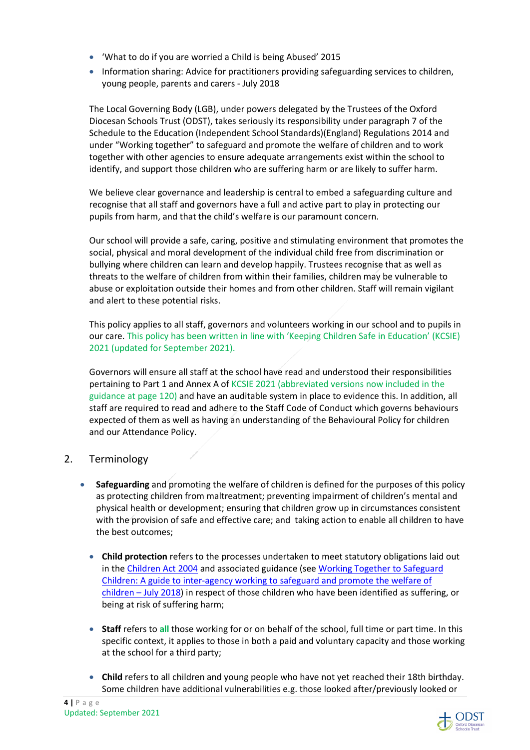- 'What to do if you are worried a Child is being Abused' 2015
- Information sharing: Advice for practitioners providing safeguarding services to children, young people, parents and carers - July 2018

The Local Governing Body (LGB), under powers delegated by the Trustees of the Oxford Diocesan Schools Trust (ODST), takes seriously its responsibility under paragraph 7 of the Schedule to the Education (Independent School Standards)(England) Regulations 2014 and under "Working together" to safeguard and promote the welfare of children and to work together with other agencies to ensure adequate arrangements exist within the school to identify, and support those children who are suffering harm or are likely to suffer harm.

We believe clear governance and leadership is central to embed a safeguarding culture and recognise that all staff and governors have a full and active part to play in protecting our pupils from harm, and that the child's welfare is our paramount concern.

Our school will provide a safe, caring, positive and stimulating environment that promotes the social, physical and moral development of the individual child free from discrimination or bullying where children can learn and develop happily. Trustees recognise that as well as threats to the welfare of children from within their families, children may be vulnerable to abuse or exploitation outside their homes and from other children. Staff will remain vigilant and alert to these potential risks.

This policy applies to all staff, governors and volunteers working in our school and to pupils in our care. This policy has been written in line with 'Keeping Children Safe in Education' (KCSIE) 2021 (updated for September 2021).

Governors will ensure all staff at the school have read and understood their responsibilities pertaining to Part 1 and Annex A of KCSIE 2021 (abbreviated versions now included in the guidance at page 120) and have an auditable system in place to evidence this. In addition, all staff are required to read and adhere to the Staff Code of Conduct which governs behaviours expected of them as well as having an understanding of the Behavioural Policy for children and our Attendance Policy.

## 2. Terminology

- **Safeguarding** and promoting the welfare of children is defined for the purposes of this policy as protecting children from maltreatment; preventing impairment of children's mental and physical health or development; ensuring that children grow up in circumstances consistent with the provision of safe and effective care; and taking action to enable all children to have the best outcomes;

- **Child protection** refers to the processes undertaken to meet statutory obligations laid out in the Children Act 2004 and associated guidance (see Working Together to Safeguard Children: A guide to inter-agency working to safeguard and promote the welfare of children – July 2018) in respect of those children who have been identified as suffering, or being at risk of suffering harm;

- **Staff** refers to **all** those working for or on behalf of the school, full time or part time. In this specific context, it applies to those in both a paid and voluntary capacity and those working at the school for a third party;

- **Child** refers to all children and young people who have not yet reached their 18th birthday. Some children have additional vulnerabilities e.g. those looked after/previously looked or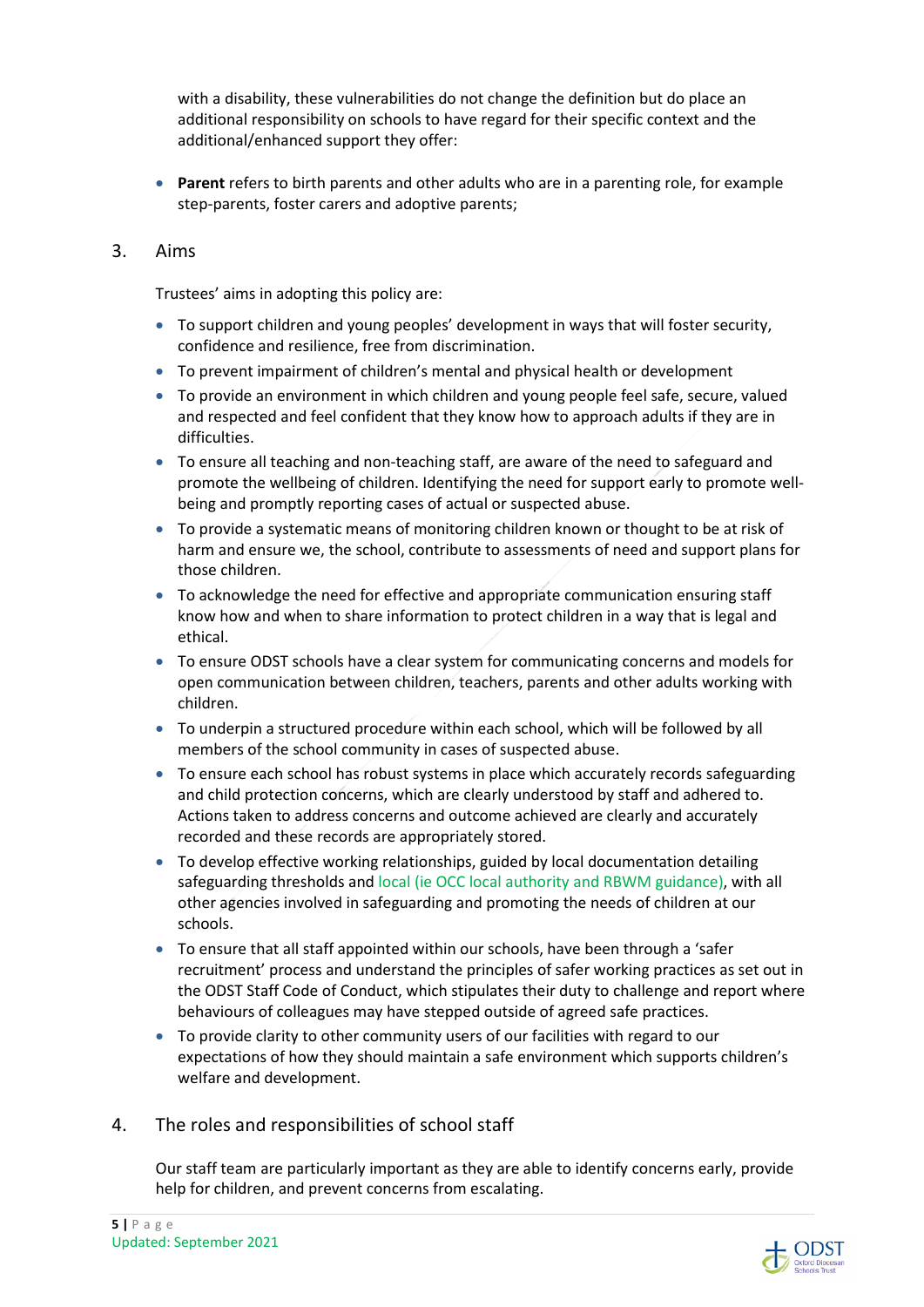with a disability, these vulnerabilities do not change the definition but do place an additional responsibility on schools to have regard for their specific context and the additional/enhanced support they offer:

- **Parent** refers to birth parents and other adults who are in a parenting role, for example step-parents, foster carers and adoptive parents;

## 3. Aims

Trustees' aims in adopting this policy are:

- To support children and young peoples' development in ways that will foster security, confidence and resilience, free from discrimination.
- To prevent impairment of children's mental and physical health or development
- To provide an environment in which children and young people feel safe, secure, valued and respected and feel confident that they know how to approach adults if they are in difficulties.
- To ensure all teaching and non-teaching staff, are aware of the need to safeguard and promote the wellbeing of children. Identifying the need for support early to promote well-being and promptly reporting cases of actual or suspected abuse.
- To provide a systematic means of monitoring children known or thought to be at risk of harm and ensure we, the school, contribute to assessments of need and support plans for those children.
- To acknowledge the need for effective and appropriate communication ensuring staff know how and when to share information to protect children in a way that is legal and ethical.
- To ensure ODST schools have a clear system for communicating concerns and models for open communication between children, teachers, parents and other adults working with children.
- To underpin a structured procedure within each school, which will be followed by all members of the school community in cases of suspected abuse.
- To ensure each school has robust systems in place which accurately records safeguarding and child protection concerns, which are clearly understood by staff and adhered to. Actions taken to address concerns and outcome achieved are clearly and accurately recorded and these records are appropriately stored.
- To develop effective working relationships, guided by local documentation detailing safeguarding thresholds and local (ie OCC local authority and RBWM guidance), with all other agencies involved in safeguarding and promoting the needs of children at our schools.
- To ensure that all staff appointed within our schools, have been through a 'safer recruitment' process and understand the principles of safer working practices as set out in the ODST Staff Code of Conduct, which stipulates their duty to challenge and report where behaviours of colleagues may have stepped outside of agreed safe practices.
- To provide clarity to other community users of our facilities with regard to our expectations of how they should maintain a safe environment which supports children's welfare and development.

## 4. The roles and responsibilities of school staff

Our staff team are particularly important as they are able to identify concerns early, provide help for children, and prevent concerns from escalating.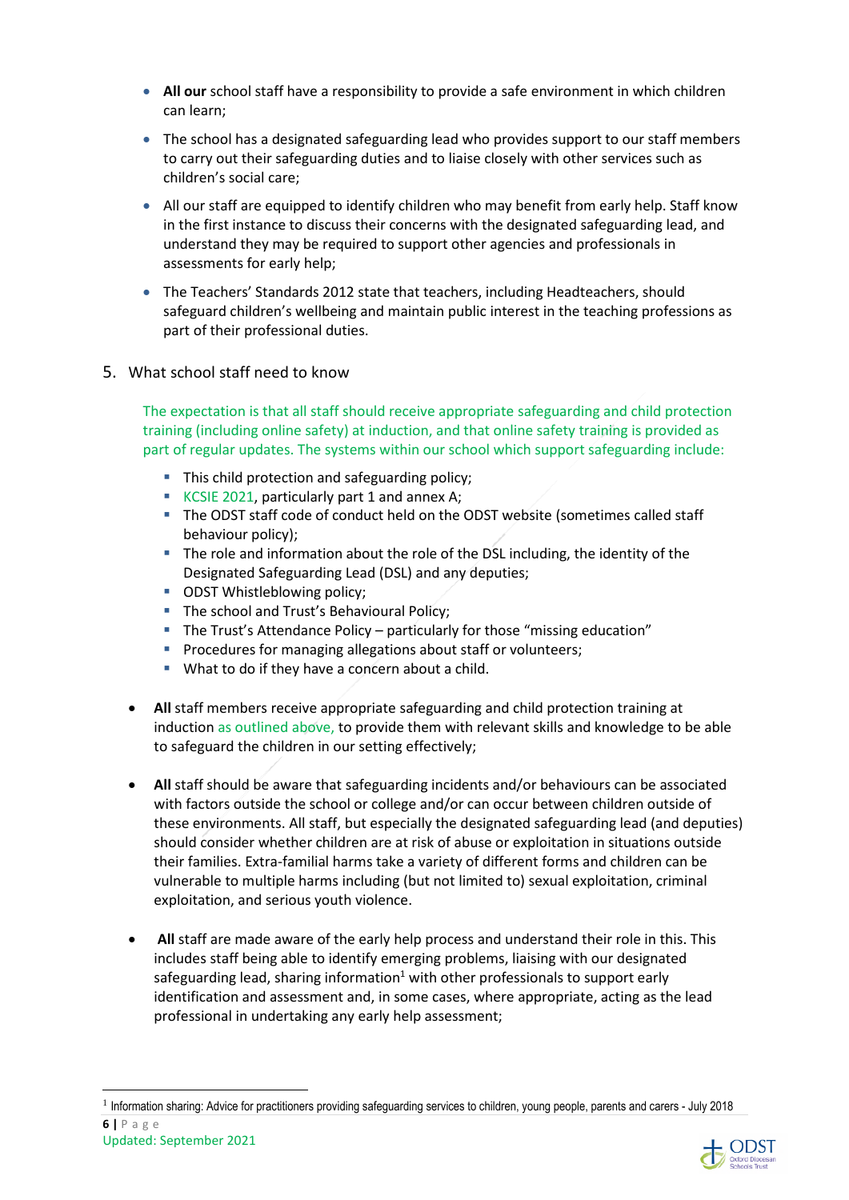- **All our** school staff have a responsibility to provide a safe environment in which children can learn;
- The school has a designated safeguarding lead who provides support to our staff members to carry out their safeguarding duties and to liaise closely with other services such as children's social care;
- All our staff are equipped to identify children who may benefit from early help. Staff know in the first instance to discuss their concerns with the designated safeguarding lead, and understand they may be required to support other agencies and professionals in assessments for early help;
- The Teachers' Standards 2012 state that teachers, including Headteachers, should safeguard children's wellbeing and maintain public interest in the teaching professions as part of their professional duties.

## 5. What school staff need to know

The expectation is that all staff should receive appropriate safeguarding and child protection training (including online safety) at induction, and that online safety training is provided as part of regular updates. The systems within our school which support safeguarding include:

- This child protection and safeguarding policy;
- KCSIE 2021, particularly part 1 and annex A;
- The ODST staff code of conduct held on the ODST website (sometimes called staff behaviour policy);
- The role and information about the role of the DSL including, the identity of the Designated Safeguarding Lead (DSL) and any deputies;
- ODST Whistleblowing policy;
- The school and Trust's Behavioural Policy;
- The Trust's Attendance Policy – particularly for those "missing education"
- Procedures for managing allegations about staff or volunteers;
- What to do if they have a concern about a child.

- **All** staff members receive appropriate safeguarding and child protection training at induction as outlined above, to provide them with relevant skills and knowledge to be able to safeguard the children in our setting effectively;
- **All** staff should be aware that safeguarding incidents and/or behaviours can be associated with factors outside the school or college and/or can occur between children outside of these environments. All staff, but especially the designated safeguarding lead (and deputies) should consider whether children are at risk of abuse or exploitation in situations outside their families. Extra-familial harms take a variety of different forms and children can be vulnerable to multiple harms including (but not limited to) sexual exploitation, criminal exploitation, and serious youth violence.
- **All** staff are made aware of the early help process and understand their role in this. This includes staff being able to identify emerging problems, liaising with our designated safeguarding lead, sharing information[1] with other professionals to support early identification and assessment and, in some cases, where appropriate, acting as the lead professional in undertaking any early help assessment;

---

[1] Information sharing: Advice for practitioners providing safeguarding services to children, young people, parents and carers - July 2018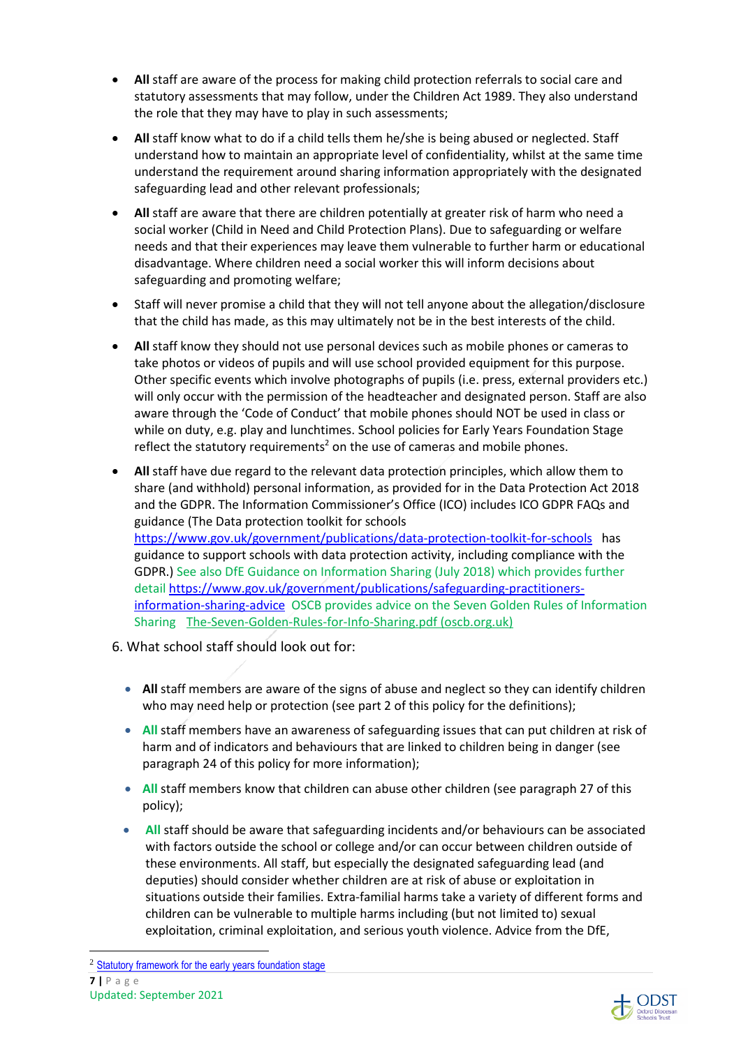- **All** staff are aware of the process for making child protection referrals to social care and statutory assessments that may follow, under the Children Act 1989. They also understand the role that they may have to play in such assessments;

- **All** staff know what to do if a child tells them he/she is being abused or neglected. Staff understand how to maintain an appropriate level of confidentiality, whilst at the same time understand the requirement around sharing information appropriately with the designated safeguarding lead and other relevant professionals;

- **All** staff are aware that there are children potentially at greater risk of harm who need a social worker (Child in Need and Child Protection Plans). Due to safeguarding or welfare needs and that their experiences may leave them vulnerable to further harm or educational disadvantage. Where children need a social worker this will inform decisions about safeguarding and promoting welfare;

- Staff will never promise a child that they will not tell anyone about the allegation/disclosure that the child has made, as this may ultimately not be in the best interests of the child.

- **All** staff know they should not use personal devices such as mobile phones or cameras to take photos or videos of pupils and will use school provided equipment for this purpose. Other specific events which involve photographs of pupils (i.e. press, external providers etc.) will only occur with the permission of the headteacher and designated person. Staff are also aware through the 'Code of Conduct' that mobile phones should NOT be used in class or while on duty, e.g. play and lunchtimes. School policies for Early Years Foundation Stage reflect the statutory requirements[2] on the use of cameras and mobile phones.

- **All** staff have due regard to the relevant data protection principles, which allow them to share (and withhold) personal information, as provided for in the Data Protection Act 2018 and the GDPR. The Information Commissioner's Office (ICO) includes ICO GDPR FAQs and guidance (The Data protection toolkit for schools https://www.gov.uk/government/publications/data-protection-toolkit-for-schools has guidance to support schools with data protection activity, including compliance with the GDPR.) See also DfE Guidance on Information Sharing (July 2018) which provides further detail https://www.gov.uk/government/publications/safeguarding-practitioners-information-sharing-advice OSCB provides advice on the Seven Golden Rules of Information Sharing The-Seven-Golden-Rules-for-Info-Sharing.pdf (oscb.org.uk)

6. What school staff should look out for:

- **All** staff members are aware of the signs of abuse and neglect so they can identify children who may need help or protection (see part 2 of this policy for the definitions);

- **All** staff members have an awareness of safeguarding issues that can put children at risk of harm and of indicators and behaviours that are linked to children being in danger (see paragraph 24 of this policy for more information);

- **All** staff members know that children can abuse other children (see paragraph 27 of this policy);

- **All** staff should be aware that safeguarding incidents and/or behaviours can be associated with factors outside the school or college and/or can occur between children outside of these environments. All staff, but especially the designated safeguarding lead (and deputies) should consider whether children are at risk of abuse or exploitation in situations outside their families. Extra-familial harms take a variety of different forms and children can be vulnerable to multiple harms including (but not limited to) sexual exploitation, criminal exploitation, and serious youth violence. Advice from the DfE,

[2] Statutory framework for the early years foundation stage

Updated: September 2021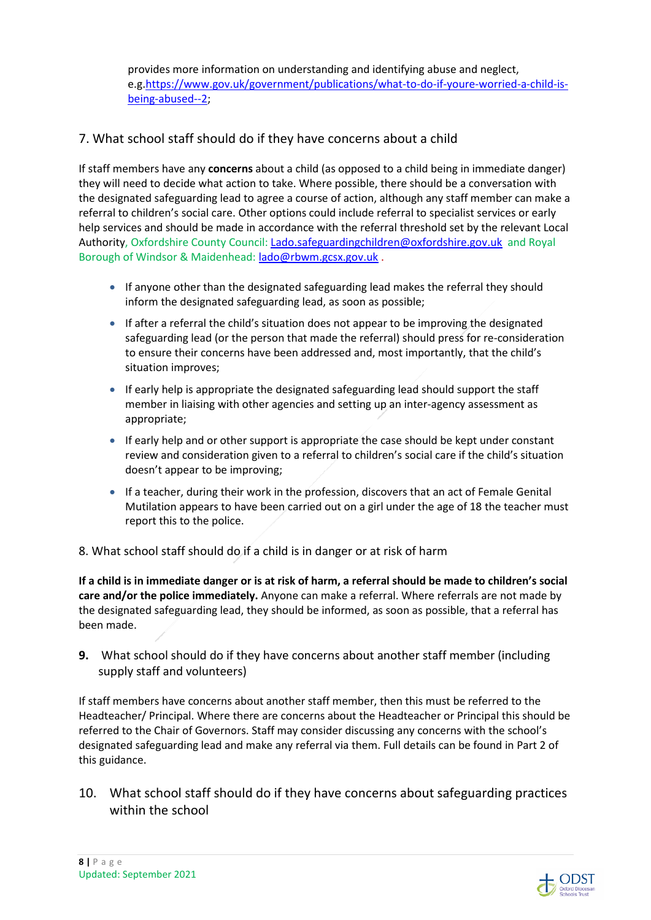provides more information on understanding and identifying abuse and neglect, e.g.https://www.gov.uk/government/publications/what-to-do-if-youre-worried-a-child-is-being-abused--2;

## 7. What school staff should do if they have concerns about a child

If staff members have any **concerns** about a child (as opposed to a child being in immediate danger) they will need to decide what action to take. Where possible, there should be a conversation with the designated safeguarding lead to agree a course of action, although any staff member can make a referral to children's social care. Other options could include referral to specialist services or early help services and should be made in accordance with the referral threshold set by the relevant Local Authority, Oxfordshire County Council: Lado.safeguardingchildren@oxfordshire.gov.uk and Royal Borough of Windsor & Maidenhead: lado@rbwm.gcsx.gov.uk .

- If anyone other than the designated safeguarding lead makes the referral they should inform the designated safeguarding lead, as soon as possible;
- If after a referral the child's situation does not appear to be improving the designated safeguarding lead (or the person that made the referral) should press for re-consideration to ensure their concerns have been addressed and, most importantly, that the child's situation improves;
- If early help is appropriate the designated safeguarding lead should support the staff member in liaising with other agencies and setting up an inter-agency assessment as appropriate;
- If early help and or other support is appropriate the case should be kept under constant review and consideration given to a referral to children's social care if the child's situation doesn't appear to be improving;
- If a teacher, during their work in the profession, discovers that an act of Female Genital Mutilation appears to have been carried out on a girl under the age of 18 the teacher must report this to the police.

## 8. What school staff should do if a child is in danger or at risk of harm

**If a child is in immediate danger or is at risk of harm, a referral should be made to children's social care and/or the police immediately.** Anyone can make a referral. Where referrals are not made by the designated safeguarding lead, they should be informed, as soon as possible, that a referral has been made.

## 9. What school should do if they have concerns about another staff member (including supply staff and volunteers)

If staff members have concerns about another staff member, then this must be referred to the Headteacher/ Principal. Where there are concerns about the Headteacher or Principal this should be referred to the Chair of Governors. Staff may consider discussing any concerns with the school's designated safeguarding lead and make any referral via them. Full details can be found in Part 2 of this guidance.

## 10. What school staff should do if they have concerns about safeguarding practices within the school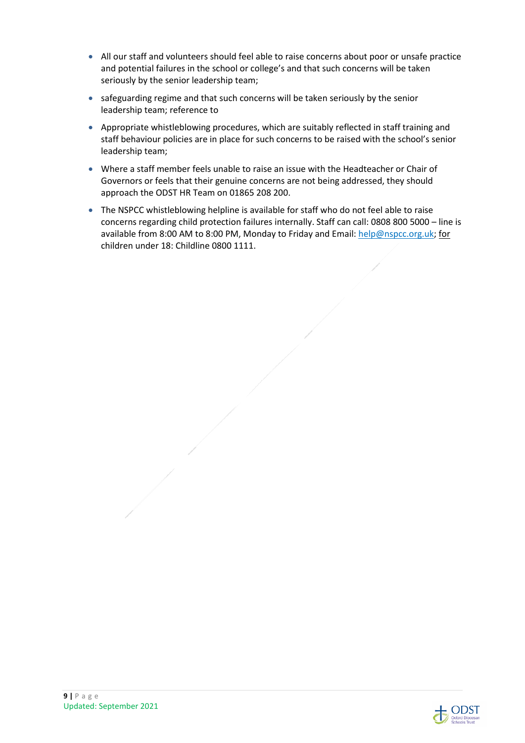- All our staff and volunteers should feel able to raise concerns about poor or unsafe practice and potential failures in the school or college's and that such concerns will be taken seriously by the senior leadership team;
- safeguarding regime and that such concerns will be taken seriously by the senior leadership team; reference to
- Appropriate whistleblowing procedures, which are suitably reflected in staff training and staff behaviour policies are in place for such concerns to be raised with the school's senior leadership team;
- Where a staff member feels unable to raise an issue with the Headteacher or Chair of Governors or feels that their genuine concerns are not being addressed, they should approach the ODST HR Team on 01865 208 200.
- The NSPCC whistleblowing helpline is available for staff who do not feel able to raise concerns regarding child protection failures internally. Staff can call: 0808 800 5000 – line is available from 8:00 AM to 8:00 PM, Monday to Friday and Email: help@nspcc.org.uk; for children under 18: Childline 0800 1111.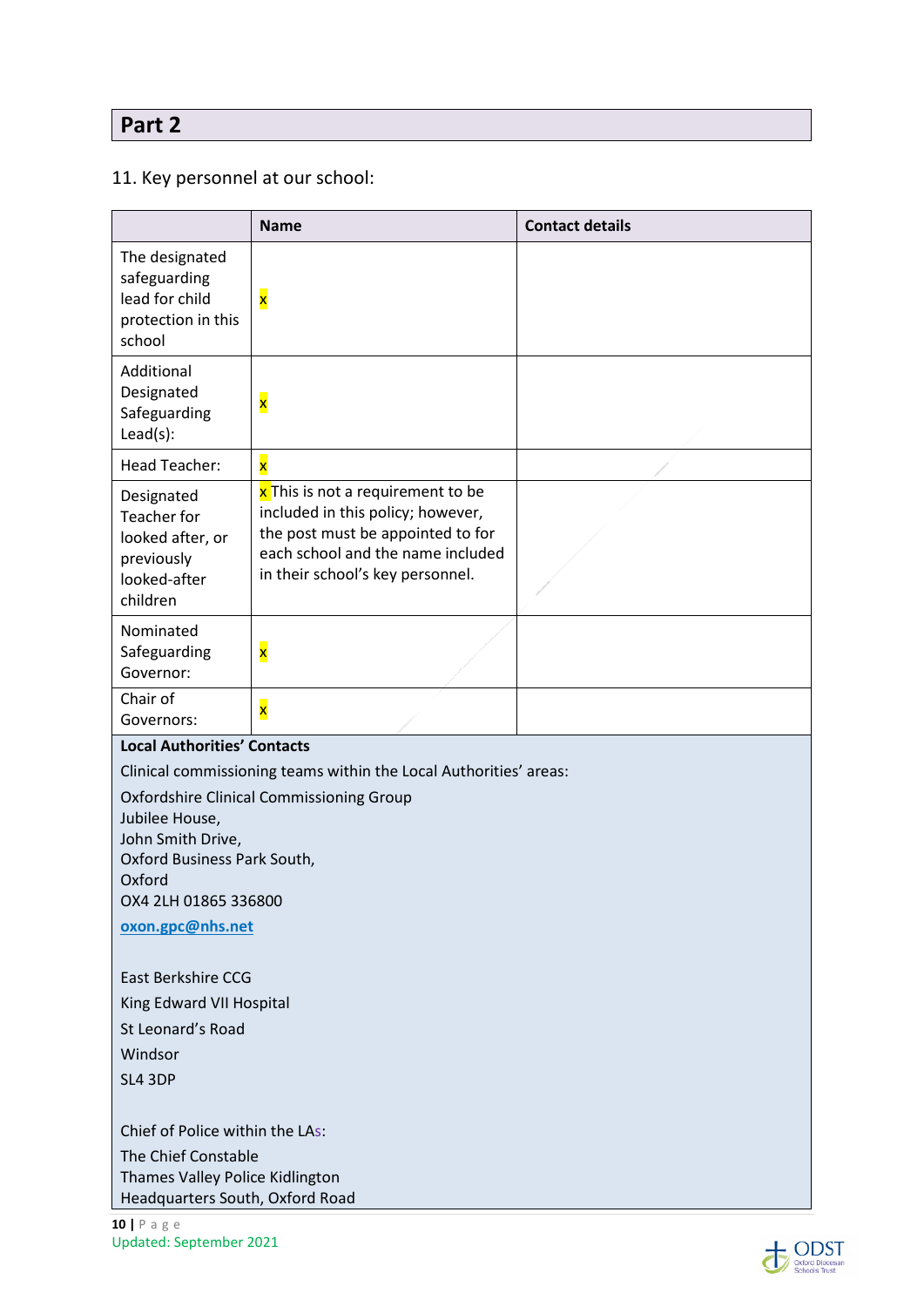## Part 2

11. Key personnel at our school:

| | Name | Contact details |
|---|---|---|
| The designated safeguarding lead for child protection in this school | x | |
| Additional Designated Safeguarding Lead(s): | x | |
| Head Teacher: | x | |
| Designated Teacher for looked after, or previously looked-after children | x This is not a requirement to be included in this policy; however, the post must be appointed to for each school and the name included in their school's key personnel. | |
| Nominated Safeguarding Governor: | x | |
| Chair of Governors: | x | |

**Local Authorities' Contacts**

Clinical commissioning teams within the Local Authorities' areas:

Oxfordshire Clinical Commissioning Group
Jubilee House,
John Smith Drive,
Oxford Business Park South,
Oxford
OX4 2LH 01865 336800

**oxon.gpc@nhs.net**

East Berkshire CCG
King Edward VII Hospital
St Leonard's Road
Windsor
SL4 3DP

Chief of Police within the LAs:

The Chief Constable
Thames Valley Police Kidlington
Headquarters South, Oxford Road

Updated: September 2021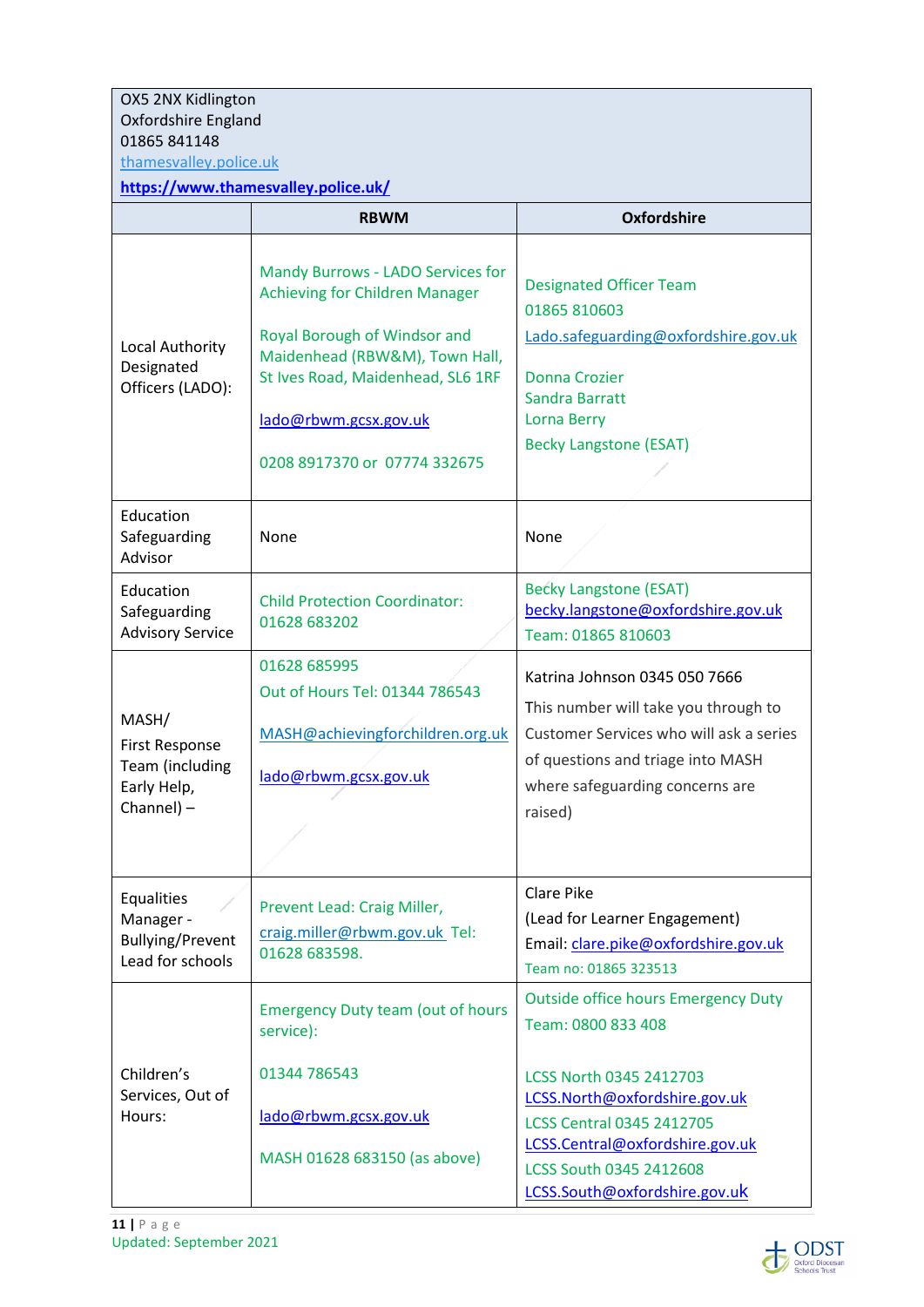| OX5 2NX Kidlington<br>Oxfordshire England<br>01865 841148<br>thamesvalley.police.uk<br>**https://www.thamesvalley.police.uk/** | | |
|---|---|---|
| | **RBWM** | **Oxfordshire** |
| Local Authority Designated Officers (LADO): | Mandy Burrows - LADO Services for Achieving for Children Manager<br><br>Royal Borough of Windsor and Maidenhead (RBW&M), Town Hall, St Ives Road, Maidenhead, SL6 1RF<br><br>lado@rbwm.gcsx.gov.uk<br><br>0208 8917370 or 07774 332675 | Designated Officer Team<br>01865 810603<br>Lado.safeguarding@oxfordshire.gov.uk<br><br>Donna Crozier<br>Sandra Barratt<br>Lorna Berry<br>Becky Langstone (ESAT) |
| Education Safeguarding Advisor | None | None |
| Education Safeguarding Advisory Service | Child Protection Coordinator: 01628 683202 | Becky Langstone (ESAT)<br>becky.langstone@oxfordshire.gov.uk<br>Team: 01865 810603 |
| MASH/<br>First Response Team (including Early Help, Channel) – | 01628 685995<br>Out of Hours Tel: 01344 786543<br><br>MASH@achievingforchildren.org.uk<br><br>lado@rbwm.gcsx.gov.uk | Katrina Johnson 0345 050 7666<br>This number will take you through to Customer Services who will ask a series of questions and triage into MASH where safeguarding concerns are raised) |
| Equalities Manager - Bullying/Prevent Lead for schools | Prevent Lead: Craig Miller, craig.miller@rbwm.gov.uk Tel: 01628 683598. | Clare Pike<br>(Lead for Learner Engagement)<br>Email: clare.pike@oxfordshire.gov.uk<br>Team no: 01865 323513 |
| Children's Services, Out of Hours: | Emergency Duty team (out of hours service):<br><br>01344 786543<br><br>lado@rbwm.gcsx.gov.uk<br><br>MASH 01628 683150 (as above) | Outside office hours Emergency Duty Team: 0800 833 408<br><br>LCSS North 0345 2412703<br>LCSS.North@oxfordshire.gov.uk<br>LCSS Central 0345 2412705<br>LCSS.Central@oxfordshire.gov.uk<br>LCSS South 0345 2412608<br>LCSS.South@oxfordshire.gov.uk |

Updated: September 2021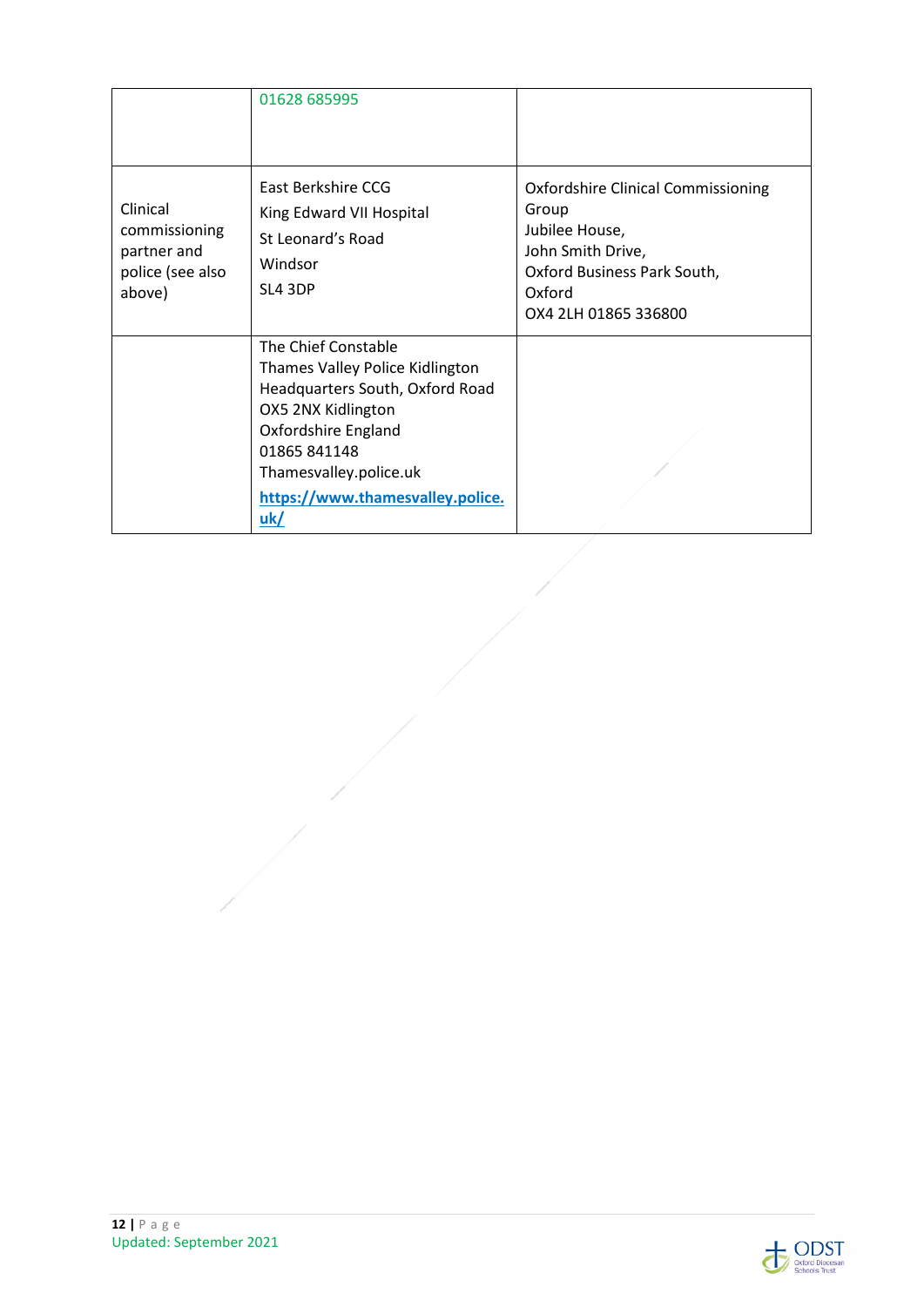| | | |
|---|---|---|
| | 01628 685995 | |
| Clinical commissioning partner and police (see also above) | East Berkshire CCG<br>King Edward VII Hospital<br>St Leonard's Road<br>Windsor<br>SL4 3DP | Oxfordshire Clinical Commissioning Group<br>Jubilee House,<br>John Smith Drive,<br>Oxford Business Park South,<br>Oxford<br>OX4 2LH 01865 336800 |
| | The Chief Constable<br>Thames Valley Police Kidlington<br>Headquarters South, Oxford Road<br>OX5 2NX Kidlington<br>Oxfordshire England<br>01865 841148<br>Thamesvalley.police.uk<br>[https://www.thamesvalley.police.uk/](https://www.thamesvalley.police.uk/) | |

Updated: September 2021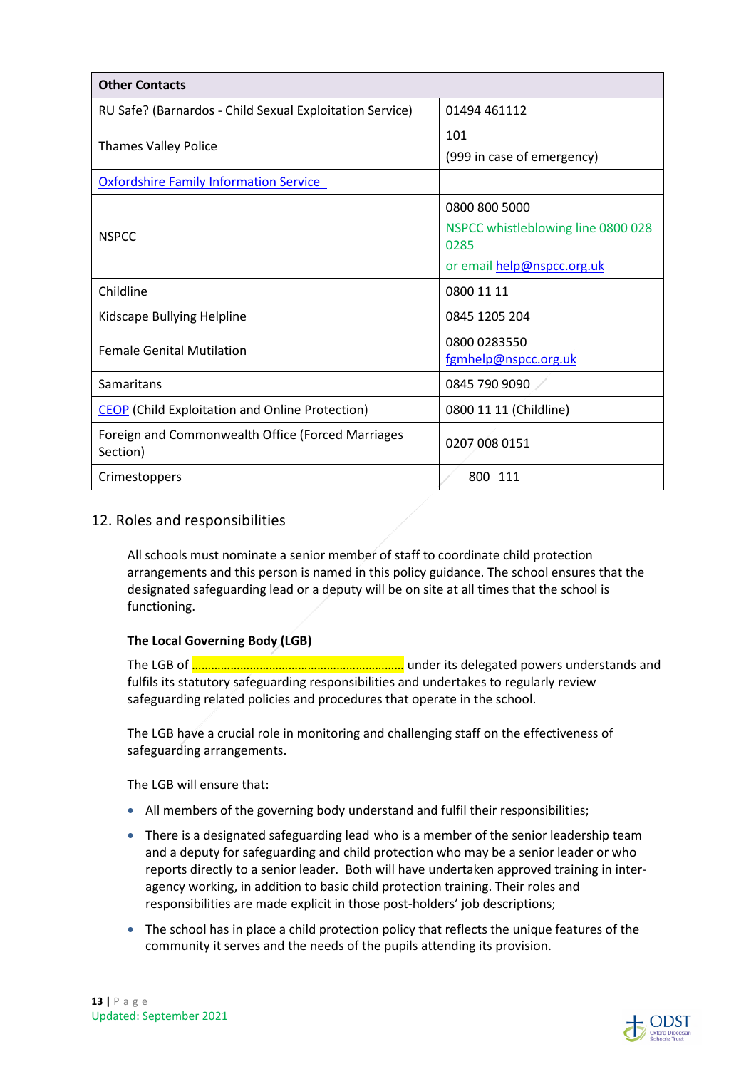| Other Contacts | |
|---|---|
| RU Safe? (Barnardos - Child Sexual Exploitation Service) | 01494 461112 |
| Thames Valley Police | 101<br>(999 in case of emergency) |
| [Oxfordshire Family Information Service](#) | |
| NSPCC | 0800 800 5000<br>NSPCC whistleblowing line 0800 028 0285<br>or email help@nspcc.org.uk |
| Childline | 0800 11 11 |
| Kidscape Bullying Helpline | 0845 1205 204 |
| Female Genital Mutilation | 0800 0283550<br>fgmhelp@nspcc.org.uk |
| Samaritans | 0845 790 9090 |
| [CEOP](#) (Child Exploitation and Online Protection) | 0800 11 11 (Childline) |
| Foreign and Commonwealth Office (Forced Marriages Section) | 0207 008 0151 |
| Crimestoppers | 800 111 |

## 12. Roles and responsibilities

All schools must nominate a senior member of staff to coordinate child protection arrangements and this person is named in this policy guidance. The school ensures that the designated safeguarding lead or a deputy will be on site at all times that the school is functioning.

**The Local Governing Body (LGB)**

The LGB of ………………………………………………………… under its delegated powers understands and fulfils its statutory safeguarding responsibilities and undertakes to regularly review safeguarding related policies and procedures that operate in the school.

The LGB have a crucial role in monitoring and challenging staff on the effectiveness of safeguarding arrangements.

The LGB will ensure that:

- All members of the governing body understand and fulfil their responsibilities;
- There is a designated safeguarding lead who is a member of the senior leadership team and a deputy for safeguarding and child protection who may be a senior leader or who reports directly to a senior leader. Both will have undertaken approved training in inter-agency working, in addition to basic child protection training. Their roles and responsibilities are made explicit in those post-holders' job descriptions;
- The school has in place a child protection policy that reflects the unique features of the community it serves and the needs of the pupils attending its provision.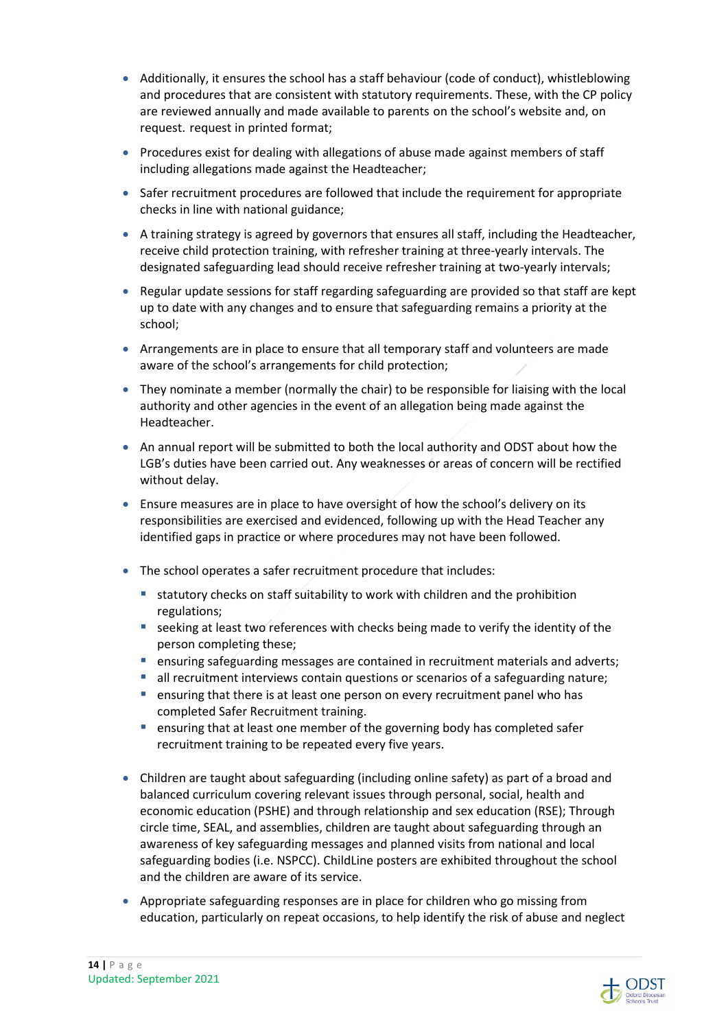- Additionally, it ensures the school has a staff behaviour (code of conduct), whistleblowing and procedures that are consistent with statutory requirements. These, with the CP policy are reviewed annually and made available to parents on the school's website and, on request. request in printed format;

- Procedures exist for dealing with allegations of abuse made against members of staff including allegations made against the Headteacher;

- Safer recruitment procedures are followed that include the requirement for appropriate checks in line with national guidance;

- A training strategy is agreed by governors that ensures all staff, including the Headteacher, receive child protection training, with refresher training at three-yearly intervals. The designated safeguarding lead should receive refresher training at two-yearly intervals;

- Regular update sessions for staff regarding safeguarding are provided so that staff are kept up to date with any changes and to ensure that safeguarding remains a priority at the school;

- Arrangements are in place to ensure that all temporary staff and volunteers are made aware of the school's arrangements for child protection;

- They nominate a member (normally the chair) to be responsible for liaising with the local authority and other agencies in the event of an allegation being made against the Headteacher.

- An annual report will be submitted to both the local authority and ODST about how the LGB's duties have been carried out. Any weaknesses or areas of concern will be rectified without delay.

- Ensure measures are in place to have oversight of how the school's delivery on its responsibilities are exercised and evidenced, following up with the Head Teacher any identified gaps in practice or where procedures may not have been followed.

- The school operates a safer recruitment procedure that includes:
  - statutory checks on staff suitability to work with children and the prohibition regulations;
  - seeking at least two references with checks being made to verify the identity of the person completing these;
  - ensuring safeguarding messages are contained in recruitment materials and adverts;
  - all recruitment interviews contain questions or scenarios of a safeguarding nature;
  - ensuring that there is at least one person on every recruitment panel who has completed Safer Recruitment training.
  - ensuring that at least one member of the governing body has completed safer recruitment training to be repeated every five years.

- Children are taught about safeguarding (including online safety) as part of a broad and balanced curriculum covering relevant issues through personal, social, health and economic education (PSHE) and through relationship and sex education (RSE); Through circle time, SEAL, and assemblies, children are taught about safeguarding through an awareness of key safeguarding messages and planned visits from national and local safeguarding bodies (i.e. NSPCC). ChildLine posters are exhibited throughout the school and the children are aware of its service.

- Appropriate safeguarding responses are in place for children who go missing from education, particularly on repeat occasions, to help identify the risk of abuse and neglect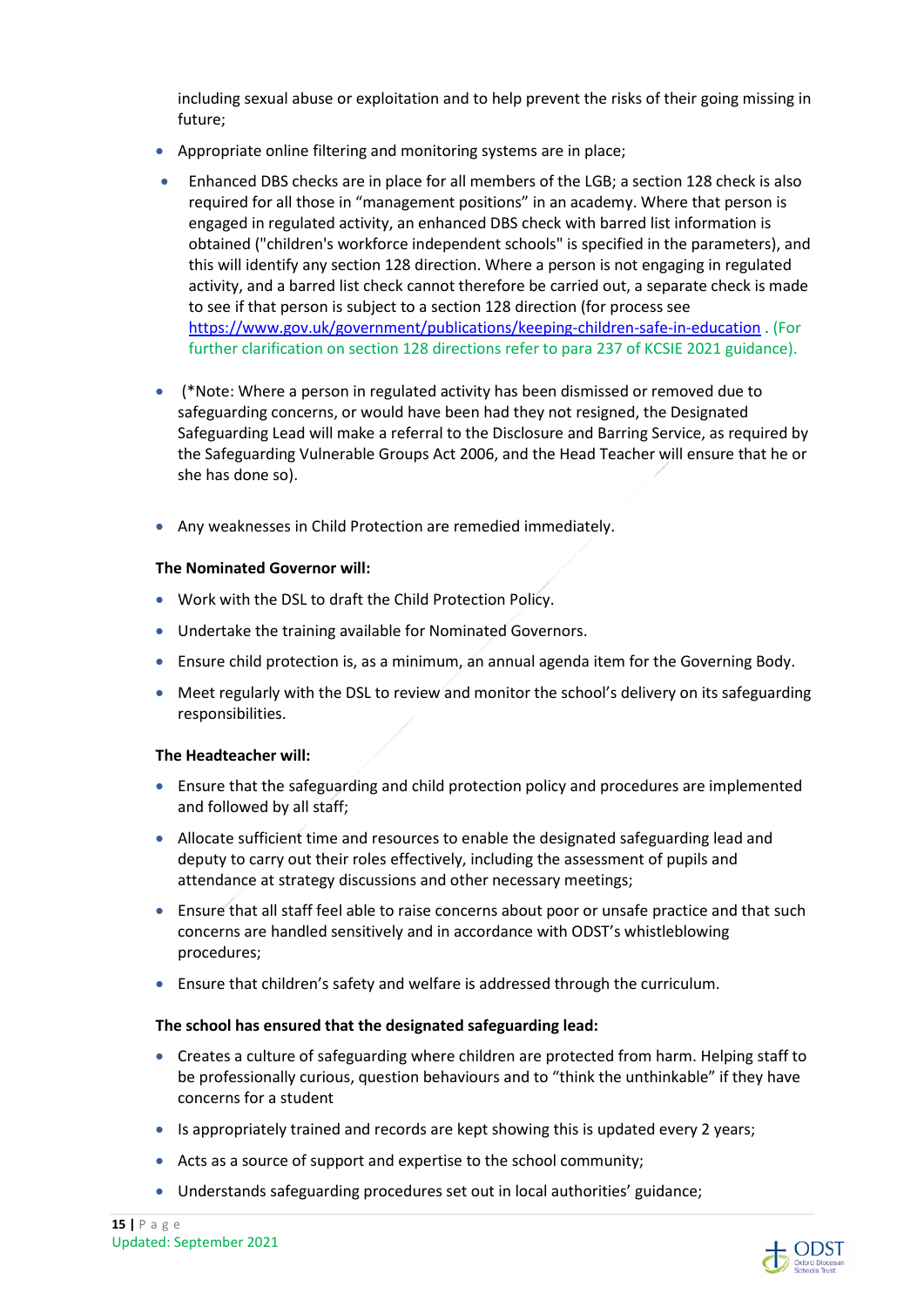including sexual abuse or exploitation and to help prevent the risks of their going missing in future;

- Appropriate online filtering and monitoring systems are in place;
- Enhanced DBS checks are in place for all members of the LGB; a section 128 check is also required for all those in "management positions" in an academy. Where that person is engaged in regulated activity, an enhanced DBS check with barred list information is obtained ("children's workforce independent schools" is specified in the parameters), and this will identify any section 128 direction. Where a person is not engaging in regulated activity, and a barred list check cannot therefore be carried out, a separate check is made to see if that person is subject to a section 128 direction (for process see [https://www.gov.uk/government/publications/keeping-children-safe-in-education](https://www.gov.uk/government/publications/keeping-children-safe-in-education) . (For further clarification on section 128 directions refer to para 237 of KCSIE 2021 guidance).
- (*Note: Where a person in regulated activity has been dismissed or removed due to safeguarding concerns, or would have been had they not resigned, the Designated Safeguarding Lead will make a referral to the Disclosure and Barring Service, as required by the Safeguarding Vulnerable Groups Act 2006, and the Head Teacher will ensure that he or she has done so).
- Any weaknesses in Child Protection are remedied immediately.

**The Nominated Governor will:**

- Work with the DSL to draft the Child Protection Policy.
- Undertake the training available for Nominated Governors.
- Ensure child protection is, as a minimum, an annual agenda item for the Governing Body.
- Meet regularly with the DSL to review and monitor the school's delivery on its safeguarding responsibilities.

**The Headteacher will:**

- Ensure that the safeguarding and child protection policy and procedures are implemented and followed by all staff;
- Allocate sufficient time and resources to enable the designated safeguarding lead and deputy to carry out their roles effectively, including the assessment of pupils and attendance at strategy discussions and other necessary meetings;
- Ensure that all staff feel able to raise concerns about poor or unsafe practice and that such concerns are handled sensitively and in accordance with ODST's whistleblowing procedures;
- Ensure that children's safety and welfare is addressed through the curriculum.

**The school has ensured that the designated safeguarding lead:**

- Creates a culture of safeguarding where children are protected from harm. Helping staff to be professionally curious, question behaviours and to "think the unthinkable" if they have concerns for a student
- Is appropriately trained and records are kept showing this is updated every 2 years;
- Acts as a source of support and expertise to the school community;
- Understands safeguarding procedures set out in local authorities' guidance;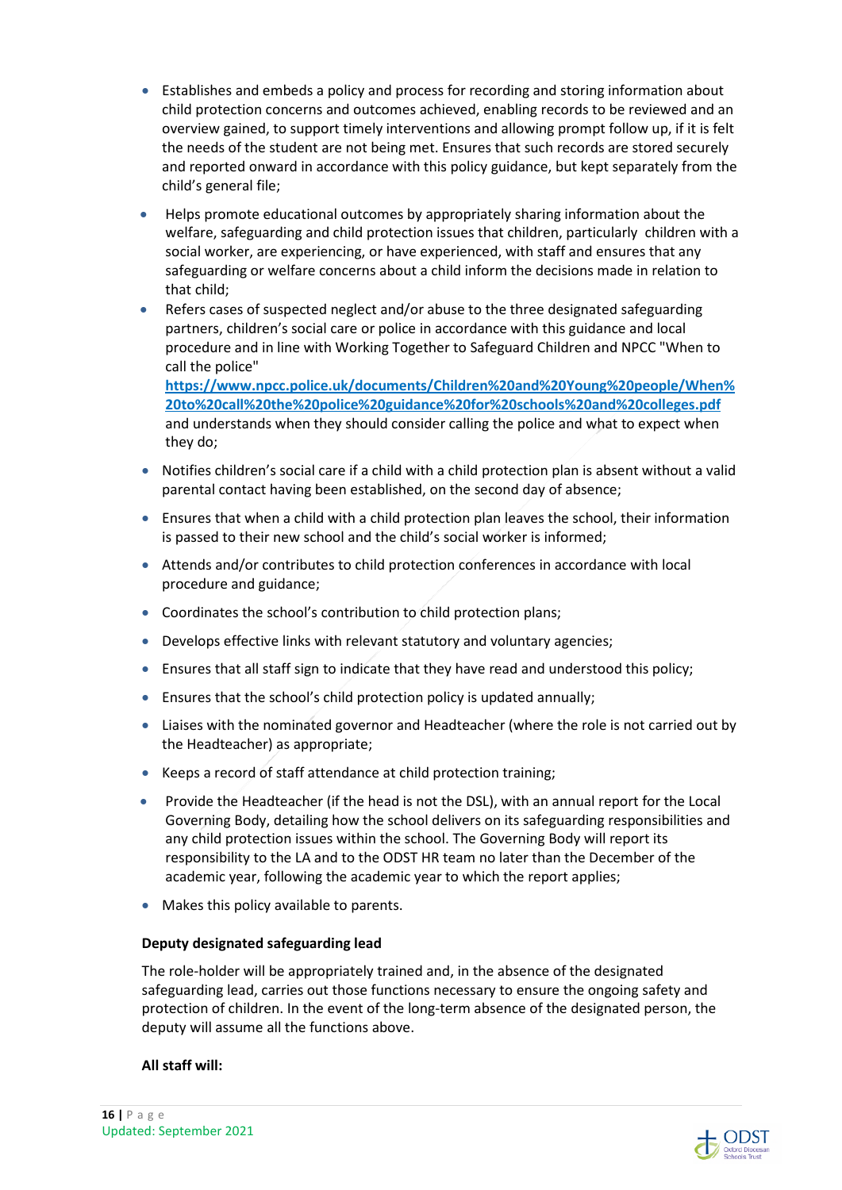- Establishes and embeds a policy and process for recording and storing information about child protection concerns and outcomes achieved, enabling records to be reviewed and an overview gained, to support timely interventions and allowing prompt follow up, if it is felt the needs of the student are not being met. Ensures that such records are stored securely and reported onward in accordance with this policy guidance, but kept separately from the child's general file;
- Helps promote educational outcomes by appropriately sharing information about the welfare, safeguarding and child protection issues that children, particularly children with a social worker, are experiencing, or have experienced, with staff and ensures that any safeguarding or welfare concerns about a child inform the decisions made in relation to that child;
- Refers cases of suspected neglect and/or abuse to the three designated safeguarding partners, children's social care or police in accordance with this guidance and local procedure and in line with Working Together to Safeguard Children and NPCC "When to call the police" [https://www.npcc.police.uk/documents/Children%20and%20Young%20people/When%20to%20call%20the%20police%20guidance%20for%20schools%20and%20colleges.pdf](https://www.npcc.police.uk/documents/Children%20and%20Young%20people/When%20to%20call%20the%20police%20guidance%20for%20schools%20and%20colleges.pdf) and understands when they should consider calling the police and what to expect when they do;
- Notifies children's social care if a child with a child protection plan is absent without a valid parental contact having been established, on the second day of absence;
- Ensures that when a child with a child protection plan leaves the school, their information is passed to their new school and the child's social worker is informed;
- Attends and/or contributes to child protection conferences in accordance with local procedure and guidance;
- Coordinates the school's contribution to child protection plans;
- Develops effective links with relevant statutory and voluntary agencies;
- Ensures that all staff sign to indicate that they have read and understood this policy;
- Ensures that the school's child protection policy is updated annually;
- Liaises with the nominated governor and Headteacher (where the role is not carried out by the Headteacher) as appropriate;
- Keeps a record of staff attendance at child protection training;
- Provide the Headteacher (if the head is not the DSL), with an annual report for the Local Governing Body, detailing how the school delivers on its safeguarding responsibilities and any child protection issues within the school. The Governing Body will report its responsibility to the LA and to the ODST HR team no later than the December of the academic year, following the academic year to which the report applies;
- Makes this policy available to parents.

**Deputy designated safeguarding lead**

The role-holder will be appropriately trained and, in the absence of the designated safeguarding lead, carries out those functions necessary to ensure the ongoing safety and protection of children. In the event of the long-term absence of the designated person, the deputy will assume all the functions above.

**All staff will:**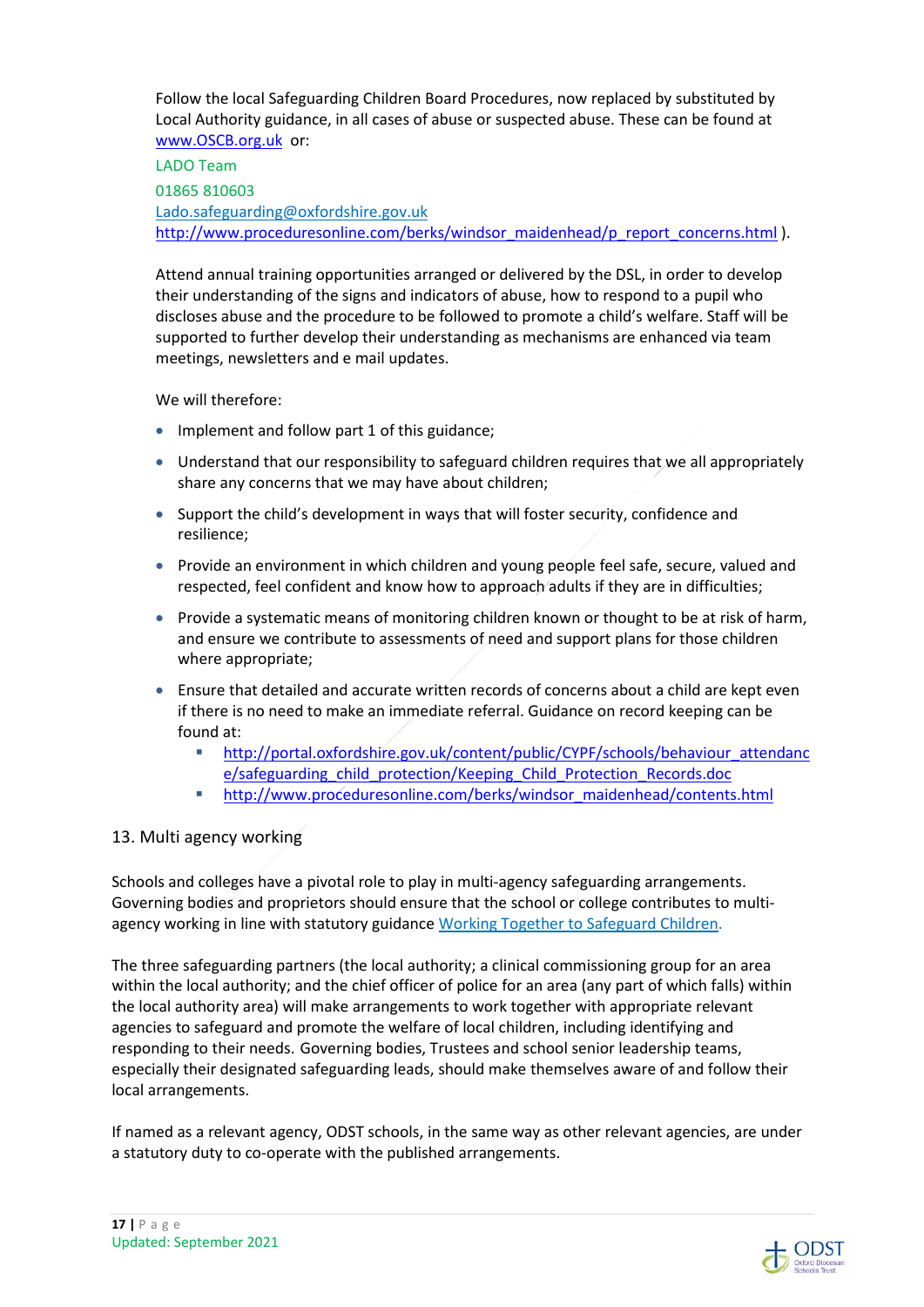Follow the local Safeguarding Children Board Procedures, now replaced by substituted by Local Authority guidance, in all cases of abuse or suspected abuse. These can be found at www.OSCB.org.uk or:

LADO Team
01865 810603
Lado.safeguarding@oxfordshire.gov.uk
http://www.proceduresonline.com/berks/windsor_maidenhead/p_report_concerns.html ).

Attend annual training opportunities arranged or delivered by the DSL, in order to develop their understanding of the signs and indicators of abuse, how to respond to a pupil who discloses abuse and the procedure to be followed to promote a child's welfare. Staff will be supported to further develop their understanding as mechanisms are enhanced via team meetings, newsletters and e mail updates.

We will therefore:

- Implement and follow part 1 of this guidance;
- Understand that our responsibility to safeguard children requires that we all appropriately share any concerns that we may have about children;
- Support the child's development in ways that will foster security, confidence and resilience;
- Provide an environment in which children and young people feel safe, secure, valued and respected, feel confident and know how to approach adults if they are in difficulties;
- Provide a systematic means of monitoring children known or thought to be at risk of harm, and ensure we contribute to assessments of need and support plans for those children where appropriate;
- Ensure that detailed and accurate written records of concerns about a child are kept even if there is no need to make an immediate referral. Guidance on record keeping can be found at:
    - http://portal.oxfordshire.gov.uk/content/public/CYPF/schools/behaviour_attendance/safeguarding_child_protection/Keeping_Child_Protection_Records.doc
    - http://www.proceduresonline.com/berks/windsor_maidenhead/contents.html

## 13. Multi agency working

Schools and colleges have a pivotal role to play in multi-agency safeguarding arrangements. Governing bodies and proprietors should ensure that the school or college contributes to multi-agency working in line with statutory guidance Working Together to Safeguard Children.

The three safeguarding partners (the local authority; a clinical commissioning group for an area within the local authority; and the chief officer of police for an area (any part of which falls) within the local authority area) will make arrangements to work together with appropriate relevant agencies to safeguard and promote the welfare of local children, including identifying and responding to their needs. Governing bodies, Trustees and school senior leadership teams, especially their designated safeguarding leads, should make themselves aware of and follow their local arrangements.

If named as a relevant agency, ODST schools, in the same way as other relevant agencies, are under a statutory duty to co-operate with the published arrangements.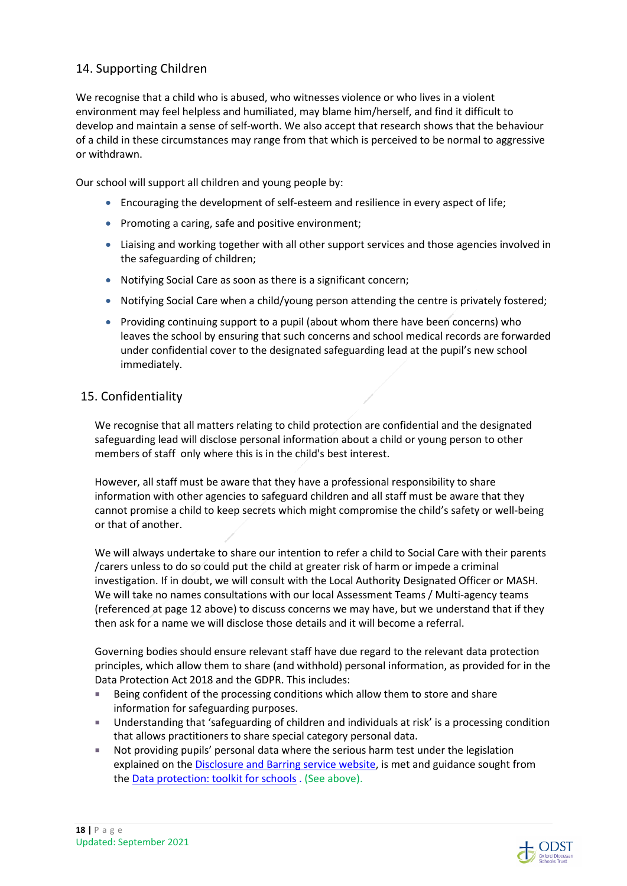## 14. Supporting Children

We recognise that a child who is abused, who witnesses violence or who lives in a violent environment may feel helpless and humiliated, may blame him/herself, and find it difficult to develop and maintain a sense of self-worth. We also accept that research shows that the behaviour of a child in these circumstances may range from that which is perceived to be normal to aggressive or withdrawn.

Our school will support all children and young people by:

- Encouraging the development of self-esteem and resilience in every aspect of life;
- Promoting a caring, safe and positive environment;
- Liaising and working together with all other support services and those agencies involved in the safeguarding of children;
- Notifying Social Care as soon as there is a significant concern;
- Notifying Social Care when a child/young person attending the centre is privately fostered;
- Providing continuing support to a pupil (about whom there have been concerns) who leaves the school by ensuring that such concerns and school medical records are forwarded under confidential cover to the designated safeguarding lead at the pupil's new school immediately.

## 15. Confidentiality

We recognise that all matters relating to child protection are confidential and the designated safeguarding lead will disclose personal information about a child or young person to other members of staff only where this is in the child's best interest.

However, all staff must be aware that they have a professional responsibility to share information with other agencies to safeguard children and all staff must be aware that they cannot promise a child to keep secrets which might compromise the child's safety or well-being or that of another.

We will always undertake to share our intention to refer a child to Social Care with their parents /carers unless to do so could put the child at greater risk of harm or impede a criminal investigation. If in doubt, we will consult with the Local Authority Designated Officer or MASH. We will take no names consultations with our local Assessment Teams / Multi-agency teams (referenced at page 12 above) to discuss concerns we may have, but we understand that if they then ask for a name we will disclose those details and it will become a referral.

Governing bodies should ensure relevant staff have due regard to the relevant data protection principles, which allow them to share (and withhold) personal information, as provided for in the Data Protection Act 2018 and the GDPR. This includes:

- Being confident of the processing conditions which allow them to store and share information for safeguarding purposes.
- Understanding that 'safeguarding of children and individuals at risk' is a processing condition that allows practitioners to share special category personal data.
- Not providing pupils' personal data where the serious harm test under the legislation explained on the Disclosure and Barring service website, is met and guidance sought from the Data protection: toolkit for schools . (See above).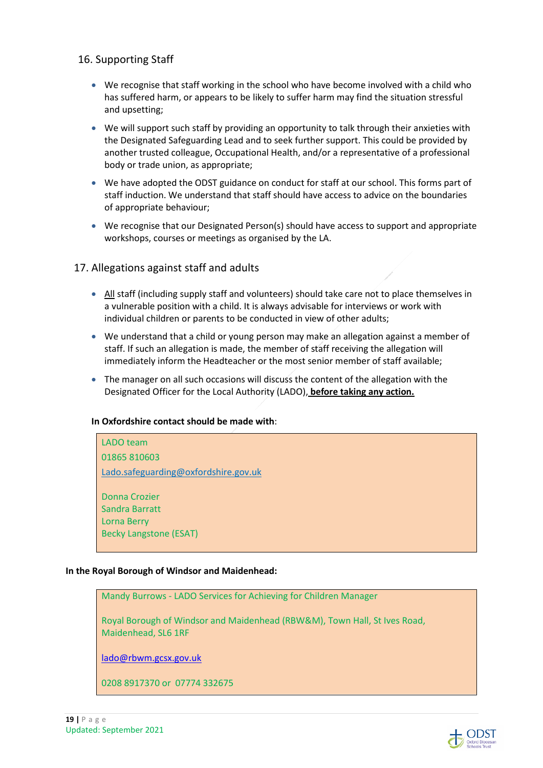## 16. Supporting Staff

- We recognise that staff working in the school who have become involved with a child who has suffered harm, or appears to be likely to suffer harm may find the situation stressful and upsetting;
- We will support such staff by providing an opportunity to talk through their anxieties with the Designated Safeguarding Lead and to seek further support. This could be provided by another trusted colleague, Occupational Health, and/or a representative of a professional body or trade union, as appropriate;
- We have adopted the ODST guidance on conduct for staff at our school. This forms part of staff induction. We understand that staff should have access to advice on the boundaries of appropriate behaviour;
- We recognise that our Designated Person(s) should have access to support and appropriate workshops, courses or meetings as organised by the LA.

## 17. Allegations against staff and adults

- All staff (including supply staff and volunteers) should take care not to place themselves in a vulnerable position with a child. It is always advisable for interviews or work with individual children or parents to be conducted in view of other adults;
- We understand that a child or young person may make an allegation against a member of staff. If such an allegation is made, the member of staff receiving the allegation will immediately inform the Headteacher or the most senior member of staff available;
- The manager on all such occasions will discuss the content of the allegation with the Designated Officer for the Local Authority (LADO), **before taking any action.**

**In Oxfordshire contact should be made with**:

LADO team
01865 810603
Lado.safeguarding@oxfordshire.gov.uk

Donna Crozier
Sandra Barratt
Lorna Berry
Becky Langstone (ESAT)

**In the Royal Borough of Windsor and Maidenhead:**

Mandy Burrows - LADO Services for Achieving for Children Manager

Royal Borough of Windsor and Maidenhead (RBW&M), Town Hall, St Ives Road, Maidenhead, SL6 1RF

lado@rbwm.gcsx.gov.uk

0208 8917370 or 07774 332675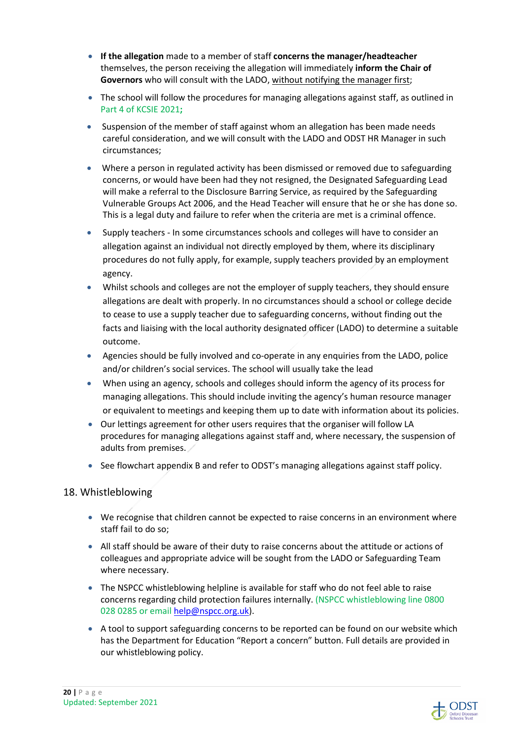- **If the allegation** made to a member of staff **concerns the manager/headteacher** themselves, the person receiving the allegation will immediately **inform the Chair of Governors** who will consult with the LADO, without notifying the manager first;
- The school will follow the procedures for managing allegations against staff, as outlined in Part 4 of KCSIE 2021**;**
- Suspension of the member of staff against whom an allegation has been made needs careful consideration, and we will consult with the LADO and ODST HR Manager in such circumstances;
- Where a person in regulated activity has been dismissed or removed due to safeguarding concerns, or would have been had they not resigned, the Designated Safeguarding Lead will make a referral to the Disclosure Barring Service, as required by the Safeguarding Vulnerable Groups Act 2006, and the Head Teacher will ensure that he or she has done so. This is a legal duty and failure to refer when the criteria are met is a criminal offence.
- Supply teachers - In some circumstances schools and colleges will have to consider an allegation against an individual not directly employed by them, where its disciplinary procedures do not fully apply, for example, supply teachers provided by an employment agency.
- Whilst schools and colleges are not the employer of supply teachers, they should ensure allegations are dealt with properly. In no circumstances should a school or college decide to cease to use a supply teacher due to safeguarding concerns, without finding out the facts and liaising with the local authority designated officer (LADO) to determine a suitable outcome.
- Agencies should be fully involved and co-operate in any enquiries from the LADO, police and/or children's social services. The school will usually take the lead
- When using an agency, schools and colleges should inform the agency of its process for managing allegations. This should include inviting the agency's human resource manager or equivalent to meetings and keeping them up to date with information about its policies.
- Our lettings agreement for other users requires that the organiser will follow LA procedures for managing allegations against staff and, where necessary, the suspension of adults from premises.
- See flowchart appendix B and refer to ODST's managing allegations against staff policy.

## 18. Whistleblowing

- We recognise that children cannot be expected to raise concerns in an environment where staff fail to do so;
- All staff should be aware of their duty to raise concerns about the attitude or actions of colleagues and appropriate advice will be sought from the LADO or Safeguarding Team where necessary.
- The NSPCC whistleblowing helpline is available for staff who do not feel able to raise concerns regarding child protection failures internally. (NSPCC whistleblowing line 0800 028 0285 or email help@nspcc.org.uk).
- A tool to support safeguarding concerns to be reported can be found on our website which has the Department for Education "Report a concern" button. Full details are provided in our whistleblowing policy.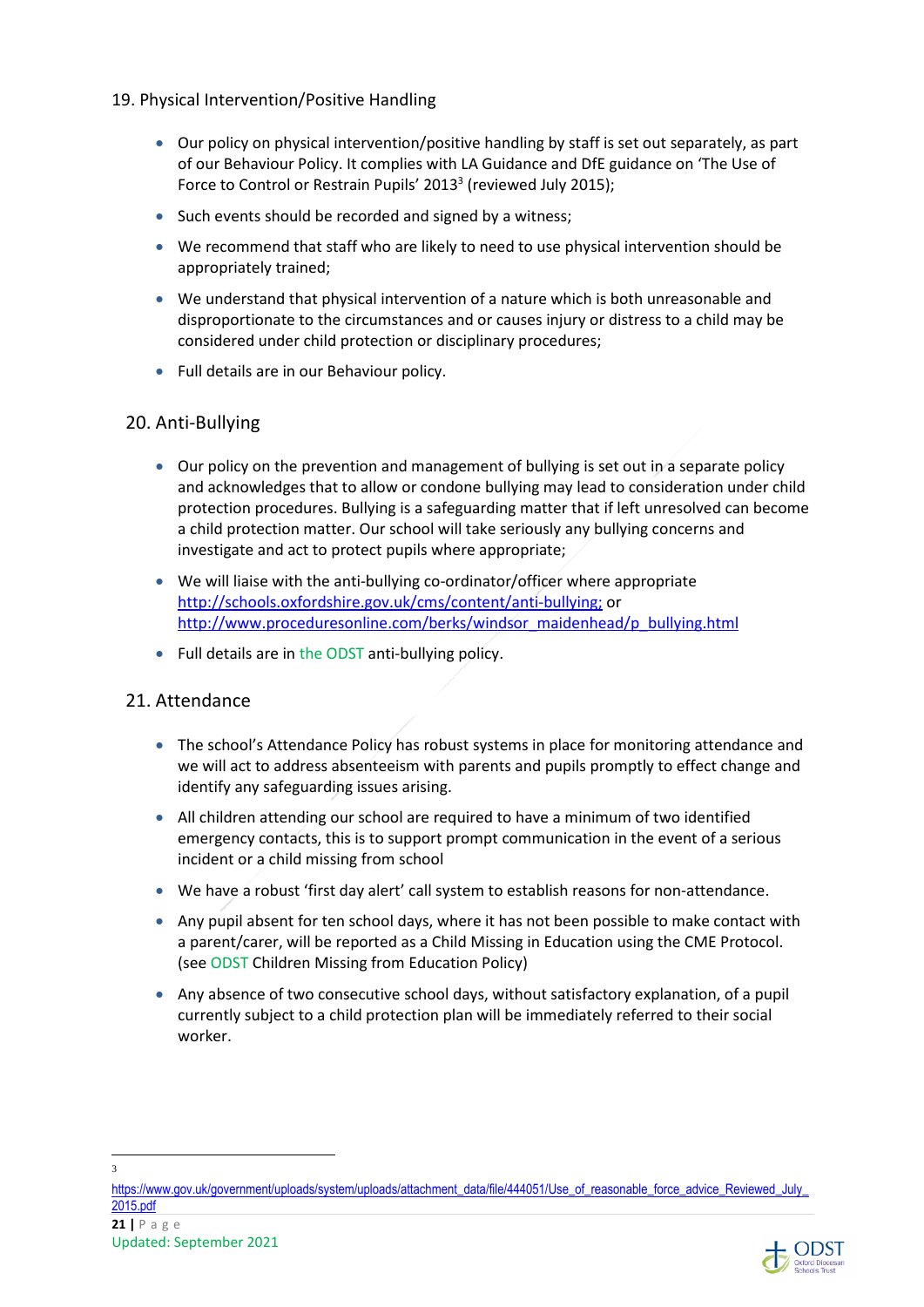## 19. Physical Intervention/Positive Handling

- Our policy on physical intervention/positive handling by staff is set out separately, as part of our Behaviour Policy. It complies with LA Guidance and DfE guidance on 'The Use of Force to Control or Restrain Pupils' 2013[3] (reviewed July 2015);
- Such events should be recorded and signed by a witness;
- We recommend that staff who are likely to need to use physical intervention should be appropriately trained;
- We understand that physical intervention of a nature which is both unreasonable and disproportionate to the circumstances and or causes injury or distress to a child may be considered under child protection or disciplinary procedures;
- Full details are in our Behaviour policy.

## 20. Anti-Bullying

- Our policy on the prevention and management of bullying is set out in a separate policy and acknowledges that to allow or condone bullying may lead to consideration under child protection procedures. Bullying is a safeguarding matter that if left unresolved can become a child protection matter. Our school will take seriously any bullying concerns and investigate and act to protect pupils where appropriate;
- We will liaise with the anti-bullying co-ordinator/officer where appropriate http://schools.oxfordshire.gov.uk/cms/content/anti-bullying; or http://www.proceduresonline.com/berks/windsor_maidenhead/p_bullying.html
- Full details are in the ODST anti-bullying policy.

## 21. Attendance

- The school's Attendance Policy has robust systems in place for monitoring attendance and we will act to address absenteeism with parents and pupils promptly to effect change and identify any safeguarding issues arising.
- All children attending our school are required to have a minimum of two identified emergency contacts, this is to support prompt communication in the event of a serious incident or a child missing from school
- We have a robust 'first day alert' call system to establish reasons for non-attendance.
- Any pupil absent for ten school days, where it has not been possible to make contact with a parent/carer, will be reported as a Child Missing in Education using the CME Protocol. (see ODST Children Missing from Education Policy)
- Any absence of two consecutive school days, without satisfactory explanation, of a pupil currently subject to a child protection plan will be immediately referred to their social worker.

---

[3] https://www.gov.uk/government/uploads/system/uploads/attachment_data/file/444051/Use_of_reasonable_force_advice_Reviewed_July_2015.pdf

Updated: September 2021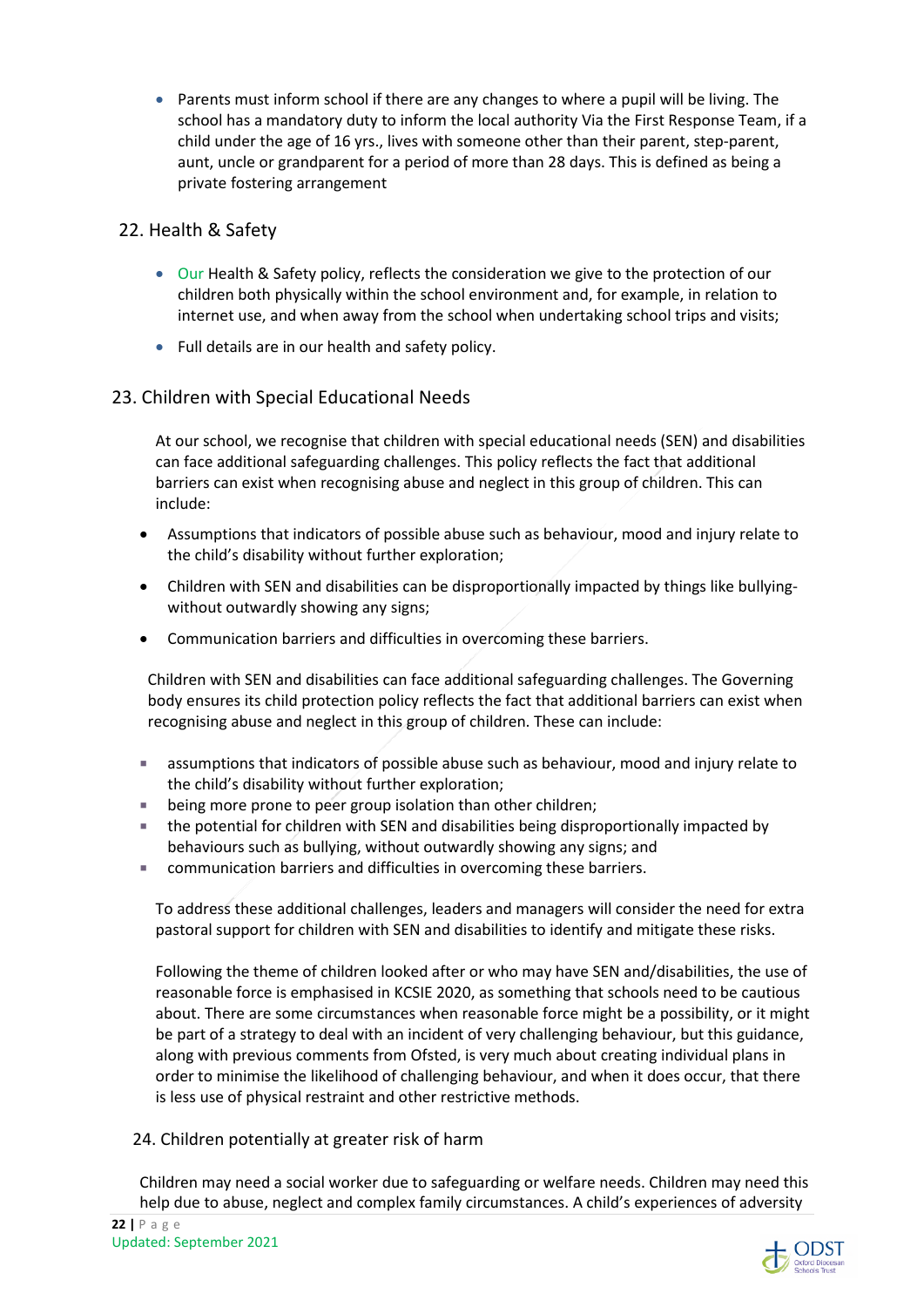- Parents must inform school if there are any changes to where a pupil will be living. The school has a mandatory duty to inform the local authority Via the First Response Team, if a child under the age of 16 yrs., lives with someone other than their parent, step-parent, aunt, uncle or grandparent for a period of more than 28 days. This is defined as being a private fostering arrangement

## 22. Health & Safety

- Our Health & Safety policy, reflects the consideration we give to the protection of our children both physically within the school environment and, for example, in relation to internet use, and when away from the school when undertaking school trips and visits;
- Full details are in our health and safety policy.

## 23. Children with Special Educational Needs

At our school, we recognise that children with special educational needs (SEN) and disabilities can face additional safeguarding challenges. This policy reflects the fact that additional barriers can exist when recognising abuse and neglect in this group of children. This can include:

- Assumptions that indicators of possible abuse such as behaviour, mood and injury relate to the child's disability without further exploration;
- Children with SEN and disabilities can be disproportionally impacted by things like bullying-without outwardly showing any signs;
- Communication barriers and difficulties in overcoming these barriers.

Children with SEN and disabilities can face additional safeguarding challenges. The Governing body ensures its child protection policy reflects the fact that additional barriers can exist when recognising abuse and neglect in this group of children. These can include:

- assumptions that indicators of possible abuse such as behaviour, mood and injury relate to the child's disability without further exploration;
- being more prone to peer group isolation than other children;
- the potential for children with SEN and disabilities being disproportionally impacted by behaviours such as bullying, without outwardly showing any signs; and
- communication barriers and difficulties in overcoming these barriers.

To address these additional challenges, leaders and managers will consider the need for extra pastoral support for children with SEN and disabilities to identify and mitigate these risks.

Following the theme of children looked after or who may have SEN and/disabilities, the use of reasonable force is emphasised in KCSIE 2020, as something that schools need to be cautious about. There are some circumstances when reasonable force might be a possibility, or it might be part of a strategy to deal with an incident of very challenging behaviour, but this guidance, along with previous comments from Ofsted, is very much about creating individual plans in order to minimise the likelihood of challenging behaviour, and when it does occur, that there is less use of physical restraint and other restrictive methods.

## 24. Children potentially at greater risk of harm

Children may need a social worker due to safeguarding or welfare needs. Children may need this help due to abuse, neglect and complex family circumstances. A child's experiences of adversity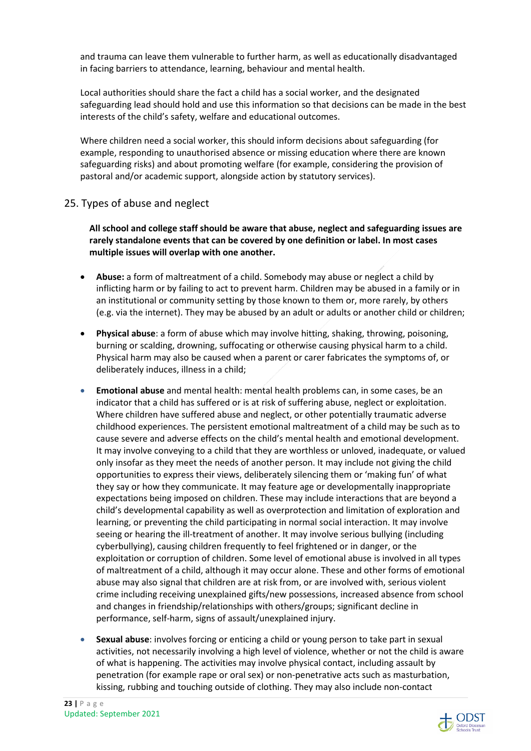and trauma can leave them vulnerable to further harm, as well as educationally disadvantaged in facing barriers to attendance, learning, behaviour and mental health.

Local authorities should share the fact a child has a social worker, and the designated safeguarding lead should hold and use this information so that decisions can be made in the best interests of the child's safety, welfare and educational outcomes.

Where children need a social worker, this should inform decisions about safeguarding (for example, responding to unauthorised absence or missing education where there are known safeguarding risks) and about promoting welfare (for example, considering the provision of pastoral and/or academic support, alongside action by statutory services).

## 25. Types of abuse and neglect

**All school and college staff should be aware that abuse, neglect and safeguarding issues are rarely standalone events that can be covered by one definition or label. In most cases multiple issues will overlap with one another.**

- **Abuse:** a form of maltreatment of a child. Somebody may abuse or neglect a child by inflicting harm or by failing to act to prevent harm. Children may be abused in a family or in an institutional or community setting by those known to them or, more rarely, by others (e.g. via the internet). They may be abused by an adult or adults or another child or children;
- **Physical abuse**: a form of abuse which may involve hitting, shaking, throwing, poisoning, burning or scalding, drowning, suffocating or otherwise causing physical harm to a child. Physical harm may also be caused when a parent or carer fabricates the symptoms of, or deliberately induces, illness in a child;
- **Emotional abuse** and mental health: mental health problems can, in some cases, be an indicator that a child has suffered or is at risk of suffering abuse, neglect or exploitation. Where children have suffered abuse and neglect, or other potentially traumatic adverse childhood experiences. The persistent emotional maltreatment of a child may be such as to cause severe and adverse effects on the child's mental health and emotional development. It may involve conveying to a child that they are worthless or unloved, inadequate, or valued only insofar as they meet the needs of another person. It may include not giving the child opportunities to express their views, deliberately silencing them or 'making fun' of what they say or how they communicate. It may feature age or developmentally inappropriate expectations being imposed on children. These may include interactions that are beyond a child's developmental capability as well as overprotection and limitation of exploration and learning, or preventing the child participating in normal social interaction. It may involve seeing or hearing the ill-treatment of another. It may involve serious bullying (including cyberbullying), causing children frequently to feel frightened or in danger, or the exploitation or corruption of children. Some level of emotional abuse is involved in all types of maltreatment of a child, although it may occur alone. These and other forms of emotional abuse may also signal that children are at risk from, or are involved with, serious violent crime including receiving unexplained gifts/new possessions, increased absence from school and changes in friendship/relationships with others/groups; significant decline in performance, self-harm, signs of assault/unexplained injury.
- **Sexual abuse**: involves forcing or enticing a child or young person to take part in sexual activities, not necessarily involving a high level of violence, whether or not the child is aware of what is happening. The activities may involve physical contact, including assault by penetration (for example rape or oral sex) or non-penetrative acts such as masturbation, kissing, rubbing and touching outside of clothing. They may also include non-contact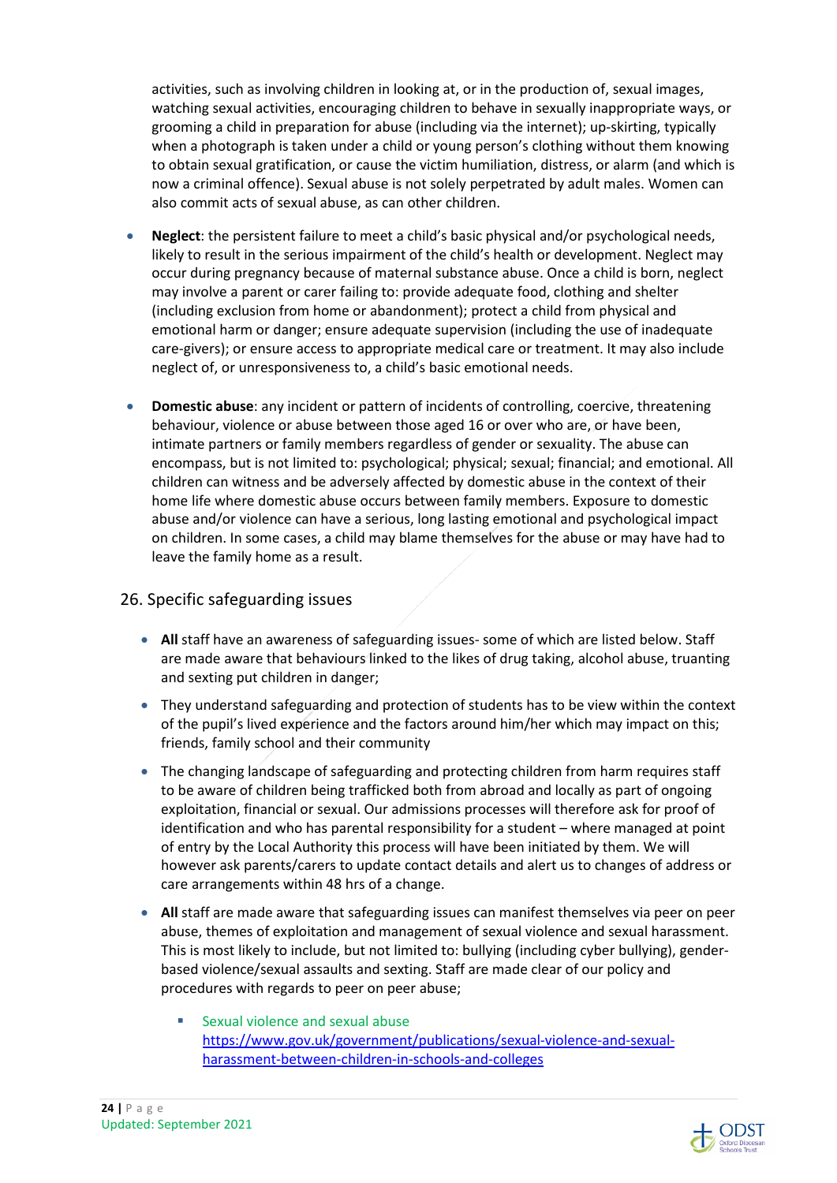activities, such as involving children in looking at, or in the production of, sexual images, watching sexual activities, encouraging children to behave in sexually inappropriate ways, or grooming a child in preparation for abuse (including via the internet); up-skirting, typically when a photograph is taken under a child or young person's clothing without them knowing to obtain sexual gratification, or cause the victim humiliation, distress, or alarm (and which is now a criminal offence). Sexual abuse is not solely perpetrated by adult males. Women can also commit acts of sexual abuse, as can other children.

- **Neglect**: the persistent failure to meet a child's basic physical and/or psychological needs, likely to result in the serious impairment of the child's health or development. Neglect may occur during pregnancy because of maternal substance abuse. Once a child is born, neglect may involve a parent or carer failing to: provide adequate food, clothing and shelter (including exclusion from home or abandonment); protect a child from physical and emotional harm or danger; ensure adequate supervision (including the use of inadequate care-givers); or ensure access to appropriate medical care or treatment. It may also include neglect of, or unresponsiveness to, a child's basic emotional needs.

- **Domestic abuse**: any incident or pattern of incidents of controlling, coercive, threatening behaviour, violence or abuse between those aged 16 or over who are, or have been, intimate partners or family members regardless of gender or sexuality. The abuse can encompass, but is not limited to: psychological; physical; sexual; financial; and emotional. All children can witness and be adversely affected by domestic abuse in the context of their home life where domestic abuse occurs between family members. Exposure to domestic abuse and/or violence can have a serious, long lasting emotional and psychological impact on children. In some cases, a child may blame themselves for the abuse or may have had to leave the family home as a result.

## 26. Specific safeguarding issues

- **All** staff have an awareness of safeguarding issues- some of which are listed below. Staff are made aware that behaviours linked to the likes of drug taking, alcohol abuse, truanting and sexting put children in danger;
- They understand safeguarding and protection of students has to be view within the context of the pupil's lived experience and the factors around him/her which may impact on this; friends, family school and their community
- The changing landscape of safeguarding and protecting children from harm requires staff to be aware of children being trafficked both from abroad and locally as part of ongoing exploitation, financial or sexual. Our admissions processes will therefore ask for proof of identification and who has parental responsibility for a student – where managed at point of entry by the Local Authority this process will have been initiated by them. We will however ask parents/carers to update contact details and alert us to changes of address or care arrangements within 48 hrs of a change.
- **All** staff are made aware that safeguarding issues can manifest themselves via peer on peer abuse, themes of exploitation and management of sexual violence and sexual harassment. This is most likely to include, but not limited to: bullying (including cyber bullying), gender-based violence/sexual assaults and sexting. Staff are made clear of our policy and procedures with regards to peer on peer abuse;
  - Sexual violence and sexual abuse https://www.gov.uk/government/publications/sexual-violence-and-sexual-harassment-between-children-in-schools-and-colleges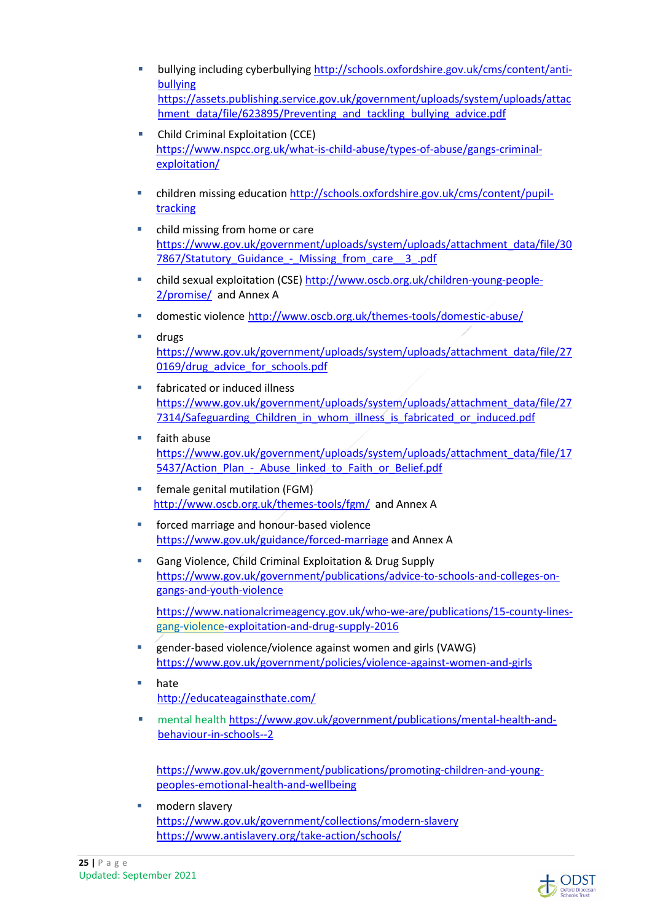- bullying including cyberbullying http://schools.oxfordshire.gov.uk/cms/content/anti-bullying https://assets.publishing.service.gov.uk/government/uploads/system/uploads/attachment_data/file/623895/Preventing_and_tackling_bullying_advice.pdf
- Child Criminal Exploitation (CCE) https://www.nspcc.org.uk/what-is-child-abuse/types-of-abuse/gangs-criminal-exploitation/
- children missing education http://schools.oxfordshire.gov.uk/cms/content/pupil-tracking
- child missing from home or care https://www.gov.uk/government/uploads/system/uploads/attachment_data/file/307867/Statutory_Guidance_-_Missing_from_care__3_.pdf
- child sexual exploitation (CSE) http://www.oscb.org.uk/children-young-people-2/promise/ and Annex A
- domestic violence http://www.oscb.org.uk/themes-tools/domestic-abuse/
- drugs https://www.gov.uk/government/uploads/system/uploads/attachment_data/file/270169/drug_advice_for_schools.pdf
- fabricated or induced illness https://www.gov.uk/government/uploads/system/uploads/attachment_data/file/277314/Safeguarding_Children_in_whom_illness_is_fabricated_or_induced.pdf
- faith abuse https://www.gov.uk/government/uploads/system/uploads/attachment_data/file/175437/Action_Plan_-_Abuse_linked_to_Faith_or_Belief.pdf
- female genital mutilation (FGM) http://www.oscb.org.uk/themes-tools/fgm/ and Annex A
- forced marriage and honour-based violence https://www.gov.uk/guidance/forced-marriage and Annex A
- Gang Violence, Child Criminal Exploitation & Drug Supply https://www.gov.uk/government/publications/advice-to-schools-and-colleges-on-gangs-and-youth-violence

  https://www.nationalcrimeagency.gov.uk/who-we-are/publications/15-county-lines-gang-violence-exploitation-and-drug-supply-2016
- gender-based violence/violence against women and girls (VAWG) https://www.gov.uk/government/policies/violence-against-women-and-girls
- hate http://educateagainsthate.com/
- mental health https://www.gov.uk/government/publications/mental-health-and-behaviour-in-schools--2

  https://www.gov.uk/government/publications/promoting-children-and-young-peoples-emotional-health-and-wellbeing
- modern slavery https://www.gov.uk/government/collections/modern-slavery https://www.antislavery.org/take-action/schools/

Updated: September 2021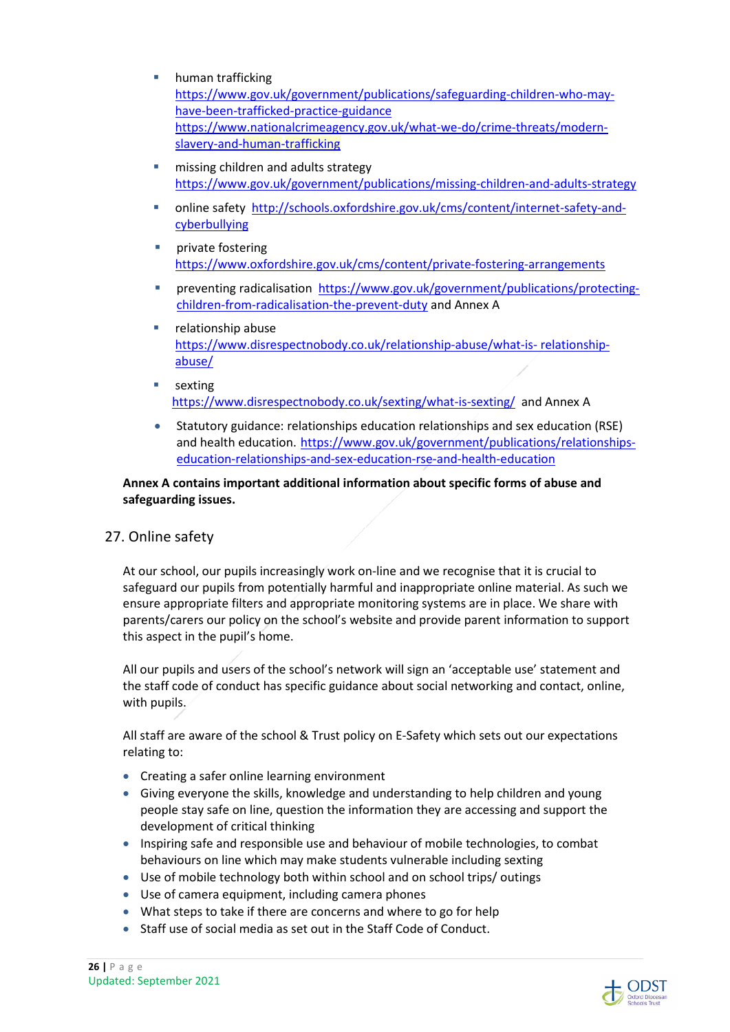- human trafficking
  https://www.gov.uk/government/publications/safeguarding-children-who-may-have-been-trafficked-practice-guidance
  https://www.nationalcrimeagency.gov.uk/what-we-do/crime-threats/modern-slavery-and-human-trafficking
- missing children and adults strategy
  https://www.gov.uk/government/publications/missing-children-and-adults-strategy
- online safety http://schools.oxfordshire.gov.uk/cms/content/internet-safety-and-cyberbullying
- private fostering
  https://www.oxfordshire.gov.uk/cms/content/private-fostering-arrangements
- preventing radicalisation https://www.gov.uk/government/publications/protecting-children-from-radicalisation-the-prevent-duty and Annex A
- relationship abuse
  https://www.disrespectnobody.co.uk/relationship-abuse/what-is- relationship-abuse/
- sexting
  https://www.disrespectnobody.co.uk/sexting/what-is-sexting/ and Annex A
- Statutory guidance: relationships education relationships and sex education (RSE) and health education. https://www.gov.uk/government/publications/relationships-education-relationships-and-sex-education-rse-and-health-education

**Annex A contains important additional information about specific forms of abuse and safeguarding issues.**

## 27. Online safety

At our school, our pupils increasingly work on-line and we recognise that it is crucial to safeguard our pupils from potentially harmful and inappropriate online material. As such we ensure appropriate filters and appropriate monitoring systems are in place. We share with parents/carers our policy on the school's website and provide parent information to support this aspect in the pupil's home.

All our pupils and users of the school's network will sign an 'acceptable use' statement and the staff code of conduct has specific guidance about social networking and contact, online, with pupils.

All staff are aware of the school & Trust policy on E-Safety which sets out our expectations relating to:

- Creating a safer online learning environment
- Giving everyone the skills, knowledge and understanding to help children and young people stay safe on line, question the information they are accessing and support the development of critical thinking
- Inspiring safe and responsible use and behaviour of mobile technologies, to combat behaviours on line which may make students vulnerable including sexting
- Use of mobile technology both within school and on school trips/ outings
- Use of camera equipment, including camera phones
- What steps to take if there are concerns and where to go for help
- Staff use of social media as set out in the Staff Code of Conduct.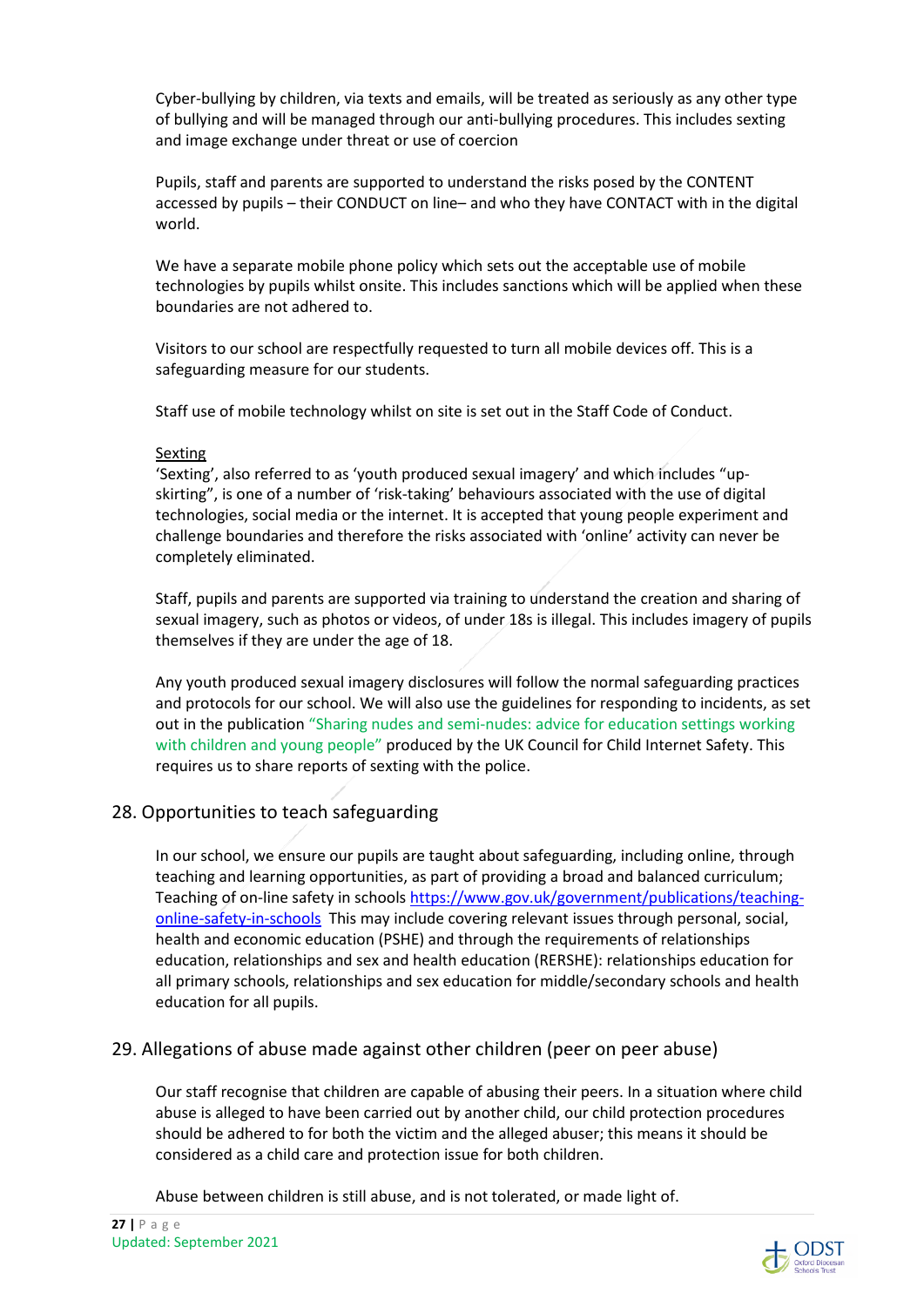Cyber-bullying by children, via texts and emails, will be treated as seriously as any other type of bullying and will be managed through our anti-bullying procedures. This includes sexting and image exchange under threat or use of coercion

Pupils, staff and parents are supported to understand the risks posed by the CONTENT accessed by pupils – their CONDUCT on line– and who they have CONTACT with in the digital world.

We have a separate mobile phone policy which sets out the acceptable use of mobile technologies by pupils whilst onsite. This includes sanctions which will be applied when these boundaries are not adhered to.

Visitors to our school are respectfully requested to turn all mobile devices off. This is a safeguarding measure for our students.

Staff use of mobile technology whilst on site is set out in the Staff Code of Conduct.

Sexting

'Sexting', also referred to as 'youth produced sexual imagery' and which includes "up-skirting", is one of a number of 'risk-taking' behaviours associated with the use of digital technologies, social media or the internet. It is accepted that young people experiment and challenge boundaries and therefore the risks associated with 'online' activity can never be completely eliminated.

Staff, pupils and parents are supported via training to understand the creation and sharing of sexual imagery, such as photos or videos, of under 18s is illegal. This includes imagery of pupils themselves if they are under the age of 18.

Any youth produced sexual imagery disclosures will follow the normal safeguarding practices and protocols for our school. We will also use the guidelines for responding to incidents, as set out in the publication "Sharing nudes and semi-nudes: advice for education settings working with children and young people" produced by the UK Council for Child Internet Safety. This requires us to share reports of sexting with the police.

## 28. Opportunities to teach safeguarding

In our school, we ensure our pupils are taught about safeguarding, including online, through teaching and learning opportunities, as part of providing a broad and balanced curriculum; Teaching of on-line safety in schools https://www.gov.uk/government/publications/teaching-online-safety-in-schools This may include covering relevant issues through personal, social, health and economic education (PSHE) and through the requirements of relationships education, relationships and sex and health education (RERSHE): relationships education for all primary schools, relationships and sex education for middle/secondary schools and health education for all pupils.

## 29. Allegations of abuse made against other children (peer on peer abuse)

Our staff recognise that children are capable of abusing their peers. In a situation where child abuse is alleged to have been carried out by another child, our child protection procedures should be adhered to for both the victim and the alleged abuser; this means it should be considered as a child care and protection issue for both children.

Abuse between children is still abuse, and is not tolerated, or made light of.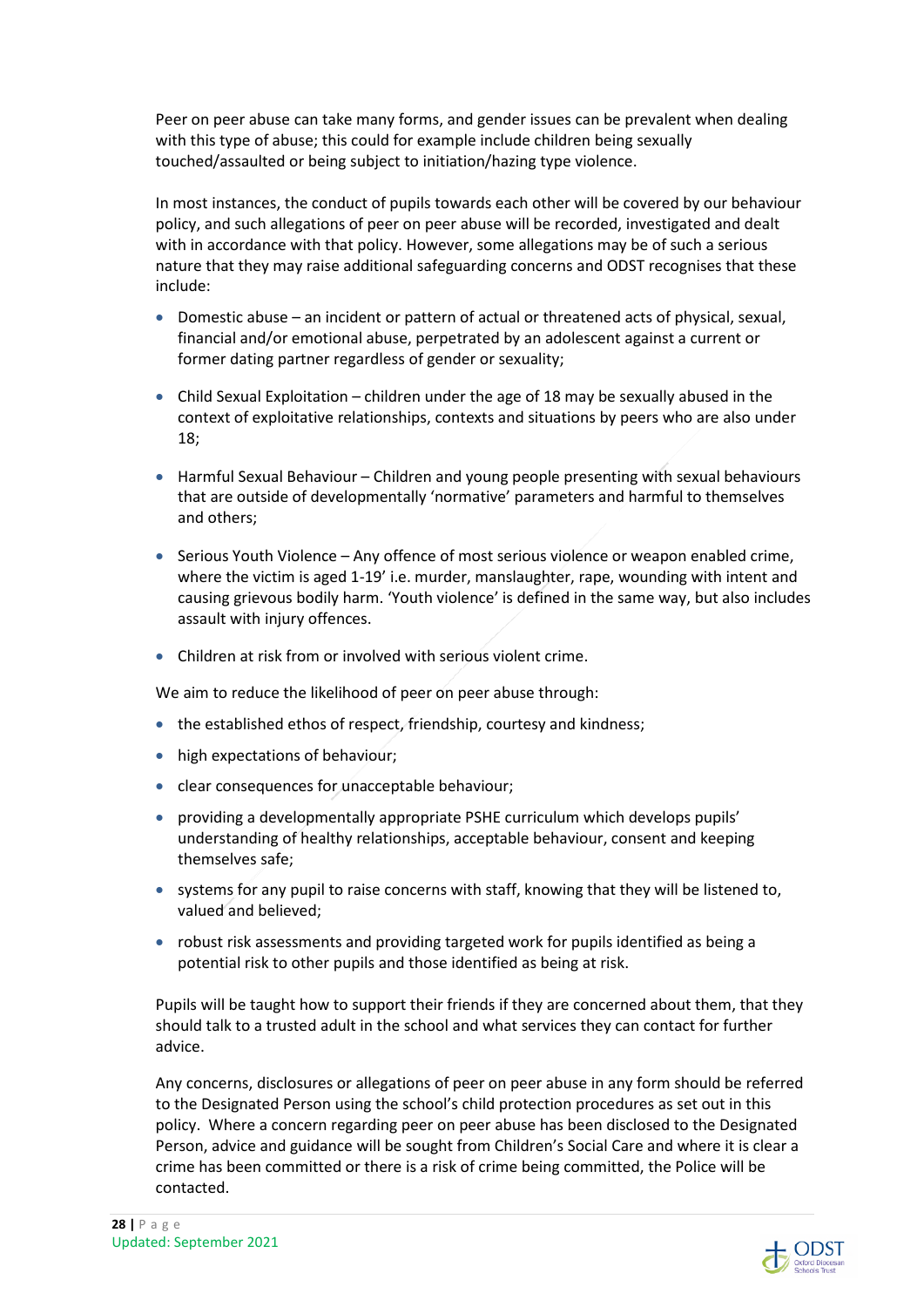Peer on peer abuse can take many forms, and gender issues can be prevalent when dealing with this type of abuse; this could for example include children being sexually touched/assaulted or being subject to initiation/hazing type violence.

In most instances, the conduct of pupils towards each other will be covered by our behaviour policy, and such allegations of peer on peer abuse will be recorded, investigated and dealt with in accordance with that policy. However, some allegations may be of such a serious nature that they may raise additional safeguarding concerns and ODST recognises that these include:

- Domestic abuse – an incident or pattern of actual or threatened acts of physical, sexual, financial and/or emotional abuse, perpetrated by an adolescent against a current or former dating partner regardless of gender or sexuality;
- Child Sexual Exploitation – children under the age of 18 may be sexually abused in the context of exploitative relationships, contexts and situations by peers who are also under 18;
- Harmful Sexual Behaviour – Children and young people presenting with sexual behaviours that are outside of developmentally 'normative' parameters and harmful to themselves and others;
- Serious Youth Violence – Any offence of most serious violence or weapon enabled crime, where the victim is aged 1-19' i.e. murder, manslaughter, rape, wounding with intent and causing grievous bodily harm. 'Youth violence' is defined in the same way, but also includes assault with injury offences.
- Children at risk from or involved with serious violent crime.

We aim to reduce the likelihood of peer on peer abuse through:

- the established ethos of respect, friendship, courtesy and kindness;
- high expectations of behaviour;
- clear consequences for unacceptable behaviour;
- providing a developmentally appropriate PSHE curriculum which develops pupils' understanding of healthy relationships, acceptable behaviour, consent and keeping themselves safe;
- systems for any pupil to raise concerns with staff, knowing that they will be listened to, valued and believed;
- robust risk assessments and providing targeted work for pupils identified as being a potential risk to other pupils and those identified as being at risk.

Pupils will be taught how to support their friends if they are concerned about them, that they should talk to a trusted adult in the school and what services they can contact for further advice.

Any concerns, disclosures or allegations of peer on peer abuse in any form should be referred to the Designated Person using the school's child protection procedures as set out in this policy. Where a concern regarding peer on peer abuse has been disclosed to the Designated Person, advice and guidance will be sought from Children's Social Care and where it is clear a crime has been committed or there is a risk of crime being committed, the Police will be contacted.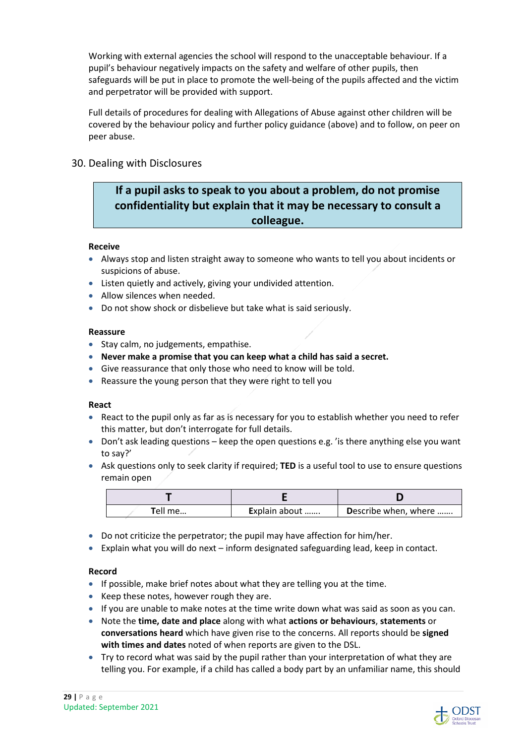Working with external agencies the school will respond to the unacceptable behaviour. If a pupil's behaviour negatively impacts on the safety and welfare of other pupils, then safeguards will be put in place to promote the well-being of the pupils affected and the victim and perpetrator will be provided with support.

Full details of procedures for dealing with Allegations of Abuse against other children will be covered by the behaviour policy and further policy guidance (above) and to follow, on peer on peer abuse.

## 30. Dealing with Disclosures

**If a pupil asks to speak to you about a problem, do not promise confidentiality but explain that it may be necessary to consult a colleague.**

**Receive**

- Always stop and listen straight away to someone who wants to tell you about incidents or suspicions of abuse.
- Listen quietly and actively, giving your undivided attention.
- Allow silences when needed.
- Do not show shock or disbelieve but take what is said seriously.

**Reassure**

- Stay calm, no judgements, empathise.
- **Never make a promise that you can keep what a child has said a secret.**
- Give reassurance that only those who need to know will be told.
- Reassure the young person that they were right to tell you

**React**

- React to the pupil only as far as is necessary for you to establish whether you need to refer this matter, but don't interrogate for full details.
- Don't ask leading questions – keep the open questions e.g. 'is there anything else you want to say?'
- Ask questions only to seek clarity if required; **TED** is a useful tool to use to ensure questions remain open

| T | E | D |
|---|---|---|
| **T**ell me… | **E**xplain about ……. | **D**escribe when, where ……. |

- Do not criticize the perpetrator; the pupil may have affection for him/her.
- Explain what you will do next – inform designated safeguarding lead, keep in contact.

**Record**

- If possible, make brief notes about what they are telling you at the time.
- Keep these notes, however rough they are.
- If you are unable to make notes at the time write down what was said as soon as you can.
- Note the **time, date and place** along with what **actions or behaviours**, **statements** or **conversations heard** which have given rise to the concerns. All reports should be **signed with times and dates** noted of when reports are given to the DSL.
- Try to record what was said by the pupil rather than your interpretation of what they are telling you. For example, if a child has called a body part by an unfamiliar name, this should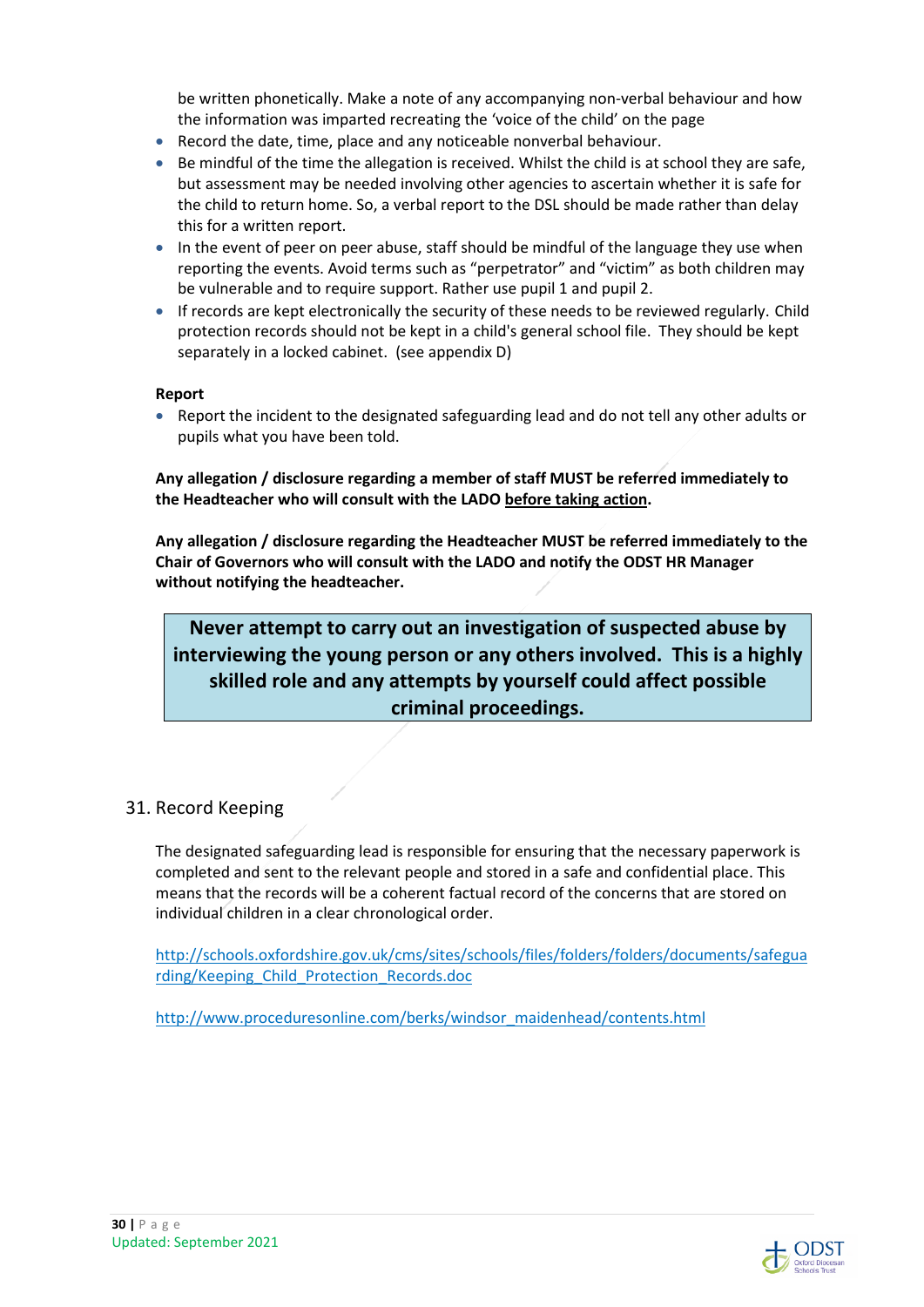be written phonetically. Make a note of any accompanying non-verbal behaviour and how the information was imparted recreating the 'voice of the child' on the page

- Record the date, time, place and any noticeable nonverbal behaviour.
- Be mindful of the time the allegation is received. Whilst the child is at school they are safe, but assessment may be needed involving other agencies to ascertain whether it is safe for the child to return home. So, a verbal report to the DSL should be made rather than delay this for a written report.
- In the event of peer on peer abuse, staff should be mindful of the language they use when reporting the events. Avoid terms such as "perpetrator" and "victim" as both children may be vulnerable and to require support. Rather use pupil 1 and pupil 2.
- If records are kept electronically the security of these needs to be reviewed regularly. Child protection records should not be kept in a child's general school file. They should be kept separately in a locked cabinet. (see appendix D)

**Report**

- Report the incident to the designated safeguarding lead and do not tell any other adults or pupils what you have been told.

**Any allegation / disclosure regarding a member of staff MUST be referred immediately to the Headteacher who will consult with the LADO before taking action.**

**Any allegation / disclosure regarding the Headteacher MUST be referred immediately to the Chair of Governors who will consult with the LADO and notify the ODST HR Manager without notifying the headteacher.**

**Never attempt to carry out an investigation of suspected abuse by interviewing the young person or any others involved. This is a highly skilled role and any attempts by yourself could affect possible criminal proceedings.**

## 31. Record Keeping

The designated safeguarding lead is responsible for ensuring that the necessary paperwork is completed and sent to the relevant people and stored in a safe and confidential place. This means that the records will be a coherent factual record of the concerns that are stored on individual children in a clear chronological order.

http://schools.oxfordshire.gov.uk/cms/sites/schools/files/folders/folders/documents/safeguarding/Keeping_Child_Protection_Records.doc

http://www.proceduresonline.com/berks/windsor_maidenhead/contents.html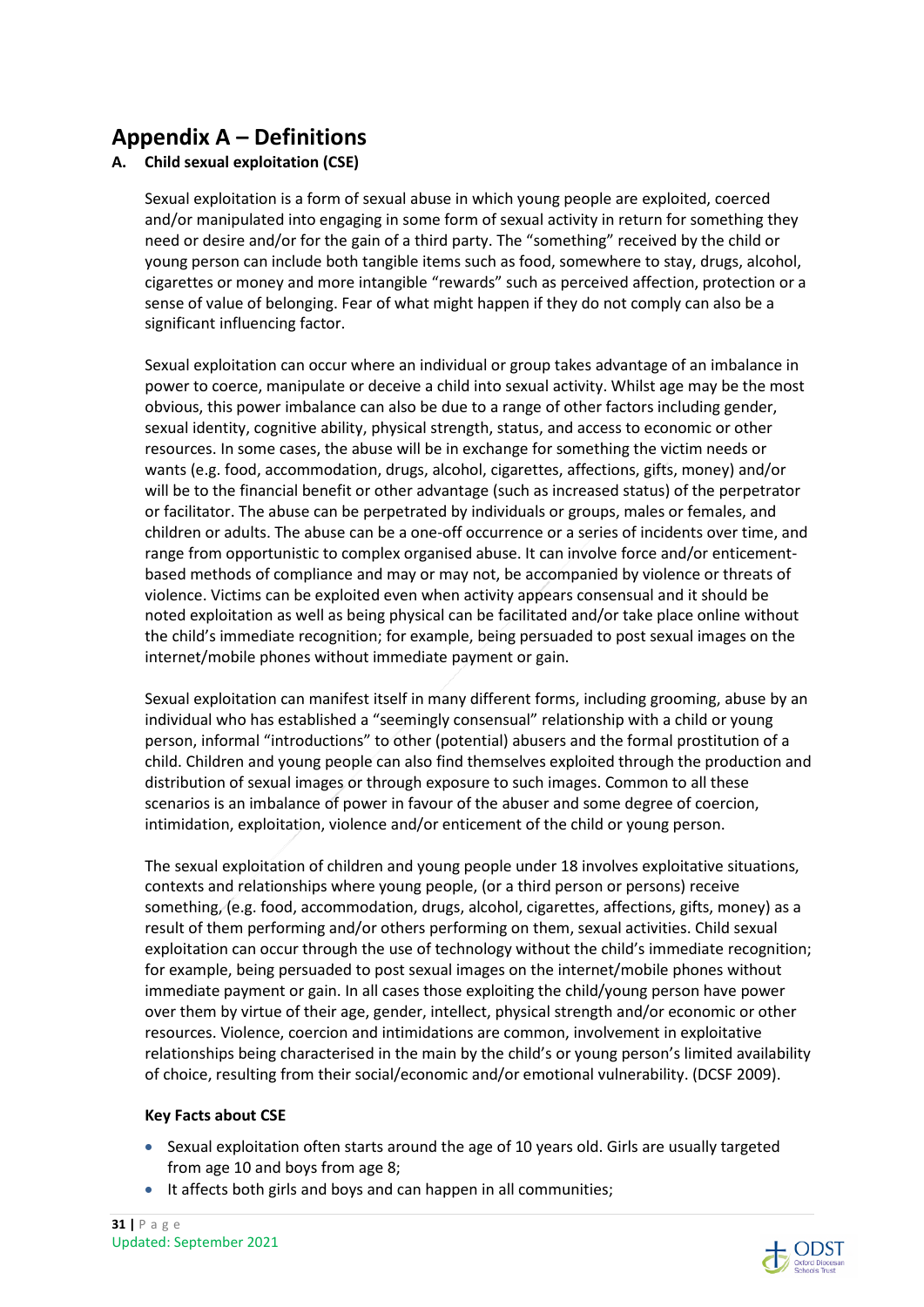# Appendix A – Definitions

## A. Child sexual exploitation (CSE)

Sexual exploitation is a form of sexual abuse in which young people are exploited, coerced and/or manipulated into engaging in some form of sexual activity in return for something they need or desire and/or for the gain of a third party. The "something" received by the child or young person can include both tangible items such as food, somewhere to stay, drugs, alcohol, cigarettes or money and more intangible "rewards" such as perceived affection, protection or a sense of value of belonging. Fear of what might happen if they do not comply can also be a significant influencing factor.

Sexual exploitation can occur where an individual or group takes advantage of an imbalance in power to coerce, manipulate or deceive a child into sexual activity. Whilst age may be the most obvious, this power imbalance can also be due to a range of other factors including gender, sexual identity, cognitive ability, physical strength, status, and access to economic or other resources. In some cases, the abuse will be in exchange for something the victim needs or wants (e.g. food, accommodation, drugs, alcohol, cigarettes, affections, gifts, money) and/or will be to the financial benefit or other advantage (such as increased status) of the perpetrator or facilitator. The abuse can be perpetrated by individuals or groups, males or females, and children or adults. The abuse can be a one-off occurrence or a series of incidents over time, and range from opportunistic to complex organised abuse. It can involve force and/or enticement-based methods of compliance and may or may not, be accompanied by violence or threats of violence. Victims can be exploited even when activity appears consensual and it should be noted exploitation as well as being physical can be facilitated and/or take place online without the child's immediate recognition; for example, being persuaded to post sexual images on the internet/mobile phones without immediate payment or gain.

Sexual exploitation can manifest itself in many different forms, including grooming, abuse by an individual who has established a "seemingly consensual" relationship with a child or young person, informal "introductions" to other (potential) abusers and the formal prostitution of a child. Children and young people can also find themselves exploited through the production and distribution of sexual images or through exposure to such images. Common to all these scenarios is an imbalance of power in favour of the abuser and some degree of coercion, intimidation, exploitation, violence and/or enticement of the child or young person.

The sexual exploitation of children and young people under 18 involves exploitative situations, contexts and relationships where young people, (or a third person or persons) receive something, (e.g. food, accommodation, drugs, alcohol, cigarettes, affections, gifts, money) as a result of them performing and/or others performing on them, sexual activities. Child sexual exploitation can occur through the use of technology without the child's immediate recognition; for example, being persuaded to post sexual images on the internet/mobile phones without immediate payment or gain. In all cases those exploiting the child/young person have power over them by virtue of their age, gender, intellect, physical strength and/or economic or other resources. Violence, coercion and intimidations are common, involvement in exploitative relationships being characterised in the main by the child's or young person's limited availability of choice, resulting from their social/economic and/or emotional vulnerability. (DCSF 2009).

**Key Facts about CSE**

- Sexual exploitation often starts around the age of 10 years old. Girls are usually targeted from age 10 and boys from age 8;
- It affects both girls and boys and can happen in all communities;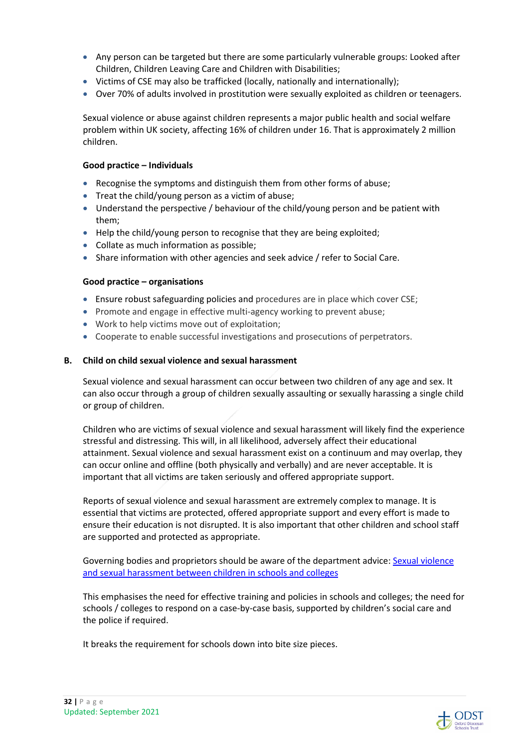- Any person can be targeted but there are some particularly vulnerable groups: Looked after Children, Children Leaving Care and Children with Disabilities;
- Victims of CSE may also be trafficked (locally, nationally and internationally);
- Over 70% of adults involved in prostitution were sexually exploited as children or teenagers.

Sexual violence or abuse against children represents a major public health and social welfare problem within UK society, affecting 16% of children under 16. That is approximately 2 million children.

**Good practice – Individuals**

- Recognise the symptoms and distinguish them from other forms of abuse;
- Treat the child/young person as a victim of abuse;
- Understand the perspective / behaviour of the child/young person and be patient with them;
- Help the child/young person to recognise that they are being exploited;
- Collate as much information as possible;
- Share information with other agencies and seek advice / refer to Social Care.

**Good practice – organisations**

- Ensure robust safeguarding policies and procedures are in place which cover CSE;
- Promote and engage in effective multi-agency working to prevent abuse;
- Work to help victims move out of exploitation;
- Cooperate to enable successful investigations and prosecutions of perpetrators.

### B. Child on child sexual violence and sexual harassment

Sexual violence and sexual harassment can occur between two children of any age and sex. It can also occur through a group of children sexually assaulting or sexually harassing a single child or group of children.

Children who are victims of sexual violence and sexual harassment will likely find the experience stressful and distressing. This will, in all likelihood, adversely affect their educational attainment. Sexual violence and sexual harassment exist on a continuum and may overlap, they can occur online and offline (both physically and verbally) and are never acceptable. It is important that all victims are taken seriously and offered appropriate support.

Reports of sexual violence and sexual harassment are extremely complex to manage. It is essential that victims are protected, offered appropriate support and every effort is made to ensure their education is not disrupted. It is also important that other children and school staff are supported and protected as appropriate.

Governing bodies and proprietors should be aware of the department advice: Sexual violence and sexual harassment between children in schools and colleges

This emphasises the need for effective training and policies in schools and colleges; the need for schools / colleges to respond on a case-by-case basis, supported by children's social care and the police if required.

It breaks the requirement for schools down into bite size pieces.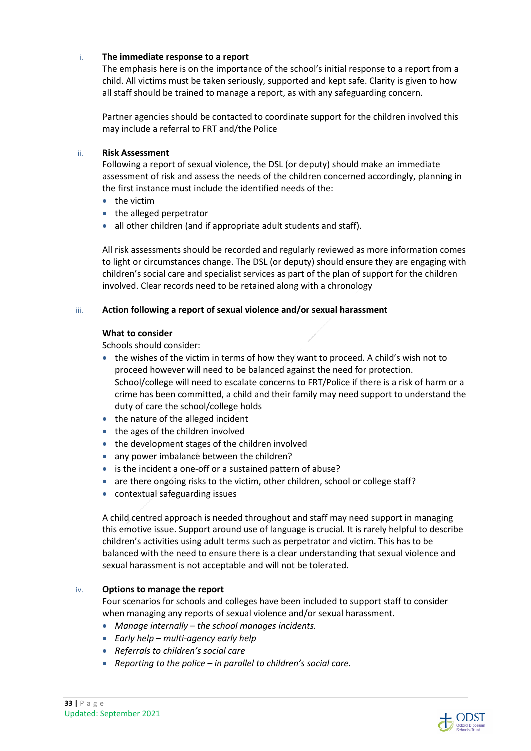i. **The immediate response to a report**

The emphasis here is on the importance of the school's initial response to a report from a child. All victims must be taken seriously, supported and kept safe. Clarity is given to how all staff should be trained to manage a report, as with any safeguarding concern.

Partner agencies should be contacted to coordinate support for the children involved this may include a referral to FRT and/the Police

ii. **Risk Assessment**

Following a report of sexual violence, the DSL (or deputy) should make an immediate assessment of risk and assess the needs of the children concerned accordingly, planning in the first instance must include the identified needs of the:

- the victim
- the alleged perpetrator
- all other children (and if appropriate adult students and staff).

All risk assessments should be recorded and regularly reviewed as more information comes to light or circumstances change. The DSL (or deputy) should ensure they are engaging with children's social care and specialist services as part of the plan of support for the children involved. Clear records need to be retained along with a chronology

iii. **Action following a report of sexual violence and/or sexual harassment**

**What to consider**

Schools should consider:

- the wishes of the victim in terms of how they want to proceed. A child's wish not to proceed however will need to be balanced against the need for protection. School/college will need to escalate concerns to FRT/Police if there is a risk of harm or a crime has been committed, a child and their family may need support to understand the duty of care the school/college holds
- the nature of the alleged incident
- the ages of the children involved
- the development stages of the children involved
- any power imbalance between the children?
- is the incident a one-off or a sustained pattern of abuse?
- are there ongoing risks to the victim, other children, school or college staff?
- contextual safeguarding issues

A child centred approach is needed throughout and staff may need support in managing this emotive issue. Support around use of language is crucial. It is rarely helpful to describe children's activities using adult terms such as perpetrator and victim. This has to be balanced with the need to ensure there is a clear understanding that sexual violence and sexual harassment is not acceptable and will not be tolerated.

iv. **Options to manage the report**

Four scenarios for schools and colleges have been included to support staff to consider when managing any reports of sexual violence and/or sexual harassment.

- *Manage internally – the school manages incidents.*
- *Early help – multi-agency early help*
- *Referrals to children's social care*
- *Reporting to the police – in parallel to children's social care.*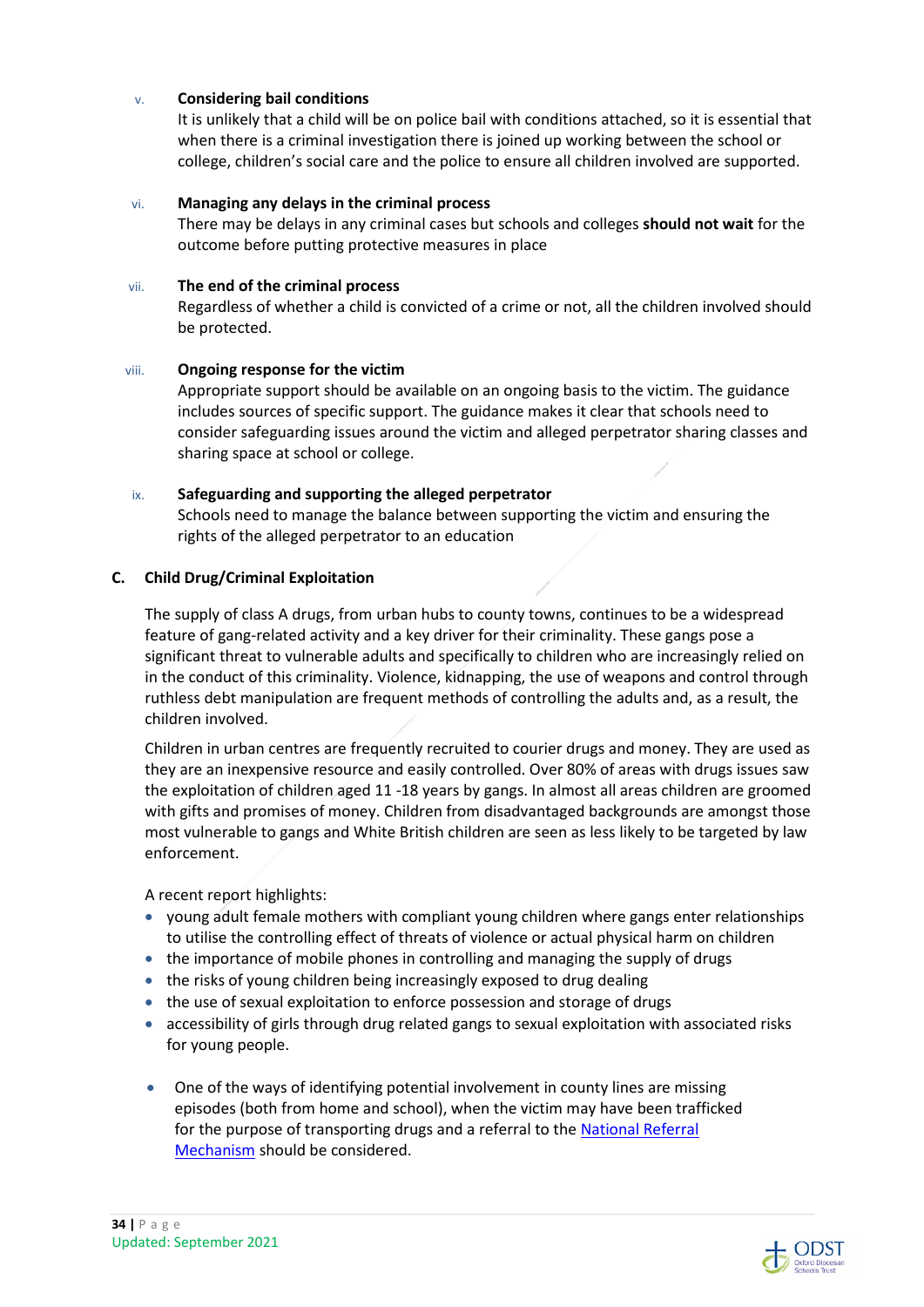v. **Considering bail conditions**
It is unlikely that a child will be on police bail with conditions attached, so it is essential that when there is a criminal investigation there is joined up working between the school or college, children's social care and the police to ensure all children involved are supported.

vi. **Managing any delays in the criminal process**
There may be delays in any criminal cases but schools and colleges **should not wait** for the outcome before putting protective measures in place

vii. **The end of the criminal process**
Regardless of whether a child is convicted of a crime or not, all the children involved should be protected.

viii. **Ongoing response for the victim**
Appropriate support should be available on an ongoing basis to the victim. The guidance includes sources of specific support. The guidance makes it clear that schools need to consider safeguarding issues around the victim and alleged perpetrator sharing classes and sharing space at school or college.

ix. **Safeguarding and supporting the alleged perpetrator**
Schools need to manage the balance between supporting the victim and ensuring the rights of the alleged perpetrator to an education

**C. Child Drug/Criminal Exploitation**

The supply of class A drugs, from urban hubs to county towns, continues to be a widespread feature of gang-related activity and a key driver for their criminality. These gangs pose a significant threat to vulnerable adults and specifically to children who are increasingly relied on in the conduct of this criminality. Violence, kidnapping, the use of weapons and control through ruthless debt manipulation are frequent methods of controlling the adults and, as a result, the children involved.

Children in urban centres are frequently recruited to courier drugs and money. They are used as they are an inexpensive resource and easily controlled. Over 80% of areas with drugs issues saw the exploitation of children aged 11 -18 years by gangs. In almost all areas children are groomed with gifts and promises of money. Children from disadvantaged backgrounds are amongst those most vulnerable to gangs and White British children are seen as less likely to be targeted by law enforcement.

A recent report highlights:

- young adult female mothers with compliant young children where gangs enter relationships to utilise the controlling effect of threats of violence or actual physical harm on children
- the importance of mobile phones in controlling and managing the supply of drugs
- the risks of young children being increasingly exposed to drug dealing
- the use of sexual exploitation to enforce possession and storage of drugs
- accessibility of girls through drug related gangs to sexual exploitation with associated risks for young people.

- One of the ways of identifying potential involvement in county lines are missing episodes (both from home and school), when the victim may have been trafficked for the purpose of transporting drugs and a referral to the National Referral Mechanism should be considered.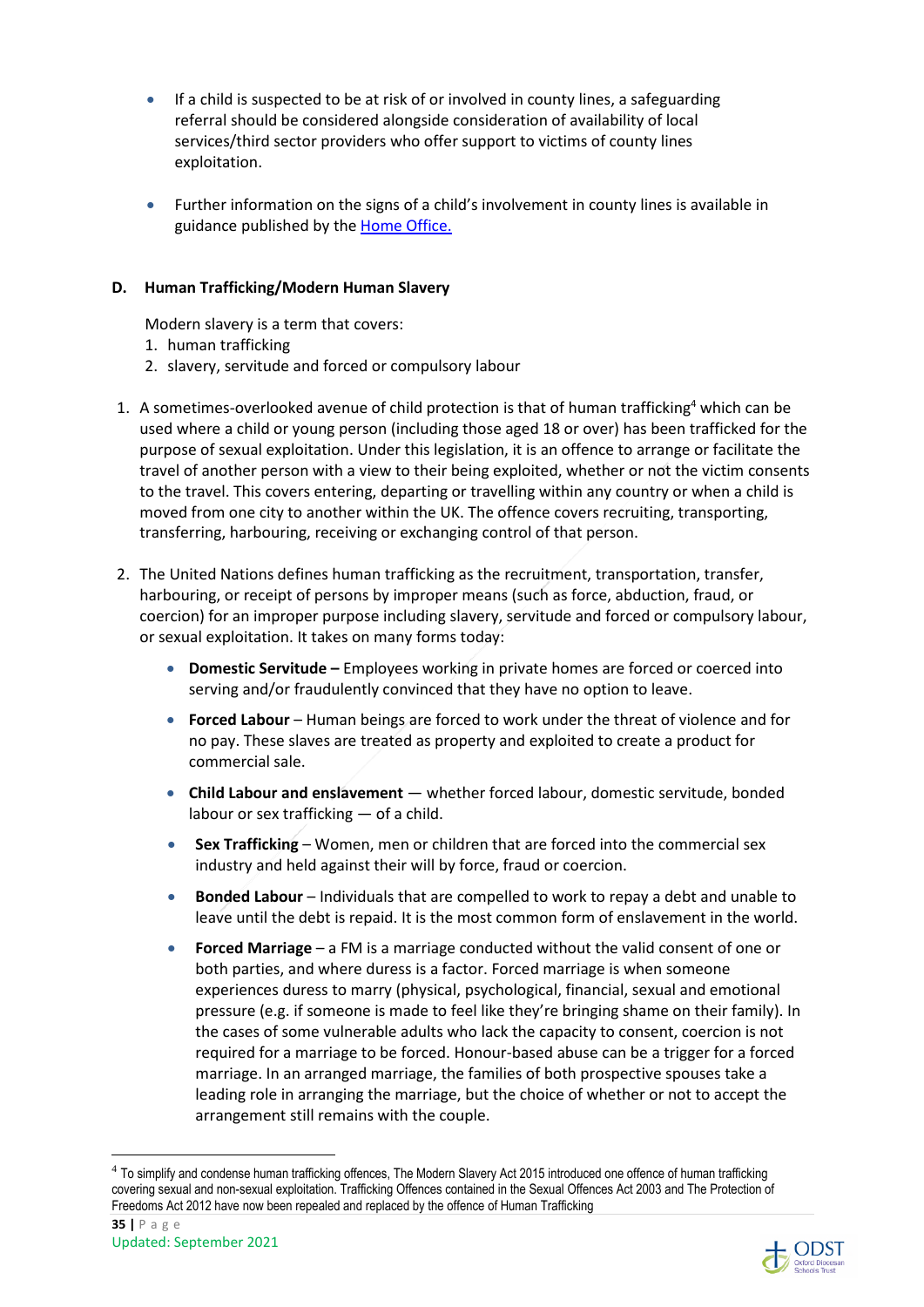- If a child is suspected to be at risk of or involved in county lines, a safeguarding referral should be considered alongside consideration of availability of local services/third sector providers who offer support to victims of county lines exploitation.

- Further information on the signs of a child's involvement in county lines is available in guidance published by the [Home Office.](#)

### D. Human Trafficking/Modern Human Slavery

Modern slavery is a term that covers:

1. human trafficking
2. slavery, servitude and forced or compulsory labour

1. A sometimes-overlooked avenue of child protection is that of human trafficking[4] which can be used where a child or young person (including those aged 18 or over) has been trafficked for the purpose of sexual exploitation. Under this legislation, it is an offence to arrange or facilitate the travel of another person with a view to their being exploited, whether or not the victim consents to the travel. This covers entering, departing or travelling within any country or when a child is moved from one city to another within the UK. The offence covers recruiting, transporting, transferring, harbouring, receiving or exchanging control of that person.

2. The United Nations defines human trafficking as the recruitment, transportation, transfer, harbouring, or receipt of persons by improper means (such as force, abduction, fraud, or coercion) for an improper purpose including slavery, servitude and forced or compulsory labour, or sexual exploitation. It takes on many forms today:

   - **Domestic Servitude –** Employees working in private homes are forced or coerced into serving and/or fraudulently convinced that they have no option to leave.

   - **Forced Labour** – Human beings are forced to work under the threat of violence and for no pay. These slaves are treated as property and exploited to create a product for commercial sale.

   - **Child Labour and enslavement** — whether forced labour, domestic servitude, bonded labour or sex trafficking — of a child.

   - **Sex Trafficking** – Women, men or children that are forced into the commercial sex industry and held against their will by force, fraud or coercion.

   - **Bonded Labour** – Individuals that are compelled to work to repay a debt and unable to leave until the debt is repaid. It is the most common form of enslavement in the world.

   - **Forced Marriage** – a FM is a marriage conducted without the valid consent of one or both parties, and where duress is a factor. Forced marriage is when someone experiences duress to marry (physical, psychological, financial, sexual and emotional pressure (e.g. if someone is made to feel like they're bringing shame on their family). In the cases of some vulnerable adults who lack the capacity to consent, coercion is not required for a marriage to be forced. Honour-based abuse can be a trigger for a forced marriage. In an arranged marriage, the families of both prospective spouses take a leading role in arranging the marriage, but the choice of whether or not to accept the arrangement still remains with the couple.

---

[4] To simplify and condense human trafficking offences, The Modern Slavery Act 2015 introduced one offence of human trafficking covering sexual and non-sexual exploitation. Trafficking Offences contained in the Sexual Offences Act 2003 and The Protection of Freedoms Act 2012 have now been repealed and replaced by the offence of Human Trafficking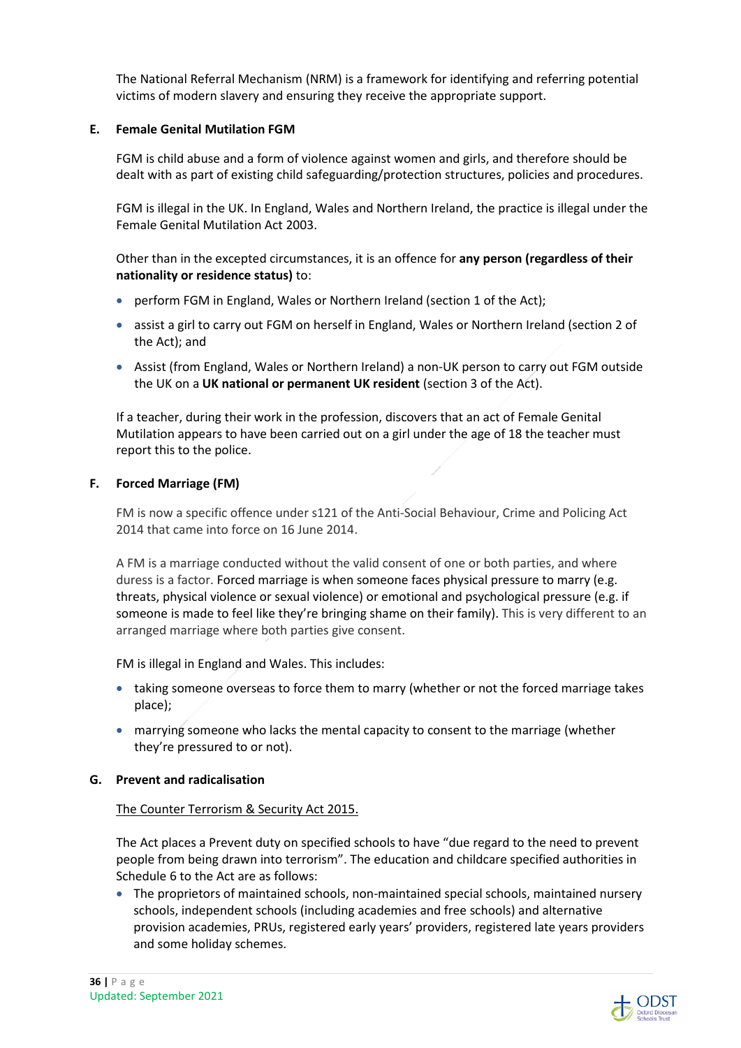The National Referral Mechanism (NRM) is a framework for identifying and referring potential victims of modern slavery and ensuring they receive the appropriate support.

### E. Female Genital Mutilation FGM

FGM is child abuse and a form of violence against women and girls, and therefore should be dealt with as part of existing child safeguarding/protection structures, policies and procedures.

FGM is illegal in the UK. In England, Wales and Northern Ireland, the practice is illegal under the Female Genital Mutilation Act 2003.

Other than in the excepted circumstances, it is an offence for **any person (regardless of their nationality or residence status)** to:

- perform FGM in England, Wales or Northern Ireland (section 1 of the Act);
- assist a girl to carry out FGM on herself in England, Wales or Northern Ireland (section 2 of the Act); and
- Assist (from England, Wales or Northern Ireland) a non-UK person to carry out FGM outside the UK on a **UK national or permanent UK resident** (section 3 of the Act).

If a teacher, during their work in the profession, discovers that an act of Female Genital Mutilation appears to have been carried out on a girl under the age of 18 the teacher must report this to the police.

### F. Forced Marriage (FM)

FM is now a specific offence under s121 of the Anti-Social Behaviour, Crime and Policing Act 2014 that came into force on 16 June 2014.

A FM is a marriage conducted without the valid consent of one or both parties, and where duress is a factor. Forced marriage is when someone faces physical pressure to marry (e.g. threats, physical violence or sexual violence) or emotional and psychological pressure (e.g. if someone is made to feel like they're bringing shame on their family). This is very different to an arranged marriage where both parties give consent.

FM is illegal in England and Wales. This includes:

- taking someone overseas to force them to marry (whether or not the forced marriage takes place);
- marrying someone who lacks the mental capacity to consent to the marriage (whether they're pressured to or not).

### G. Prevent and radicalisation

The Counter Terrorism & Security Act 2015.

The Act places a Prevent duty on specified schools to have "due regard to the need to prevent people from being drawn into terrorism". The education and childcare specified authorities in Schedule 6 to the Act are as follows:

- The proprietors of maintained schools, non-maintained special schools, maintained nursery schools, independent schools (including academies and free schools) and alternative provision academies, PRUs, registered early years' providers, registered late years providers and some holiday schemes.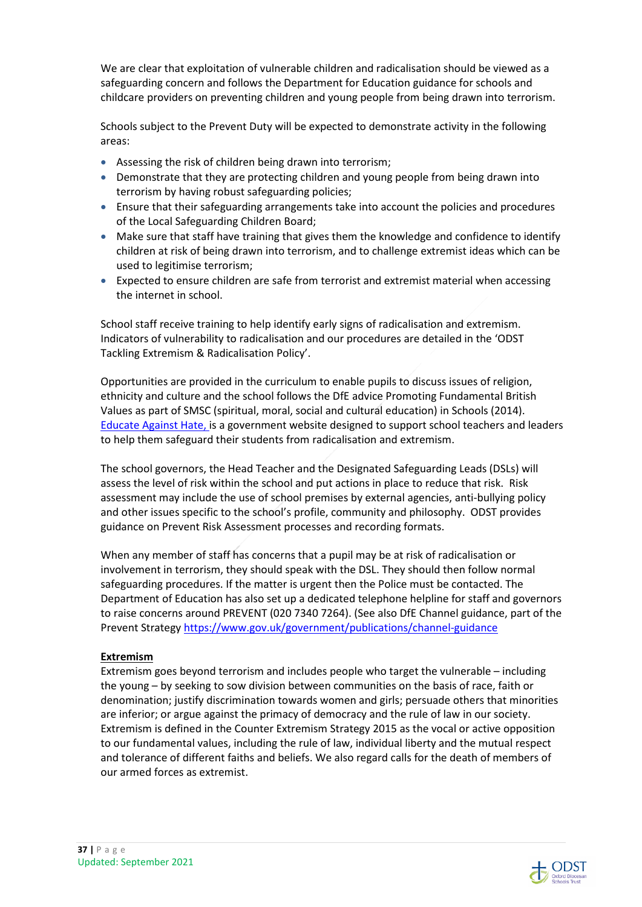We are clear that exploitation of vulnerable children and radicalisation should be viewed as a safeguarding concern and follows the Department for Education guidance for schools and childcare providers on preventing children and young people from being drawn into terrorism.

Schools subject to the Prevent Duty will be expected to demonstrate activity in the following areas:

- Assessing the risk of children being drawn into terrorism;
- Demonstrate that they are protecting children and young people from being drawn into terrorism by having robust safeguarding policies;
- Ensure that their safeguarding arrangements take into account the policies and procedures of the Local Safeguarding Children Board;
- Make sure that staff have training that gives them the knowledge and confidence to identify children at risk of being drawn into terrorism, and to challenge extremist ideas which can be used to legitimise terrorism;
- Expected to ensure children are safe from terrorist and extremist material when accessing the internet in school.

School staff receive training to help identify early signs of radicalisation and extremism. Indicators of vulnerability to radicalisation and our procedures are detailed in the 'ODST Tackling Extremism & Radicalisation Policy'.

Opportunities are provided in the curriculum to enable pupils to discuss issues of religion, ethnicity and culture and the school follows the DfE advice Promoting Fundamental British Values as part of SMSC (spiritual, moral, social and cultural education) in Schools (2014). Educate Against Hate, is a government website designed to support school teachers and leaders to help them safeguard their students from radicalisation and extremism.

The school governors, the Head Teacher and the Designated Safeguarding Leads (DSLs) will assess the level of risk within the school and put actions in place to reduce that risk. Risk assessment may include the use of school premises by external agencies, anti-bullying policy and other issues specific to the school's profile, community and philosophy. ODST provides guidance on Prevent Risk Assessment processes and recording formats.

When any member of staff has concerns that a pupil may be at risk of radicalisation or involvement in terrorism, they should speak with the DSL. They should then follow normal safeguarding procedures. If the matter is urgent then the Police must be contacted. The Department of Education has also set up a dedicated telephone helpline for staff and governors to raise concerns around PREVENT (020 7340 7264). (See also DfE Channel guidance, part of the Prevent Strategy https://www.gov.uk/government/publications/channel-guidance

**Extremism**

Extremism goes beyond terrorism and includes people who target the vulnerable – including the young – by seeking to sow division between communities on the basis of race, faith or denomination; justify discrimination towards women and girls; persuade others that minorities are inferior; or argue against the primacy of democracy and the rule of law in our society. Extremism is defined in the Counter Extremism Strategy 2015 as the vocal or active opposition to our fundamental values, including the rule of law, individual liberty and the mutual respect and tolerance of different faiths and beliefs. We also regard calls for the death of members of our armed forces as extremist.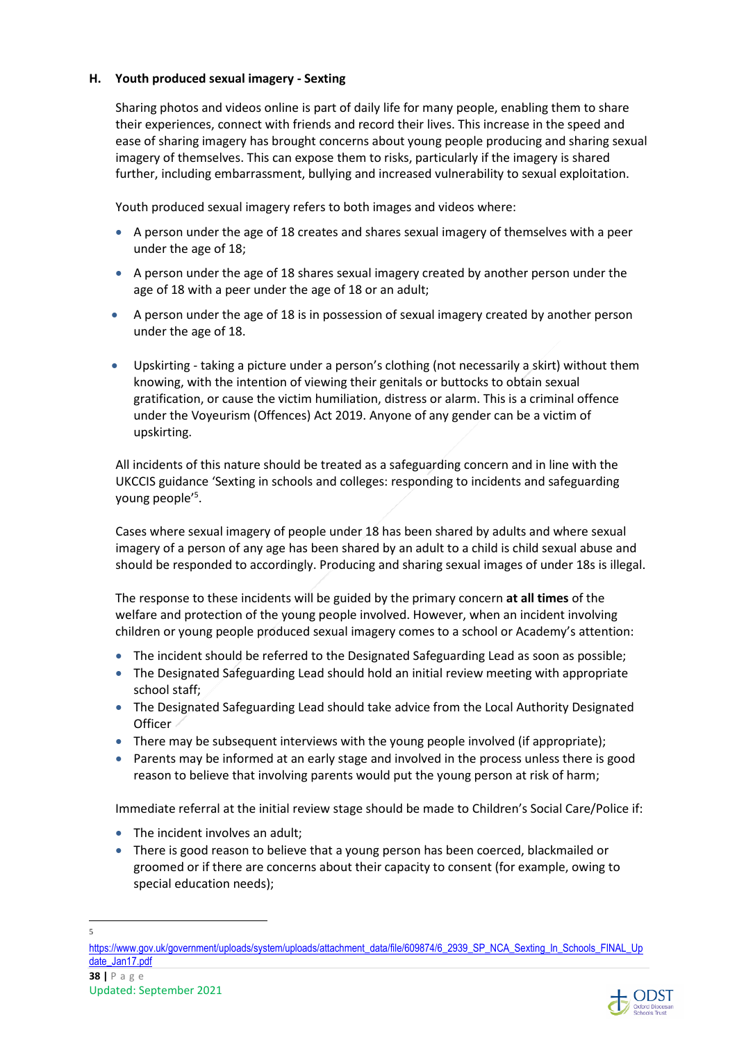#### H. Youth produced sexual imagery - Sexting

Sharing photos and videos online is part of daily life for many people, enabling them to share their experiences, connect with friends and record their lives. This increase in the speed and ease of sharing imagery has brought concerns about young people producing and sharing sexual imagery of themselves. This can expose them to risks, particularly if the imagery is shared further, including embarrassment, bullying and increased vulnerability to sexual exploitation.

Youth produced sexual imagery refers to both images and videos where:

- A person under the age of 18 creates and shares sexual imagery of themselves with a peer under the age of 18;
- A person under the age of 18 shares sexual imagery created by another person under the age of 18 with a peer under the age of 18 or an adult;
- A person under the age of 18 is in possession of sexual imagery created by another person under the age of 18.
- Upskirting - taking a picture under a person's clothing (not necessarily a skirt) without them knowing, with the intention of viewing their genitals or buttocks to obtain sexual gratification, or cause the victim humiliation, distress or alarm. This is a criminal offence under the Voyeurism (Offences) Act 2019. Anyone of any gender can be a victim of upskirting.

All incidents of this nature should be treated as a safeguarding concern and in line with the UKCCIS guidance 'Sexting in schools and colleges: responding to incidents and safeguarding young people'[5].

Cases where sexual imagery of people under 18 has been shared by adults and where sexual imagery of a person of any age has been shared by an adult to a child is child sexual abuse and should be responded to accordingly. Producing and sharing sexual images of under 18s is illegal.

The response to these incidents will be guided by the primary concern **at all times** of the welfare and protection of the young people involved. However, when an incident involving children or young people produced sexual imagery comes to a school or Academy's attention:

- The incident should be referred to the Designated Safeguarding Lead as soon as possible;
- The Designated Safeguarding Lead should hold an initial review meeting with appropriate school staff;
- The Designated Safeguarding Lead should take advice from the Local Authority Designated Officer
- There may be subsequent interviews with the young people involved (if appropriate);
- Parents may be informed at an early stage and involved in the process unless there is good reason to believe that involving parents would put the young person at risk of harm;

Immediate referral at the initial review stage should be made to Children's Social Care/Police if:

- The incident involves an adult;
- There is good reason to believe that a young person has been coerced, blackmailed or groomed or if there are concerns about their capacity to consent (for example, owing to special education needs);

---

[5] https://www.gov.uk/government/uploads/system/uploads/attachment_data/file/609874/6_2939_SP_NCA_Sexting_In_Schools_FINAL_Update_Jan17.pdf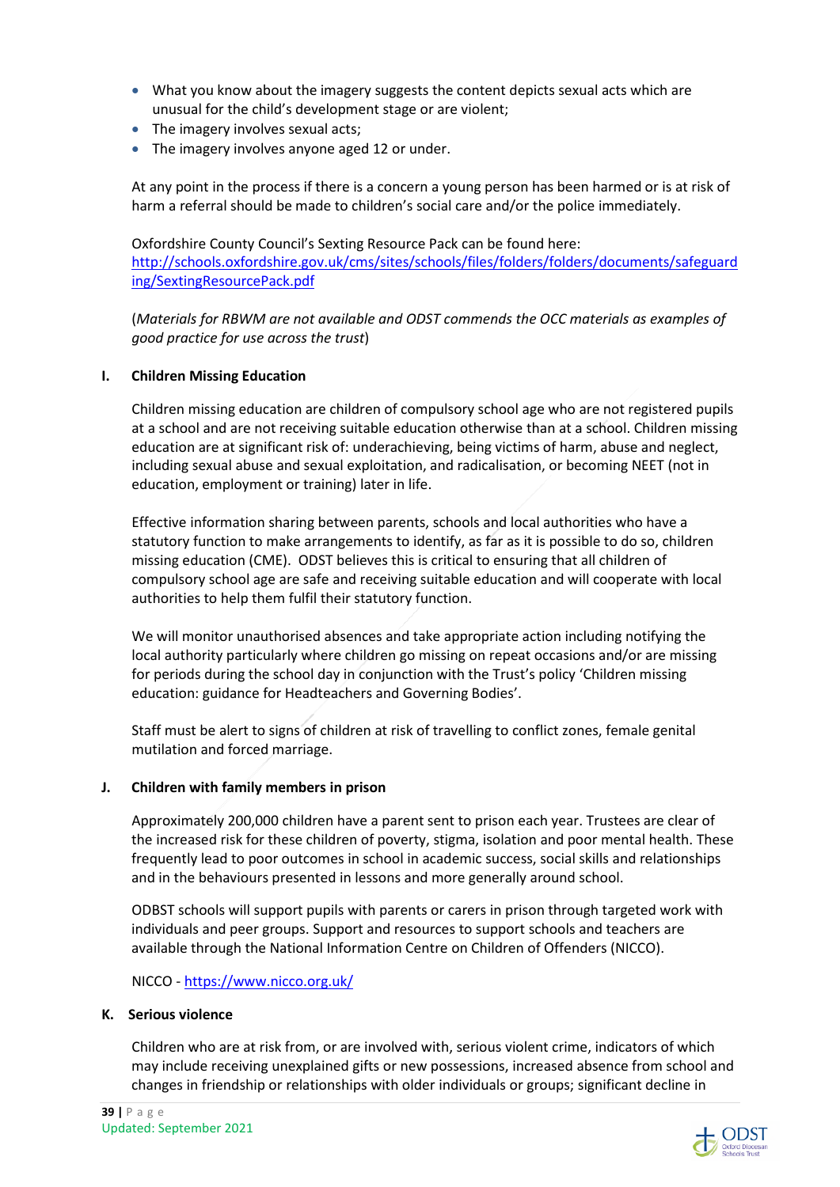- What you know about the imagery suggests the content depicts sexual acts which are unusual for the child's development stage or are violent;
- The imagery involves sexual acts;
- The imagery involves anyone aged 12 or under.

At any point in the process if there is a concern a young person has been harmed or is at risk of harm a referral should be made to children's social care and/or the police immediately.

Oxfordshire County Council's Sexting Resource Pack can be found here:
http://schools.oxfordshire.gov.uk/cms/sites/schools/files/folders/folders/documents/safeguarding/SextingResourcePack.pdf

(*Materials for RBWM are not available and ODST commends the OCC materials as examples of good practice for use across the trust*)

### I. Children Missing Education

Children missing education are children of compulsory school age who are not registered pupils at a school and are not receiving suitable education otherwise than at a school. Children missing education are at significant risk of: underachieving, being victims of harm, abuse and neglect, including sexual abuse and sexual exploitation, and radicalisation, or becoming NEET (not in education, employment or training) later in life.

Effective information sharing between parents, schools and local authorities who have a statutory function to make arrangements to identify, as far as it is possible to do so, children missing education (CME). ODST believes this is critical to ensuring that all children of compulsory school age are safe and receiving suitable education and will cooperate with local authorities to help them fulfil their statutory function.

We will monitor unauthorised absences and take appropriate action including notifying the local authority particularly where children go missing on repeat occasions and/or are missing for periods during the school day in conjunction with the Trust's policy 'Children missing education: guidance for Headteachers and Governing Bodies'.

Staff must be alert to signs of children at risk of travelling to conflict zones, female genital mutilation and forced marriage.

### J. Children with family members in prison

Approximately 200,000 children have a parent sent to prison each year. Trustees are clear of the increased risk for these children of poverty, stigma, isolation and poor mental health. These frequently lead to poor outcomes in school in academic success, social skills and relationships and in the behaviours presented in lessons and more generally around school.

ODBST schools will support pupils with parents or carers in prison through targeted work with individuals and peer groups. Support and resources to support schools and teachers are available through the National Information Centre on Children of Offenders (NICCO).

NICCO - https://www.nicco.org.uk/

### K. Serious violence

Children who are at risk from, or are involved with, serious violent crime, indicators of which may include receiving unexplained gifts or new possessions, increased absence from school and changes in friendship or relationships with older individuals or groups; significant decline in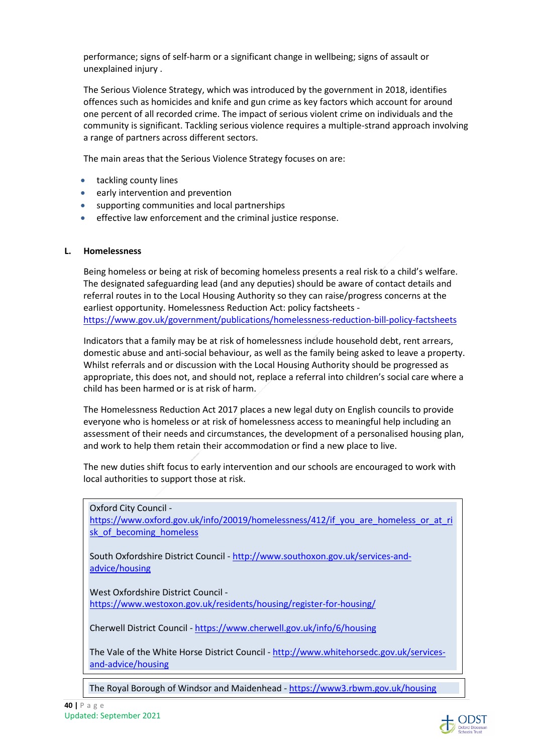performance; signs of self-harm or a significant change in wellbeing; signs of assault or unexplained injury .

The Serious Violence Strategy, which was introduced by the government in 2018, identifies offences such as homicides and knife and gun crime as key factors which account for around one percent of all recorded crime. The impact of serious violent crime on individuals and the community is significant. Tackling serious violence requires a multiple-strand approach involving a range of partners across different sectors.

The main areas that the Serious Violence Strategy focuses on are:

- tackling county lines
- early intervention and prevention
- supporting communities and local partnerships
- effective law enforcement and the criminal justice response.

### L. Homelessness

Being homeless or being at risk of becoming homeless presents a real risk to a child's welfare. The designated safeguarding lead (and any deputies) should be aware of contact details and referral routes in to the Local Housing Authority so they can raise/progress concerns at the earliest opportunity. Homelessness Reduction Act: policy factsheets - https://www.gov.uk/government/publications/homelessness-reduction-bill-policy-factsheets

Indicators that a family may be at risk of homelessness include household debt, rent arrears, domestic abuse and anti-social behaviour, as well as the family being asked to leave a property. Whilst referrals and or discussion with the Local Housing Authority should be progressed as appropriate, this does not, and should not, replace a referral into children's social care where a child has been harmed or is at risk of harm.

The Homelessness Reduction Act 2017 places a new legal duty on English councils to provide everyone who is homeless or at risk of homelessness access to meaningful help including an assessment of their needs and circumstances, the development of a personalised housing plan, and work to help them retain their accommodation or find a new place to live.

The new duties shift focus to early intervention and our schools are encouraged to work with local authorities to support those at risk.

Oxford City Council - https://www.oxford.gov.uk/info/20019/homelessness/412/if_you_are_homeless_or_at_risk_of_becoming_homeless

South Oxfordshire District Council - http://www.southoxon.gov.uk/services-and-advice/housing

West Oxfordshire District Council - https://www.westoxon.gov.uk/residents/housing/register-for-housing/

Cherwell District Council - https://www.cherwell.gov.uk/info/6/housing

The Vale of the White Horse District Council - http://www.whitehorsedc.gov.uk/services-and-advice/housing

The Royal Borough of Windsor and Maidenhead - https://www3.rbwm.gov.uk/housing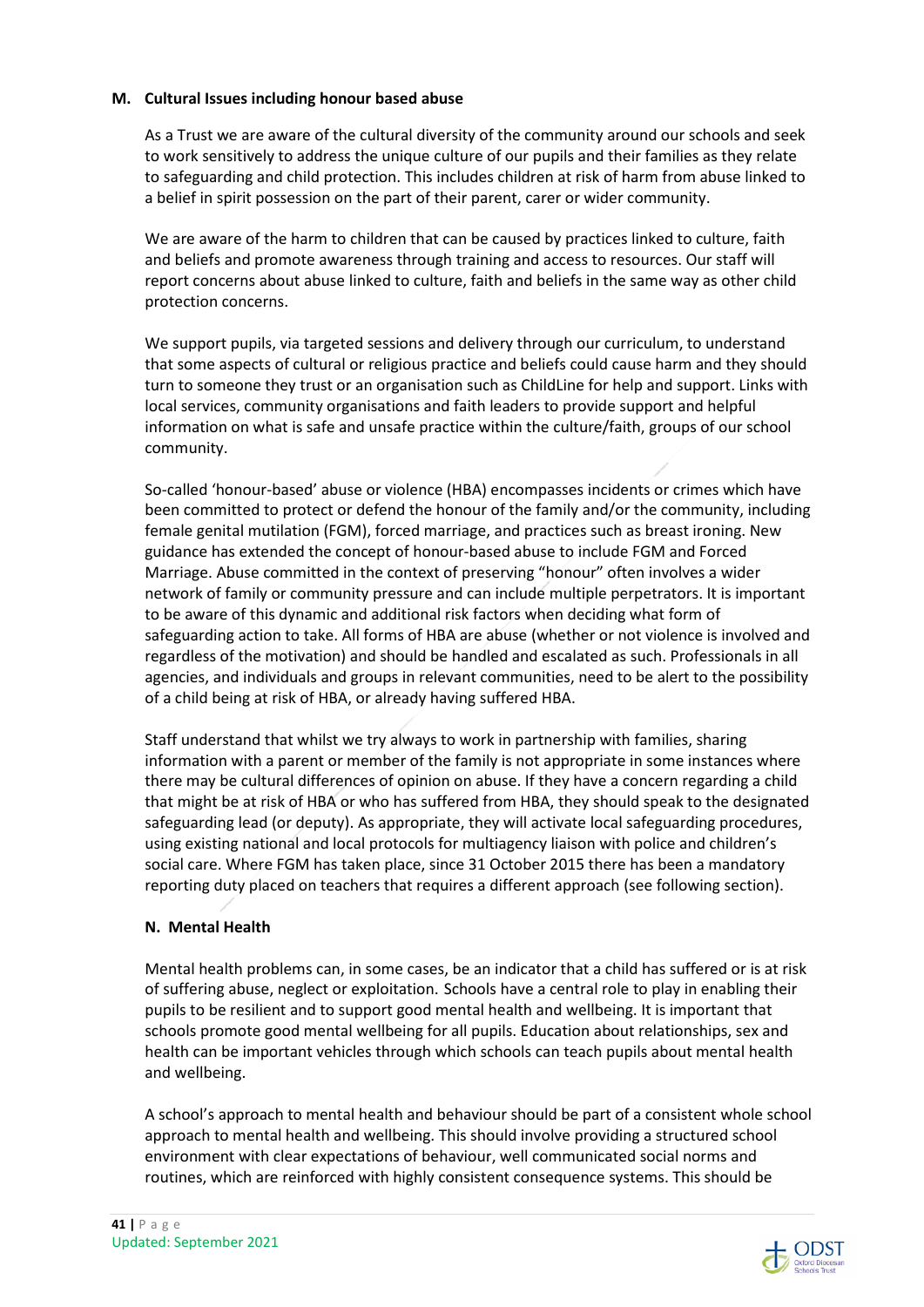### M. Cultural Issues including honour based abuse

As a Trust we are aware of the cultural diversity of the community around our schools and seek to work sensitively to address the unique culture of our pupils and their families as they relate to safeguarding and child protection. This includes children at risk of harm from abuse linked to a belief in spirit possession on the part of their parent, carer or wider community.

We are aware of the harm to children that can be caused by practices linked to culture, faith and beliefs and promote awareness through training and access to resources. Our staff will report concerns about abuse linked to culture, faith and beliefs in the same way as other child protection concerns.

We support pupils, via targeted sessions and delivery through our curriculum, to understand that some aspects of cultural or religious practice and beliefs could cause harm and they should turn to someone they trust or an organisation such as ChildLine for help and support. Links with local services, community organisations and faith leaders to provide support and helpful information on what is safe and unsafe practice within the culture/faith, groups of our school community.

So-called 'honour-based' abuse or violence (HBA) encompasses incidents or crimes which have been committed to protect or defend the honour of the family and/or the community, including female genital mutilation (FGM), forced marriage, and practices such as breast ironing. New guidance has extended the concept of honour-based abuse to include FGM and Forced Marriage. Abuse committed in the context of preserving "honour" often involves a wider network of family or community pressure and can include multiple perpetrators. It is important to be aware of this dynamic and additional risk factors when deciding what form of safeguarding action to take. All forms of HBA are abuse (whether or not violence is involved and regardless of the motivation) and should be handled and escalated as such. Professionals in all agencies, and individuals and groups in relevant communities, need to be alert to the possibility of a child being at risk of HBA, or already having suffered HBA.

Staff understand that whilst we try always to work in partnership with families, sharing information with a parent or member of the family is not appropriate in some instances where there may be cultural differences of opinion on abuse. If they have a concern regarding a child that might be at risk of HBA or who has suffered from HBA, they should speak to the designated safeguarding lead (or deputy). As appropriate, they will activate local safeguarding procedures, using existing national and local protocols for multiagency liaison with police and children's social care. Where FGM has taken place, since 31 October 2015 there has been a mandatory reporting duty placed on teachers that requires a different approach (see following section).

### N. Mental Health

Mental health problems can, in some cases, be an indicator that a child has suffered or is at risk of suffering abuse, neglect or exploitation. Schools have a central role to play in enabling their pupils to be resilient and to support good mental health and wellbeing. It is important that schools promote good mental wellbeing for all pupils. Education about relationships, sex and health can be important vehicles through which schools can teach pupils about mental health and wellbeing.

A school's approach to mental health and behaviour should be part of a consistent whole school approach to mental health and wellbeing. This should involve providing a structured school environment with clear expectations of behaviour, well communicated social norms and routines, which are reinforced with highly consistent consequence systems. This should be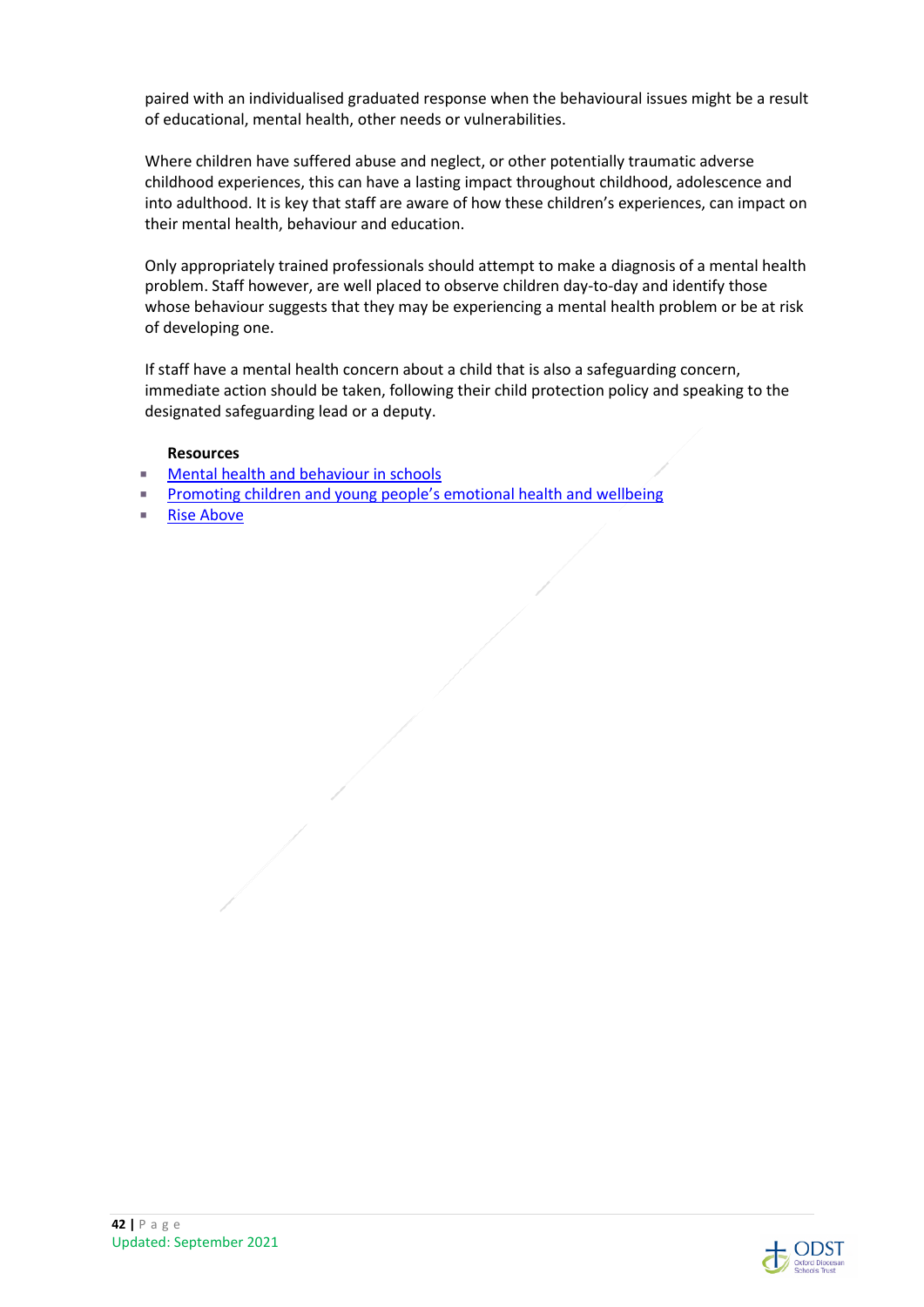paired with an individualised graduated response when the behavioural issues might be a result of educational, mental health, other needs or vulnerabilities.

Where children have suffered abuse and neglect, or other potentially traumatic adverse childhood experiences, this can have a lasting impact throughout childhood, adolescence and into adulthood. It is key that staff are aware of how these children's experiences, can impact on their mental health, behaviour and education.

Only appropriately trained professionals should attempt to make a diagnosis of a mental health problem. Staff however, are well placed to observe children day-to-day and identify those whose behaviour suggests that they may be experiencing a mental health problem or be at risk of developing one.

If staff have a mental health concern about a child that is also a safeguarding concern, immediate action should be taken, following their child protection policy and speaking to the designated safeguarding lead or a deputy.

**Resources**

- Mental health and behaviour in schools
- Promoting children and young people's emotional health and wellbeing
- Rise Above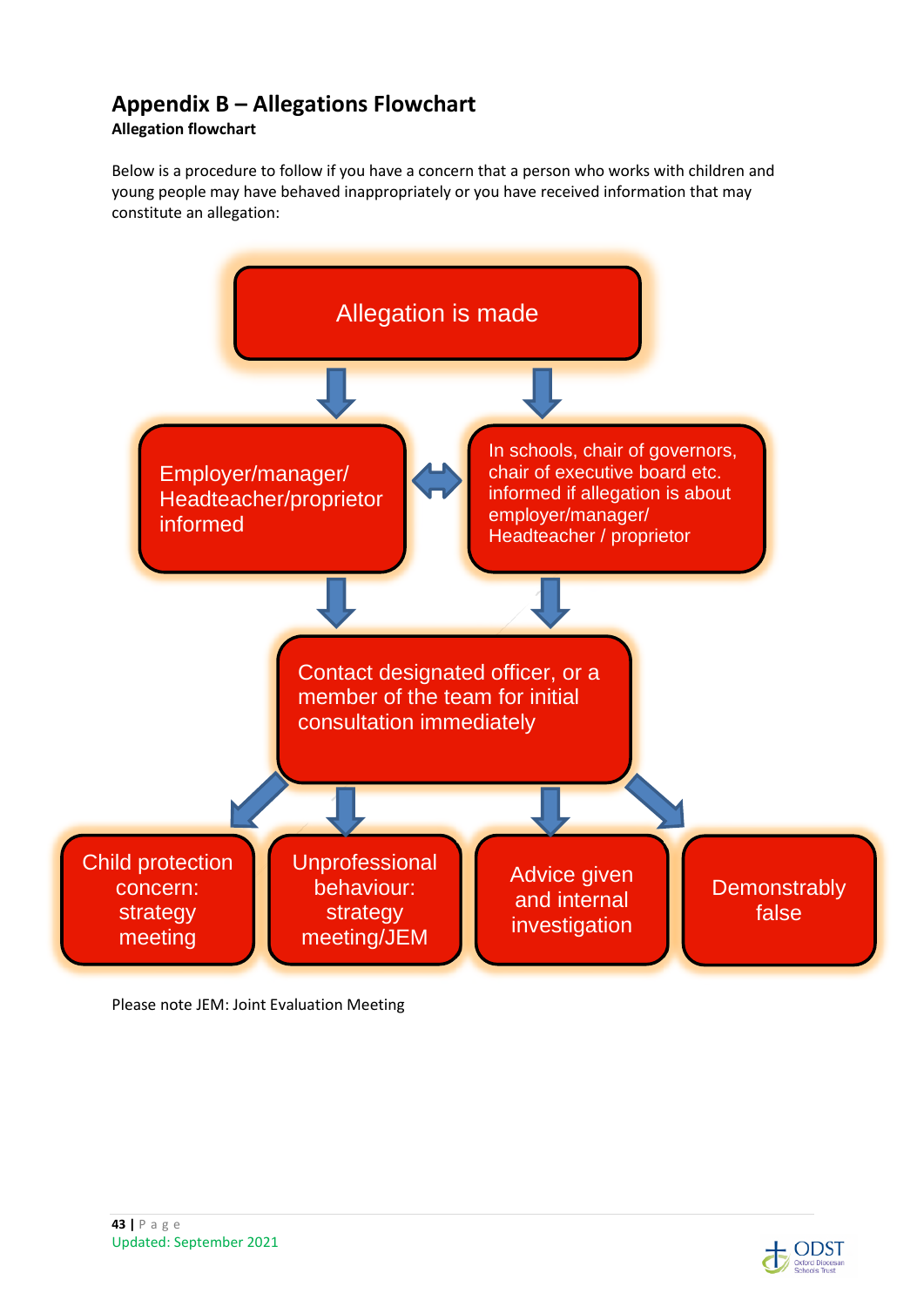# Appendix B – Allegations Flowchart

**Allegation flowchart**

Below is a procedure to follow if you have a concern that a person who works with children and young people may have behaved inappropriately or you have received information that may constitute an allegation:

Allegation is made

↓

Employer/manager/ Headteacher/proprietor informed ↔ In schools, chair of governors, chair of executive board etc. informed if allegation is about employer/manager/ Headteacher / proprietor

↓

Contact designated officer, or a member of the team for initial consultation immediately

↓

- Child protection concern: strategy meeting
- Unprofessional behaviour: strategy meeting/JEM
- Advice given and internal investigation
- Demonstrably false

Please note JEM: Joint Evaluation Meeting

Updated: September 2021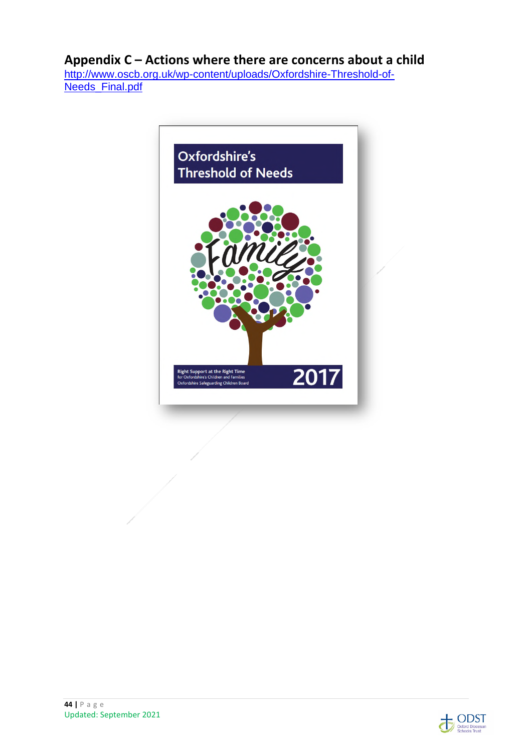## Appendix C – Actions where there are concerns about a child

http://www.oscb.org.uk/wp-content/uploads/Oxfordshire-Threshold-of-Needs_Final.pdf

Oxfordshire's Threshold of Needs

Family

Right Support at the Right Time for Oxfordshire's Children and Families

Oxfordshire Safeguarding Children Board

2017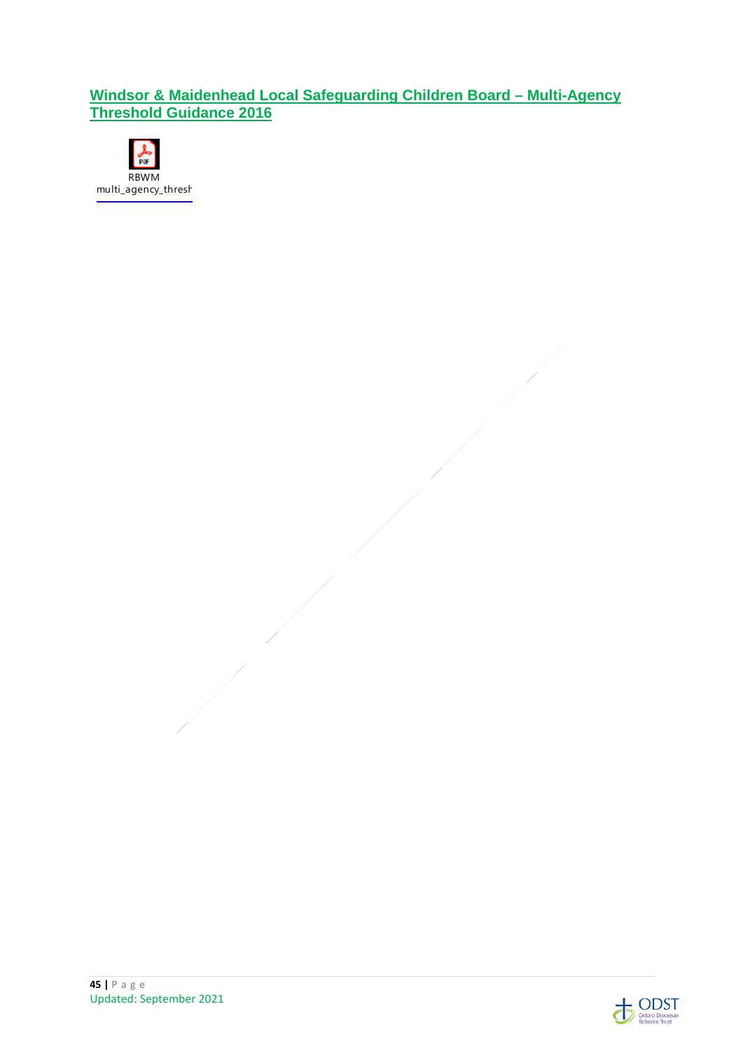## Windsor & Maidenhead Local Safeguarding Children Board – Multi-Agency Threshold Guidance 2016

RBWM multi_agency_thresh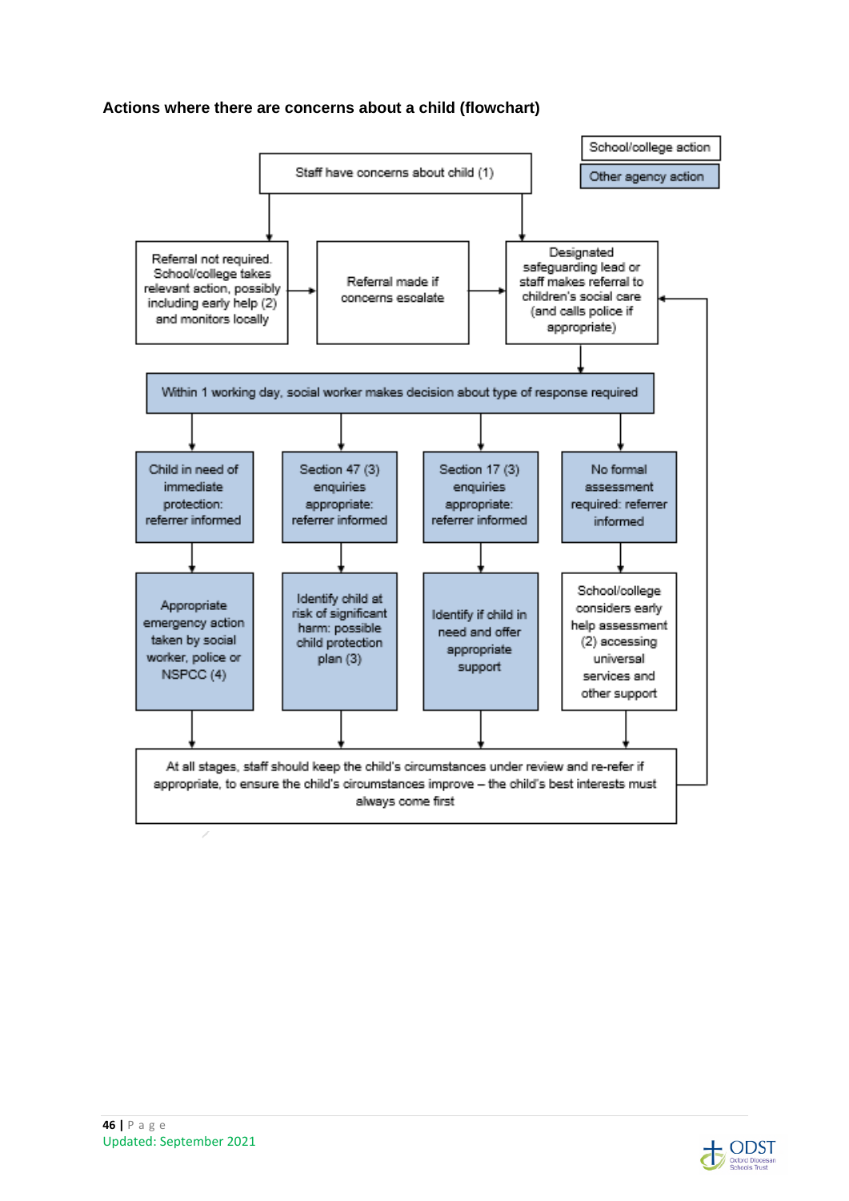### Actions where there are concerns about a child (flowchart)

School/college action

Other agency action

Staff have concerns about child (1)

Referral not required. School/college takes relevant action, possibly including early help (2) and monitors locally

Referral made if concerns escalate

Designated safeguarding lead or staff makes referral to children's social care (and calls police if appropriate)

Within 1 working day, social worker makes decision about type of response required

Child in need of immediate protection: referrer informed

Section 47 (3) enquiries appropriate: referrer informed

Section 17 (3) enquiries appropriate: referrer informed

No formal assessment required: referrer informed

Appropriate emergency action taken by social worker, police or NSPCC (4)

Identify child at risk of significant harm: possible child protection plan (3)

Identify if child in need and offer appropriate support

School/college considers early help assessment (2) accessing universal services and other support

At all stages, staff should keep the child's circumstances under review and re-refer if appropriate, to ensure the child's circumstances improve – the child's best interests must always come first

Updated: September 2021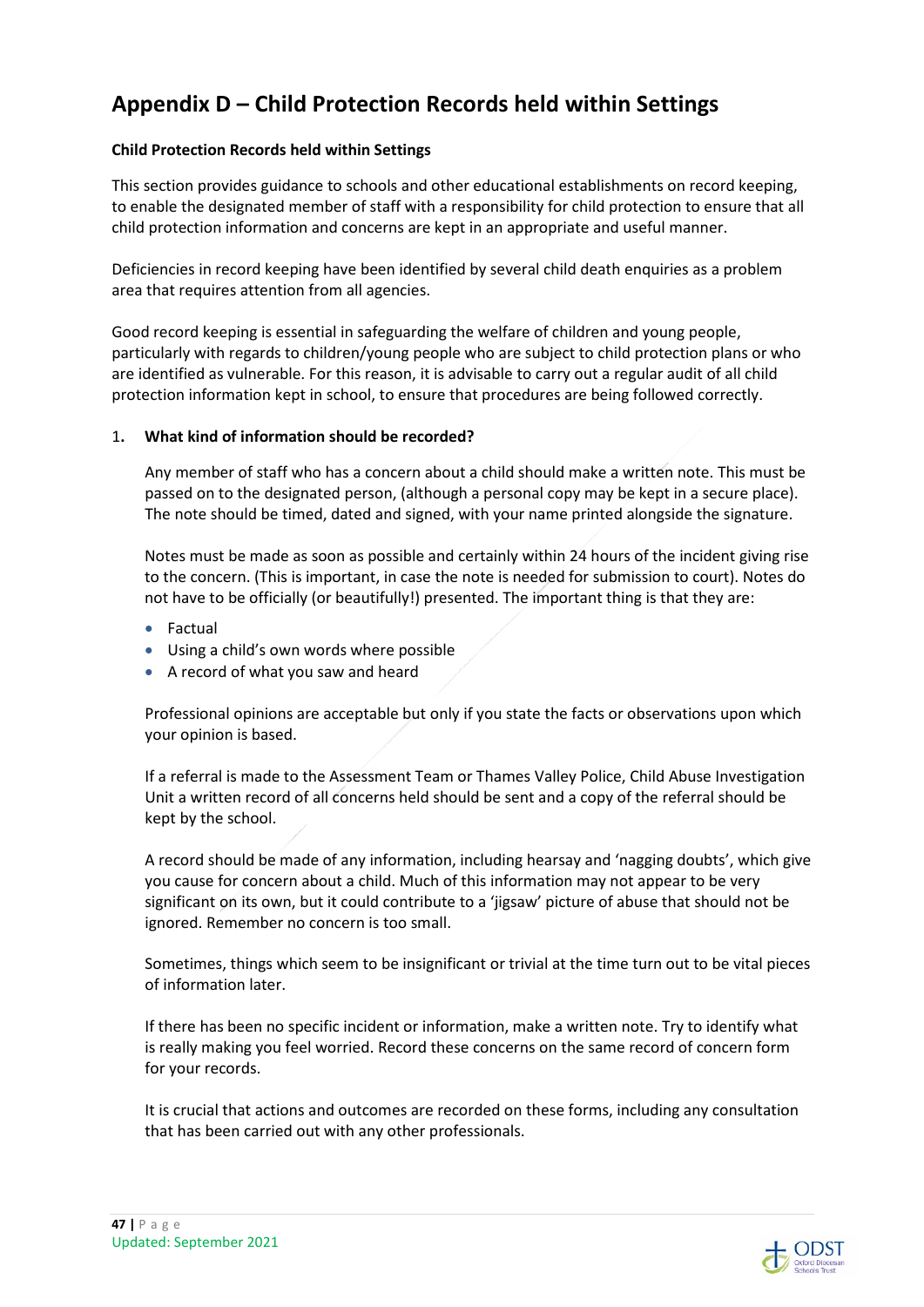# Appendix D – Child Protection Records held within Settings

**Child Protection Records held within Settings**

This section provides guidance to schools and other educational establishments on record keeping, to enable the designated member of staff with a responsibility for child protection to ensure that all child protection information and concerns are kept in an appropriate and useful manner.

Deficiencies in record keeping have been identified by several child death enquiries as a problem area that requires attention from all agencies.

Good record keeping is essential in safeguarding the welfare of children and young people, particularly with regards to children/young people who are subject to child protection plans or who are identified as vulnerable. For this reason, it is advisable to carry out a regular audit of all child protection information kept in school, to ensure that procedures are being followed correctly.

1. **What kind of information should be recorded?**

   Any member of staff who has a concern about a child should make a written note. This must be passed on to the designated person, (although a personal copy may be kept in a secure place). The note should be timed, dated and signed, with your name printed alongside the signature.

   Notes must be made as soon as possible and certainly within 24 hours of the incident giving rise to the concern. (This is important, in case the note is needed for submission to court). Notes do not have to be officially (or beautifully!) presented. The important thing is that they are:

   - Factual
   - Using a child's own words where possible
   - A record of what you saw and heard

   Professional opinions are acceptable but only if you state the facts or observations upon which your opinion is based.

   If a referral is made to the Assessment Team or Thames Valley Police, Child Abuse Investigation Unit a written record of all concerns held should be sent and a copy of the referral should be kept by the school.

   A record should be made of any information, including hearsay and 'nagging doubts', which give you cause for concern about a child. Much of this information may not appear to be very significant on its own, but it could contribute to a 'jigsaw' picture of abuse that should not be ignored. Remember no concern is too small.

   Sometimes, things which seem to be insignificant or trivial at the time turn out to be vital pieces of information later.

   If there has been no specific incident or information, make a written note. Try to identify what is really making you feel worried. Record these concerns on the same record of concern form for your records.

   It is crucial that actions and outcomes are recorded on these forms, including any consultation that has been carried out with any other professionals.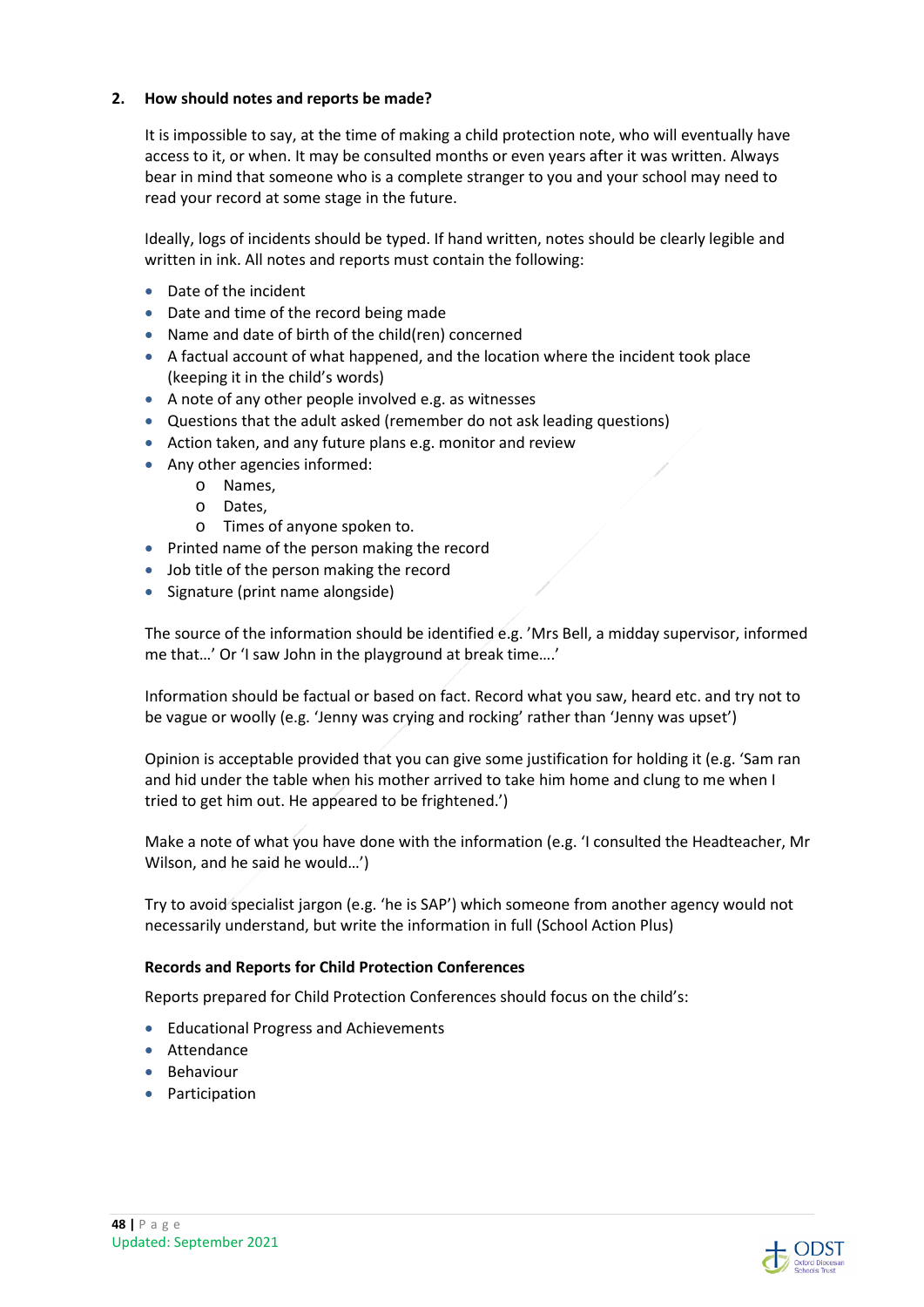## 2. How should notes and reports be made?

It is impossible to say, at the time of making a child protection note, who will eventually have access to it, or when. It may be consulted months or even years after it was written. Always bear in mind that someone who is a complete stranger to you and your school may need to read your record at some stage in the future.

Ideally, logs of incidents should be typed. If hand written, notes should be clearly legible and written in ink. All notes and reports must contain the following:

- Date of the incident
- Date and time of the record being made
- Name and date of birth of the child(ren) concerned
- A factual account of what happened, and the location where the incident took place (keeping it in the child's words)
- A note of any other people involved e.g. as witnesses
- Questions that the adult asked (remember do not ask leading questions)
- Action taken, and any future plans e.g. monitor and review
- Any other agencies informed:
    - Names,
    - Dates,
    - Times of anyone spoken to.
- Printed name of the person making the record
- Job title of the person making the record
- Signature (print name alongside)

The source of the information should be identified e.g. 'Mrs Bell, a midday supervisor, informed me that…' Or 'I saw John in the playground at break time….'

Information should be factual or based on fact. Record what you saw, heard etc. and try not to be vague or woolly (e.g. 'Jenny was crying and rocking' rather than 'Jenny was upset')

Opinion is acceptable provided that you can give some justification for holding it (e.g. 'Sam ran and hid under the table when his mother arrived to take him home and clung to me when I tried to get him out. He appeared to be frightened.')

Make a note of what you have done with the information (e.g. 'I consulted the Headteacher, Mr Wilson, and he said he would…')

Try to avoid specialist jargon (e.g. 'he is SAP') which someone from another agency would not necessarily understand, but write the information in full (School Action Plus)

### Records and Reports for Child Protection Conferences

Reports prepared for Child Protection Conferences should focus on the child's:

- Educational Progress and Achievements
- Attendance
- Behaviour
- Participation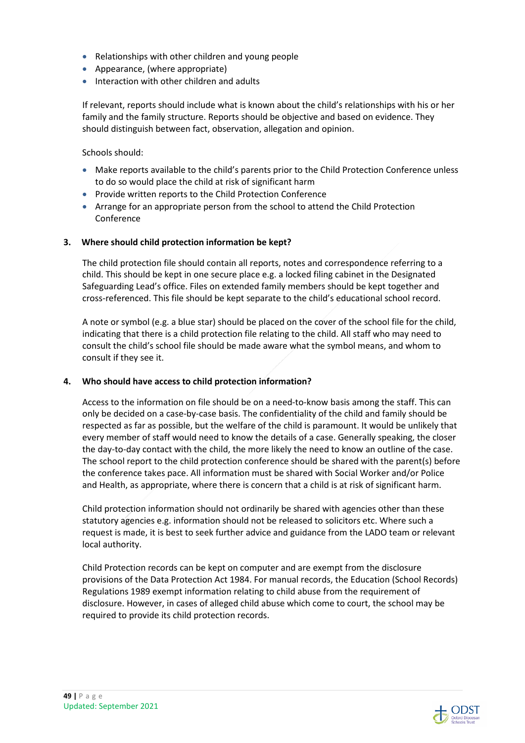- Relationships with other children and young people
- Appearance, (where appropriate)
- Interaction with other children and adults

If relevant, reports should include what is known about the child's relationships with his or her family and the family structure. Reports should be objective and based on evidence. They should distinguish between fact, observation, allegation and opinion.

Schools should:

- Make reports available to the child's parents prior to the Child Protection Conference unless to do so would place the child at risk of significant harm
- Provide written reports to the Child Protection Conference
- Arrange for an appropriate person from the school to attend the Child Protection Conference

**3. Where should child protection information be kept?**

The child protection file should contain all reports, notes and correspondence referring to a child. This should be kept in one secure place e.g. a locked filing cabinet in the Designated Safeguarding Lead's office. Files on extended family members should be kept together and cross-referenced. This file should be kept separate to the child's educational school record.

A note or symbol (e.g. a blue star) should be placed on the cover of the school file for the child, indicating that there is a child protection file relating to the child. All staff who may need to consult the child's school file should be made aware what the symbol means, and whom to consult if they see it.

**4. Who should have access to child protection information?**

Access to the information on file should be on a need-to-know basis among the staff. This can only be decided on a case-by-case basis. The confidentiality of the child and family should be respected as far as possible, but the welfare of the child is paramount. It would be unlikely that every member of staff would need to know the details of a case. Generally speaking, the closer the day-to-day contact with the child, the more likely the need to know an outline of the case. The school report to the child protection conference should be shared with the parent(s) before the conference takes pace. All information must be shared with Social Worker and/or Police and Health, as appropriate, where there is concern that a child is at risk of significant harm.

Child protection information should not ordinarily be shared with agencies other than these statutory agencies e.g. information should not be released to solicitors etc. Where such a request is made, it is best to seek further advice and guidance from the LADO team or relevant local authority.

Child Protection records can be kept on computer and are exempt from the disclosure provisions of the Data Protection Act 1984. For manual records, the Education (School Records) Regulations 1989 exempt information relating to child abuse from the requirement of disclosure. However, in cases of alleged child abuse which come to court, the school may be required to provide its child protection records.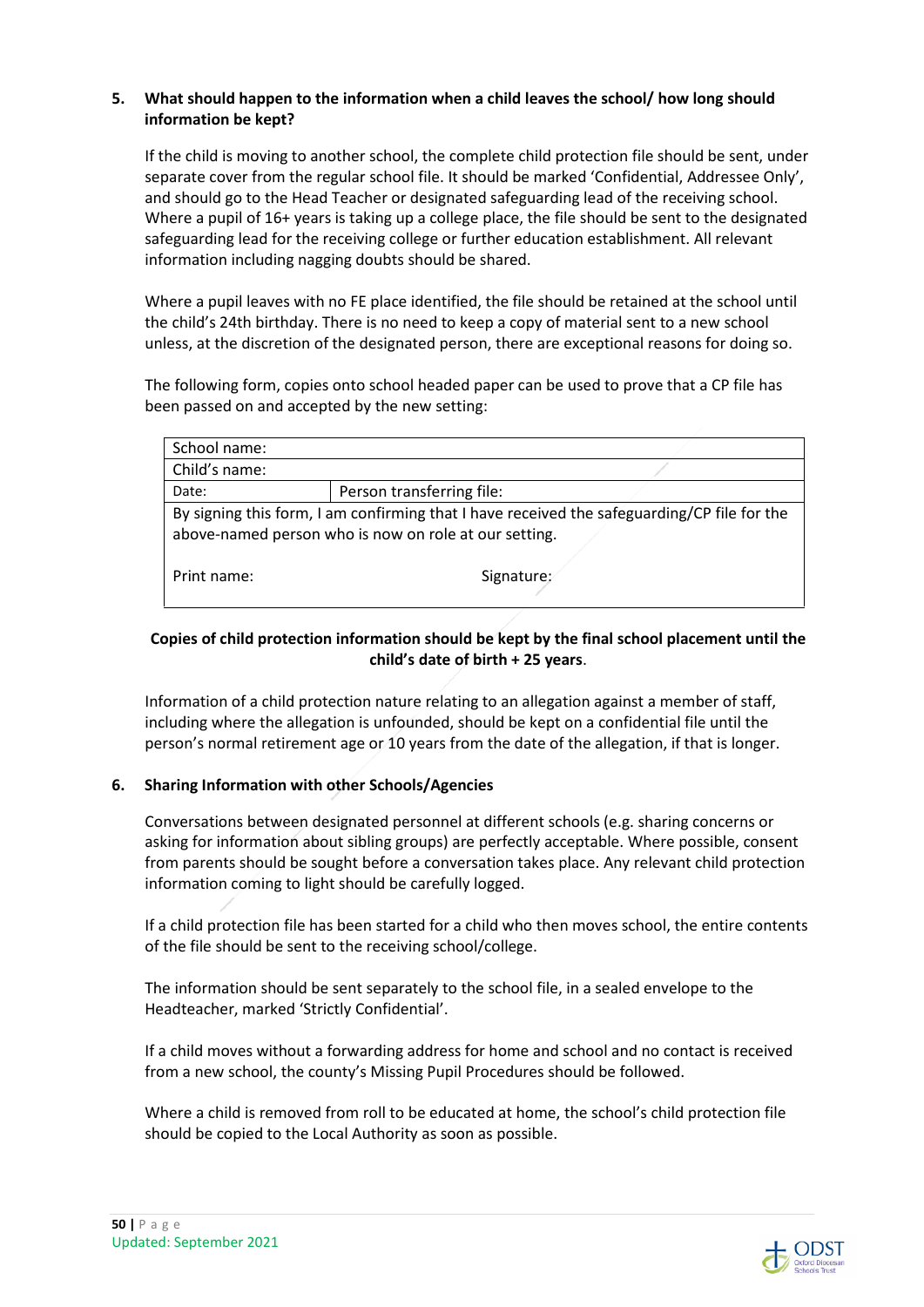**5. What should happen to the information when a child leaves the school/ how long should information be kept?**

If the child is moving to another school, the complete child protection file should be sent, under separate cover from the regular school file. It should be marked 'Confidential, Addressee Only', and should go to the Head Teacher or designated safeguarding lead of the receiving school. Where a pupil of 16+ years is taking up a college place, the file should be sent to the designated safeguarding lead for the receiving college or further education establishment. All relevant information including nagging doubts should be shared.

Where a pupil leaves with no FE place identified, the file should be retained at the school until the child's 24th birthday. There is no need to keep a copy of material sent to a new school unless, at the discretion of the designated person, there are exceptional reasons for doing so.

The following form, copies onto school headed paper can be used to prove that a CP file has been passed on and accepted by the new setting:

| School name: | |
|---|---|
| Child's name: | |
| Date: | Person transferring file: |
| By signing this form, I am confirming that I have received the safeguarding/CP file for the above-named person who is now on role at our setting.<br><br>Print name: | Signature: |

**Copies of child protection information should be kept by the final school placement until the child's date of birth + 25 years**.

Information of a child protection nature relating to an allegation against a member of staff, including where the allegation is unfounded, should be kept on a confidential file until the person's normal retirement age or 10 years from the date of the allegation, if that is longer.

**6. Sharing Information with other Schools/Agencies**

Conversations between designated personnel at different schools (e.g. sharing concerns or asking for information about sibling groups) are perfectly acceptable. Where possible, consent from parents should be sought before a conversation takes place. Any relevant child protection information coming to light should be carefully logged.

If a child protection file has been started for a child who then moves school, the entire contents of the file should be sent to the receiving school/college.

The information should be sent separately to the school file, in a sealed envelope to the Headteacher, marked 'Strictly Confidential'.

If a child moves without a forwarding address for home and school and no contact is received from a new school, the county's Missing Pupil Procedures should be followed.

Where a child is removed from roll to be educated at home, the school's child protection file should be copied to the Local Authority as soon as possible.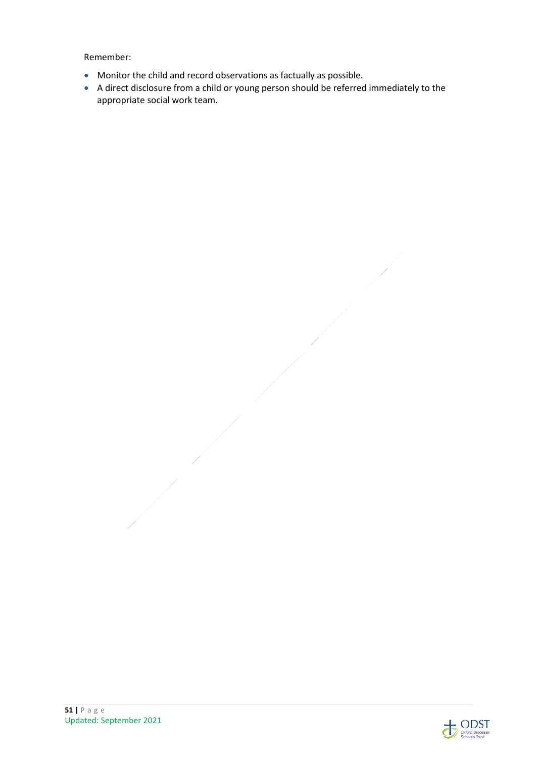Remember:

- Monitor the child and record observations as factually as possible.
- A direct disclosure from a child or young person should be referred immediately to the appropriate social work team.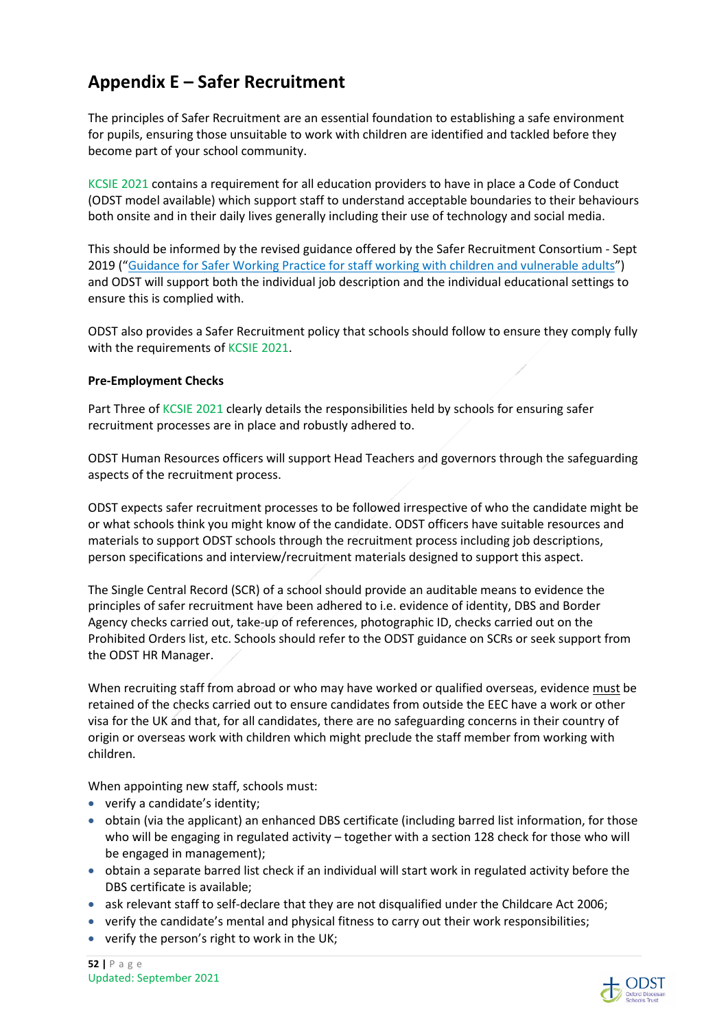## Appendix E – Safer Recruitment

The principles of Safer Recruitment are an essential foundation to establishing a safe environment for pupils, ensuring those unsuitable to work with children are identified and tackled before they become part of your school community.

KCSIE 2021 contains a requirement for all education providers to have in place a Code of Conduct (ODST model available) which support staff to understand acceptable boundaries to their behaviours both onsite and in their daily lives generally including their use of technology and social media.

This should be informed by the revised guidance offered by the Safer Recruitment Consortium - Sept 2019 ("Guidance for Safer Working Practice for staff working with children and vulnerable adults") and ODST will support both the individual job description and the individual educational settings to ensure this is complied with.

ODST also provides a Safer Recruitment policy that schools should follow to ensure they comply fully with the requirements of KCSIE 2021.

**Pre-Employment Checks**

Part Three of KCSIE 2021 clearly details the responsibilities held by schools for ensuring safer recruitment processes are in place and robustly adhered to.

ODST Human Resources officers will support Head Teachers and governors through the safeguarding aspects of the recruitment process.

ODST expects safer recruitment processes to be followed irrespective of who the candidate might be or what schools think you might know of the candidate. ODST officers have suitable resources and materials to support ODST schools through the recruitment process including job descriptions, person specifications and interview/recruitment materials designed to support this aspect.

The Single Central Record (SCR) of a school should provide an auditable means to evidence the principles of safer recruitment have been adhered to i.e. evidence of identity, DBS and Border Agency checks carried out, take-up of references, photographic ID, checks carried out on the Prohibited Orders list, etc. Schools should refer to the ODST guidance on SCRs or seek support from the ODST HR Manager.

When recruiting staff from abroad or who may have worked or qualified overseas, evidence <u>must</u> be retained of the checks carried out to ensure candidates from outside the EEC have a work or other visa for the UK and that, for all candidates, there are no safeguarding concerns in their country of origin or overseas work with children which might preclude the staff member from working with children.

When appointing new staff, schools must:

- verify a candidate's identity;
- obtain (via the applicant) an enhanced DBS certificate (including barred list information, for those who will be engaging in regulated activity – together with a section 128 check for those who will be engaged in management);
- obtain a separate barred list check if an individual will start work in regulated activity before the DBS certificate is available;
- ask relevant staff to self-declare that they are not disqualified under the Childcare Act 2006;
- verify the candidate's mental and physical fitness to carry out their work responsibilities;
- verify the person's right to work in the UK;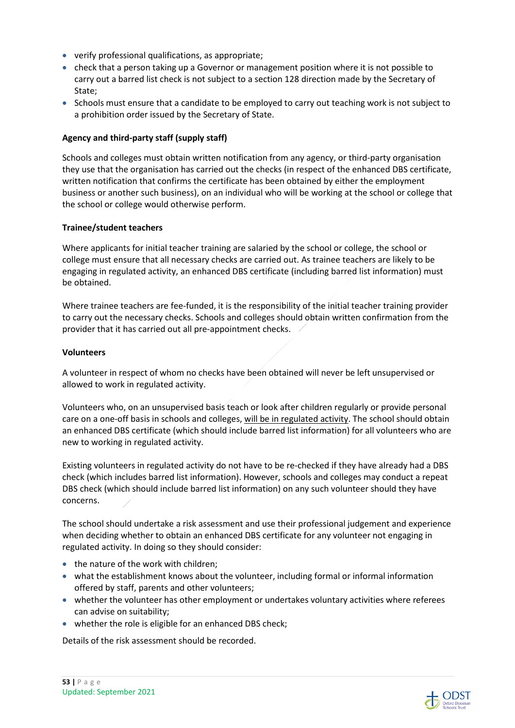- verify professional qualifications, as appropriate;
- check that a person taking up a Governor or management position where it is not possible to carry out a barred list check is not subject to a section 128 direction made by the Secretary of State;
- Schools must ensure that a candidate to be employed to carry out teaching work is not subject to a prohibition order issued by the Secretary of State.

**Agency and third-party staff (supply staff)**

Schools and colleges must obtain written notification from any agency, or third-party organisation they use that the organisation has carried out the checks (in respect of the enhanced DBS certificate, written notification that confirms the certificate has been obtained by either the employment business or another such business), on an individual who will be working at the school or college that the school or college would otherwise perform.

**Trainee/student teachers**

Where applicants for initial teacher training are salaried by the school or college, the school or college must ensure that all necessary checks are carried out. As trainee teachers are likely to be engaging in regulated activity, an enhanced DBS certificate (including barred list information) must be obtained.

Where trainee teachers are fee-funded, it is the responsibility of the initial teacher training provider to carry out the necessary checks. Schools and colleges should obtain written confirmation from the provider that it has carried out all pre-appointment checks.

**Volunteers**

A volunteer in respect of whom no checks have been obtained will never be left unsupervised or allowed to work in regulated activity.

Volunteers who, on an unsupervised basis teach or look after children regularly or provide personal care on a one-off basis in schools and colleges, will be in regulated activity. The school should obtain an enhanced DBS certificate (which should include barred list information) for all volunteers who are new to working in regulated activity.

Existing volunteers in regulated activity do not have to be re-checked if they have already had a DBS check (which includes barred list information). However, schools and colleges may conduct a repeat DBS check (which should include barred list information) on any such volunteer should they have concerns.

The school should undertake a risk assessment and use their professional judgement and experience when deciding whether to obtain an enhanced DBS certificate for any volunteer not engaging in regulated activity. In doing so they should consider:

- the nature of the work with children;
- what the establishment knows about the volunteer, including formal or informal information offered by staff, parents and other volunteers;
- whether the volunteer has other employment or undertakes voluntary activities where referees can advise on suitability;
- whether the role is eligible for an enhanced DBS check;

Details of the risk assessment should be recorded.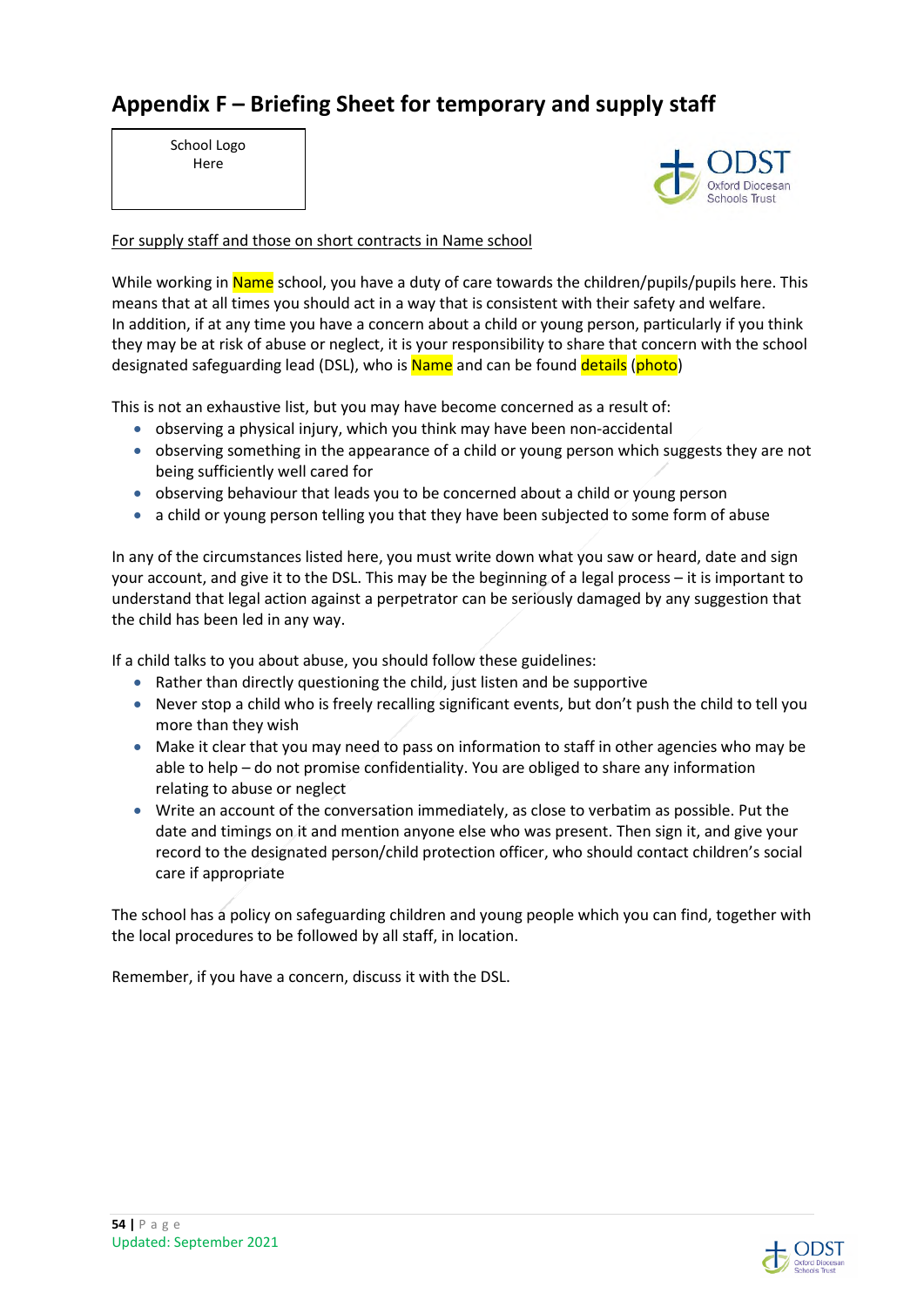## Appendix F – Briefing Sheet for temporary and supply staff

School Logo
Here

For supply staff and those on short contracts in Name school

While working in Name school, you have a duty of care towards the children/pupils/pupils here. This means that at all times you should act in a way that is consistent with their safety and welfare. In addition, if at any time you have a concern about a child or young person, particularly if you think they may be at risk of abuse or neglect, it is your responsibility to share that concern with the school designated safeguarding lead (DSL), who is Name and can be found details (photo)

This is not an exhaustive list, but you may have become concerned as a result of:

- observing a physical injury, which you think may have been non-accidental
- observing something in the appearance of a child or young person which suggests they are not being sufficiently well cared for
- observing behaviour that leads you to be concerned about a child or young person
- a child or young person telling you that they have been subjected to some form of abuse

In any of the circumstances listed here, you must write down what you saw or heard, date and sign your account, and give it to the DSL. This may be the beginning of a legal process – it is important to understand that legal action against a perpetrator can be seriously damaged by any suggestion that the child has been led in any way.

If a child talks to you about abuse, you should follow these guidelines:

- Rather than directly questioning the child, just listen and be supportive
- Never stop a child who is freely recalling significant events, but don't push the child to tell you more than they wish
- Make it clear that you may need to pass on information to staff in other agencies who may be able to help – do not promise confidentiality. You are obliged to share any information relating to abuse or neglect
- Write an account of the conversation immediately, as close to verbatim as possible. Put the date and timings on it and mention anyone else who was present. Then sign it, and give your record to the designated person/child protection officer, who should contact children's social care if appropriate

The school has a policy on safeguarding children and young people which you can find, together with the local procedures to be followed by all staff, in location.

Remember, if you have a concern, discuss it with the DSL.